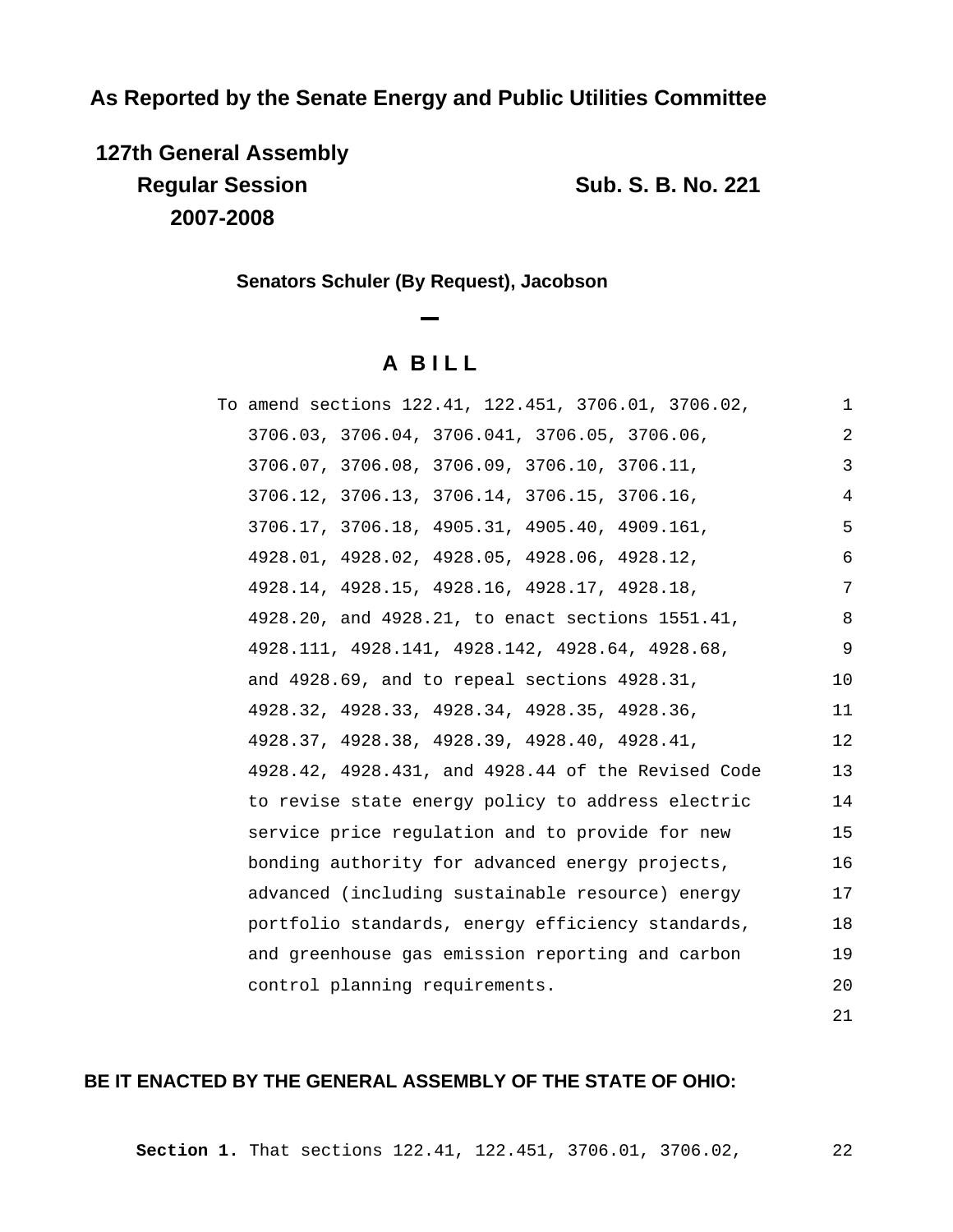**As Reported by the Senate Energy and Public Utilities Committee**

**127th General Assembly**
**Regular Session**
**2007-2008**

**Sub. S. B. No. 221**

**Senators Schuler (By Request), Jacobson**

# A BILL

To amend sections 122.41, 122.451, 3706.01, 3706.02, 3706.03, 3706.04, 3706.041, 3706.05, 3706.06, 3706.07, 3706.08, 3706.09, 3706.10, 3706.11, 3706.12, 3706.13, 3706.14, 3706.15, 3706.16, 3706.17, 3706.18, 4905.31, 4905.40, 4909.161, 4928.01, 4928.02, 4928.05, 4928.06, 4928.12, 4928.14, 4928.15, 4928.16, 4928.17, 4928.18, 4928.20, and 4928.21, to enact sections 1551.41, 4928.111, 4928.141, 4928.142, 4928.64, 4928.68, and 4928.69, and to repeal sections 4928.31, 4928.32, 4928.33, 4928.34, 4928.35, 4928.36, 4928.37, 4928.38, 4928.39, 4928.40, 4928.41, 4928.42, 4928.431, and 4928.44 of the Revised Code to revise state energy policy to address electric service price regulation and to provide for new bonding authority for advanced energy projects, advanced (including sustainable resource) energy portfolio standards, energy efficiency standards, and greenhouse gas emission reporting and carbon control planning requirements.

**BE IT ENACTED BY THE GENERAL ASSEMBLY OF THE STATE OF OHIO:**

**Section 1.** That sections 122.41, 122.451, 3706.01, 3706.02,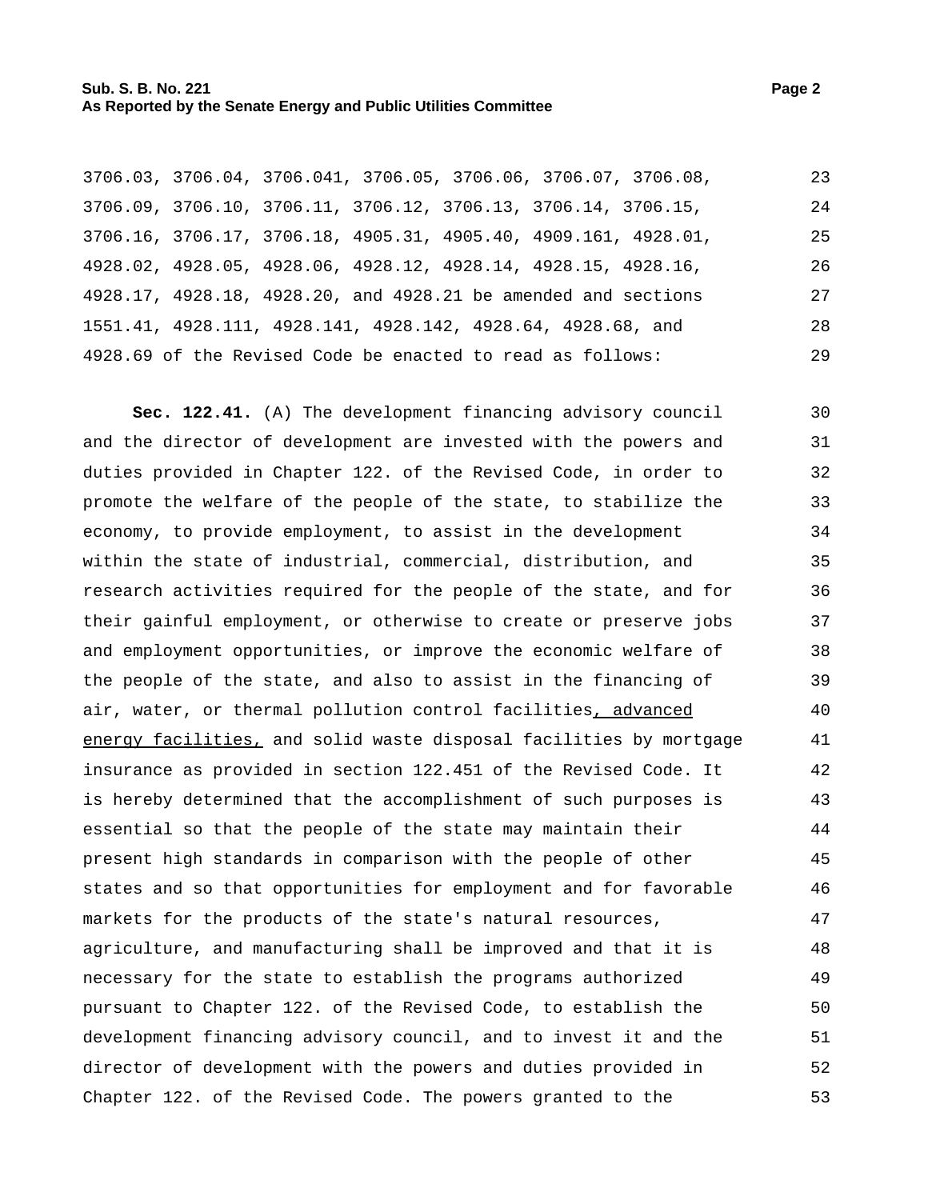3706.03, 3706.04, 3706.041, 3706.05, 3706.06, 3706.07, 3706.08, 3706.09, 3706.10, 3706.11, 3706.12, 3706.13, 3706.14, 3706.15, 3706.16, 3706.17, 3706.18, 4905.31, 4905.40, 4909.161, 4928.01, 4928.02, 4928.05, 4928.06, 4928.12, 4928.14, 4928.15, 4928.16, 4928.17, 4928.18, 4928.20, and 4928.21 be amended and sections 1551.41, 4928.111, 4928.141, 4928.142, 4928.64, 4928.68, and 4928.69 of the Revised Code be enacted to read as follows:

**Sec. 122.41.** (A) The development financing advisory council and the director of development are invested with the powers and duties provided in Chapter 122. of the Revised Code, in order to promote the welfare of the people of the state, to stabilize the economy, to provide employment, to assist in the development within the state of industrial, commercial, distribution, and research activities required for the people of the state, and for their gainful employment, or otherwise to create or preserve jobs and employment opportunities, or improve the economic welfare of the people of the state, and also to assist in the financing of air, water, or thermal pollution control facilities<u>, advanced energy facilities,</u> and solid waste disposal facilities by mortgage insurance as provided in section 122.451 of the Revised Code. It is hereby determined that the accomplishment of such purposes is essential so that the people of the state may maintain their present high standards in comparison with the people of other states and so that opportunities for employment and for favorable markets for the products of the state's natural resources, agriculture, and manufacturing shall be improved and that it is necessary for the state to establish the programs authorized pursuant to Chapter 122. of the Revised Code, to establish the development financing advisory council, and to invest it and the director of development with the powers and duties provided in Chapter 122. of the Revised Code. The powers granted to the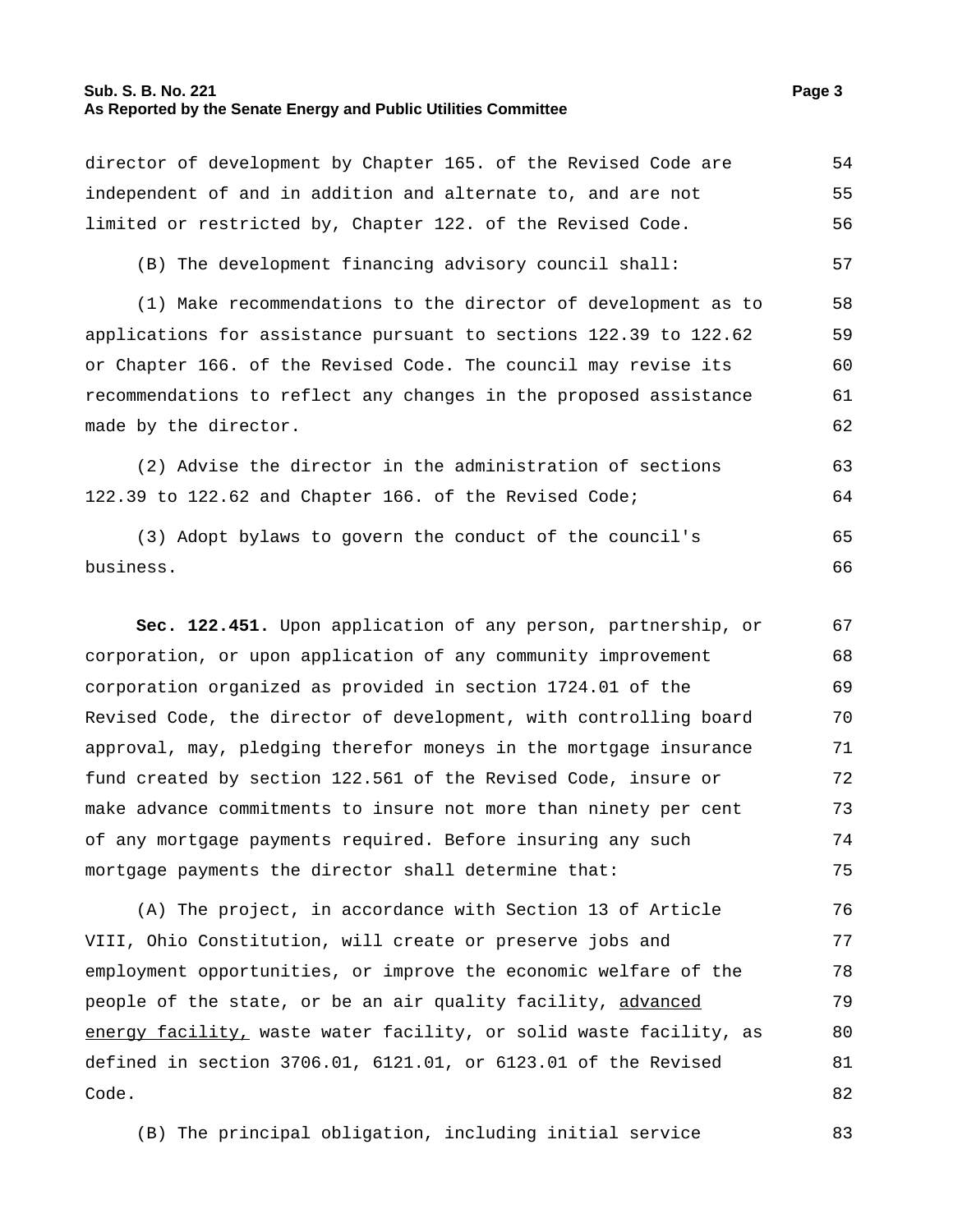director of development by Chapter 165. of the Revised Code are independent of and in addition and alternate to, and are not limited or restricted by, Chapter 122. of the Revised Code.

(B) The development financing advisory council shall:

(1) Make recommendations to the director of development as to applications for assistance pursuant to sections 122.39 to 122.62 or Chapter 166. of the Revised Code. The council may revise its recommendations to reflect any changes in the proposed assistance made by the director.

(2) Advise the director in the administration of sections 122.39 to 122.62 and Chapter 166. of the Revised Code;

(3) Adopt bylaws to govern the conduct of the council's business.

**Sec. 122.451.** Upon application of any person, partnership, or corporation, or upon application of any community improvement corporation organized as provided in section 1724.01 of the Revised Code, the director of development, with controlling board approval, may, pledging therefor moneys in the mortgage insurance fund created by section 122.561 of the Revised Code, insure or make advance commitments to insure not more than ninety per cent of any mortgage payments required. Before insuring any such mortgage payments the director shall determine that:

(A) The project, in accordance with Section 13 of Article VIII, Ohio Constitution, will create or preserve jobs and employment opportunities, or improve the economic welfare of the people of the state, or be an air quality facility, <u>advanced energy facility,</u> waste water facility, or solid waste facility, as defined in section 3706.01, 6121.01, or 6123.01 of the Revised Code.

(B) The principal obligation, including initial service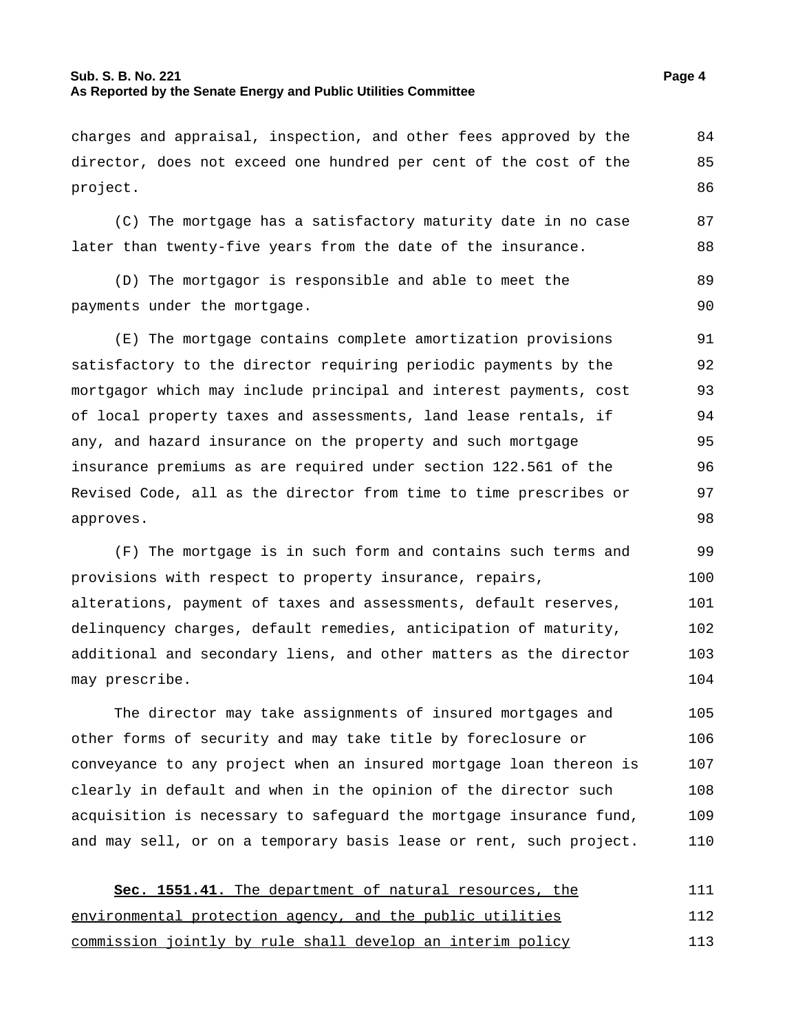charges and appraisal, inspection, and other fees approved by the director, does not exceed one hundred per cent of the cost of the project.

(C) The mortgage has a satisfactory maturity date in no case later than twenty-five years from the date of the insurance.

(D) The mortgagor is responsible and able to meet the payments under the mortgage.

(E) The mortgage contains complete amortization provisions satisfactory to the director requiring periodic payments by the mortgagor which may include principal and interest payments, cost of local property taxes and assessments, land lease rentals, if any, and hazard insurance on the property and such mortgage insurance premiums as are required under section 122.561 of the Revised Code, all as the director from time to time prescribes or approves.

(F) The mortgage is in such form and contains such terms and provisions with respect to property insurance, repairs, alterations, payment of taxes and assessments, default reserves, delinquency charges, default remedies, anticipation of maturity, additional and secondary liens, and other matters as the director may prescribe.

The director may take assignments of insured mortgages and other forms of security and may take title by foreclosure or conveyance to any project when an insured mortgage loan thereon is clearly in default and when in the opinion of the director such acquisition is necessary to safeguard the mortgage insurance fund, and may sell, or on a temporary basis lease or rent, such project.

**Sec. 1551.41.** The department of natural resources, the environmental protection agency, and the public utilities commission jointly by rule shall develop an interim policy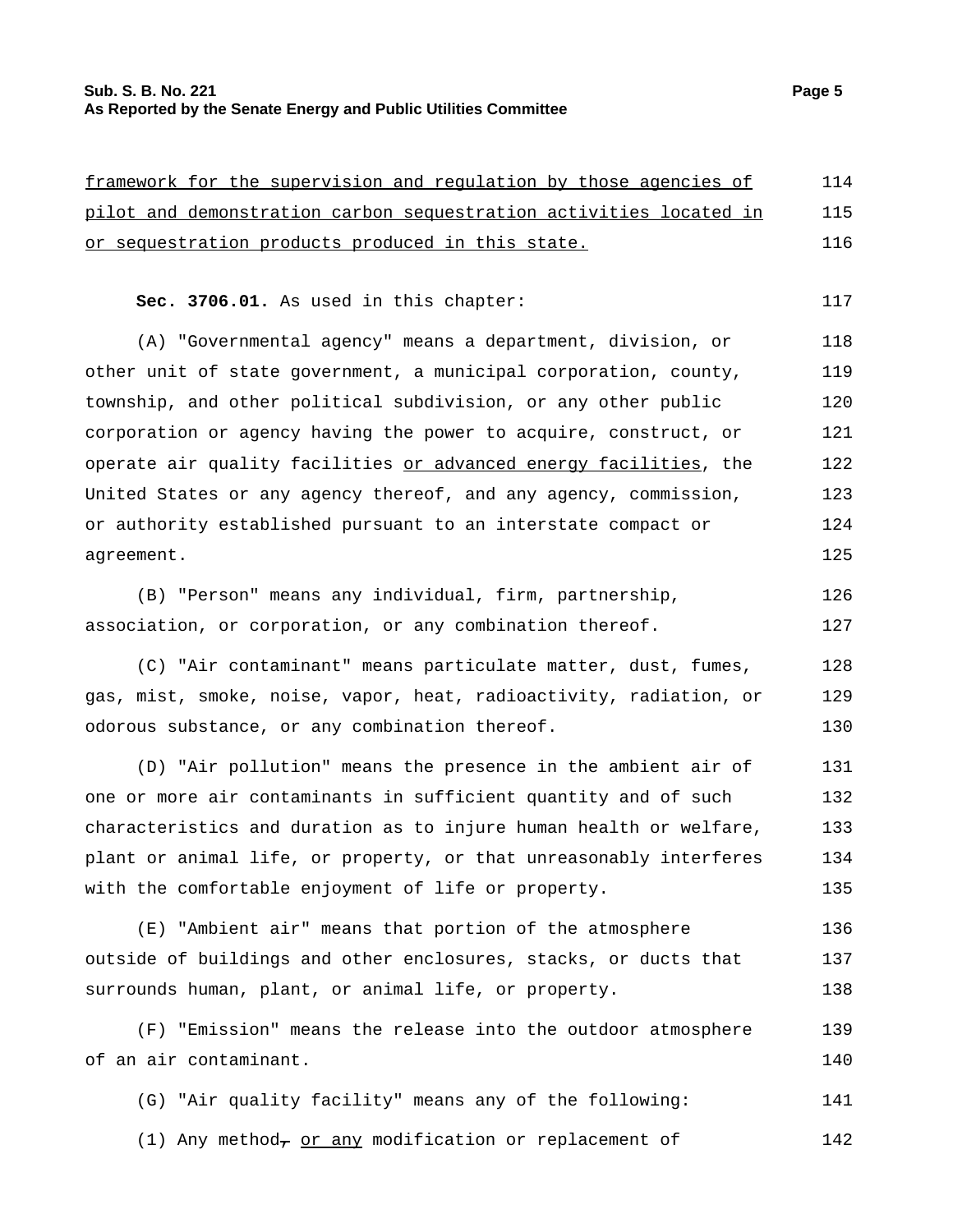framework for the supervision and regulation by those agencies of pilot and demonstration carbon sequestration activities located in or sequestration products produced in this state.

**Sec. 3706.01.** As used in this chapter:

(A) "Governmental agency" means a department, division, or other unit of state government, a municipal corporation, county, township, and other political subdivision, or any other public corporation or agency having the power to acquire, construct, or operate air quality facilities or advanced energy facilities, the United States or any agency thereof, and any agency, commission, or authority established pursuant to an interstate compact or agreement.

(B) "Person" means any individual, firm, partnership, association, or corporation, or any combination thereof.

(C) "Air contaminant" means particulate matter, dust, fumes, gas, mist, smoke, noise, vapor, heat, radioactivity, radiation, or odorous substance, or any combination thereof.

(D) "Air pollution" means the presence in the ambient air of one or more air contaminants in sufficient quantity and of such characteristics and duration as to injure human health or welfare, plant or animal life, or property, or that unreasonably interferes with the comfortable enjoyment of life or property.

(E) "Ambient air" means that portion of the atmosphere outside of buildings and other enclosures, stacks, or ducts that surrounds human, plant, or animal life, or property.

(F) "Emission" means the release into the outdoor atmosphere of an air contaminant.

(G) "Air quality facility" means any of the following:

(1) Any method, or any modification or replacement of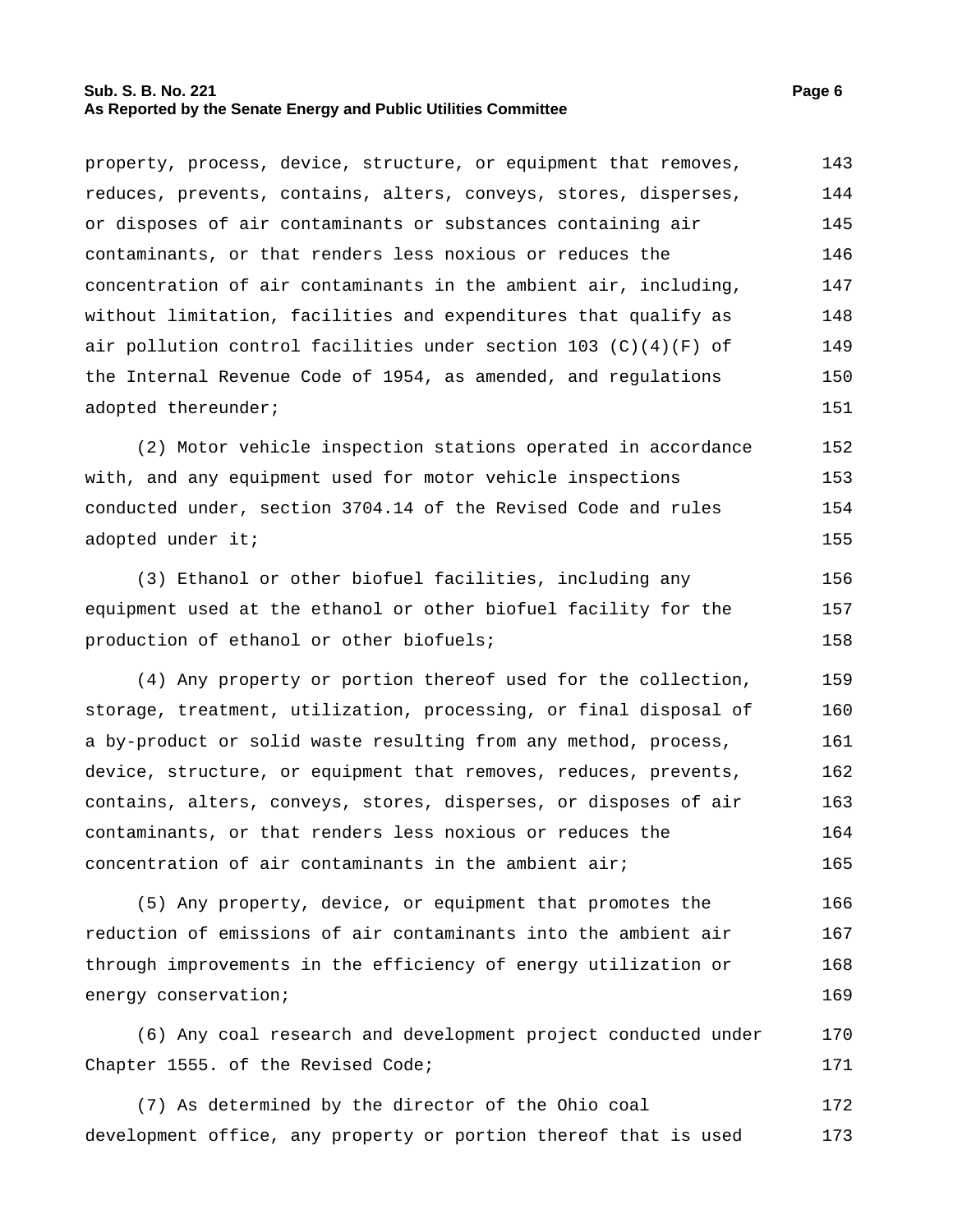property, process, device, structure, or equipment that removes, reduces, prevents, contains, alters, conveys, stores, disperses, or disposes of air contaminants or substances containing air contaminants, or that renders less noxious or reduces the concentration of air contaminants in the ambient air, including, without limitation, facilities and expenditures that qualify as air pollution control facilities under section 103 (C)(4)(F) of the Internal Revenue Code of 1954, as amended, and regulations adopted thereunder;

(2) Motor vehicle inspection stations operated in accordance with, and any equipment used for motor vehicle inspections conducted under, section 3704.14 of the Revised Code and rules adopted under it;

(3) Ethanol or other biofuel facilities, including any equipment used at the ethanol or other biofuel facility for the production of ethanol or other biofuels;

(4) Any property or portion thereof used for the collection, storage, treatment, utilization, processing, or final disposal of a by-product or solid waste resulting from any method, process, device, structure, or equipment that removes, reduces, prevents, contains, alters, conveys, stores, disperses, or disposes of air contaminants, or that renders less noxious or reduces the concentration of air contaminants in the ambient air;

(5) Any property, device, or equipment that promotes the reduction of emissions of air contaminants into the ambient air through improvements in the efficiency of energy utilization or energy conservation;

(6) Any coal research and development project conducted under Chapter 1555. of the Revised Code;

(7) As determined by the director of the Ohio coal development office, any property or portion thereof that is used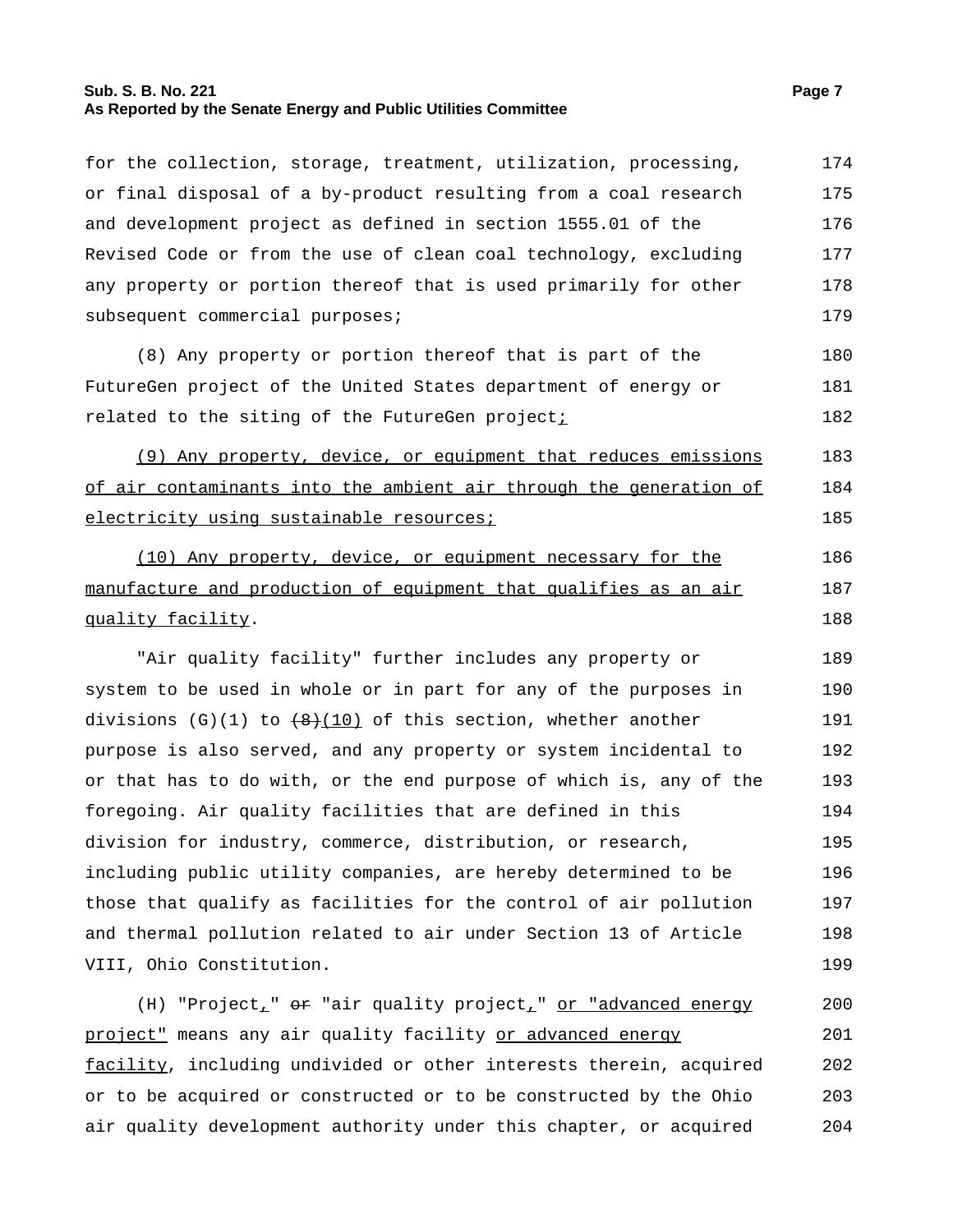for the collection, storage, treatment, utilization, processing, or final disposal of a by-product resulting from a coal research and development project as defined in section 1555.01 of the Revised Code or from the use of clean coal technology, excluding any property or portion thereof that is used primarily for other subsequent commercial purposes;

(8) Any property or portion thereof that is part of the FutureGen project of the United States department of energy or related to the siting of the FutureGen project;

(9) Any property, device, or equipment that reduces emissions of air contaminants into the ambient air through the generation of electricity using sustainable resources;

(10) Any property, device, or equipment necessary for the manufacture and production of equipment that qualifies as an air quality facility.

"Air quality facility" further includes any property or system to be used in whole or in part for any of the purposes in divisions (G)(1) to ~~(8)~~(10) of this section, whether another purpose is also served, and any property or system incidental to or that has to do with, or the end purpose of which is, any of the foregoing. Air quality facilities that are defined in this division for industry, commerce, distribution, or research, including public utility companies, are hereby determined to be those that qualify as facilities for the control of air pollution and thermal pollution related to air under Section 13 of Article VIII, Ohio Constitution.

(H) "Project," ~~or~~ "air quality project," or "advanced energy project" means any air quality facility or advanced energy facility, including undivided or other interests therein, acquired or to be acquired or constructed or to be constructed by the Ohio air quality development authority under this chapter, or acquired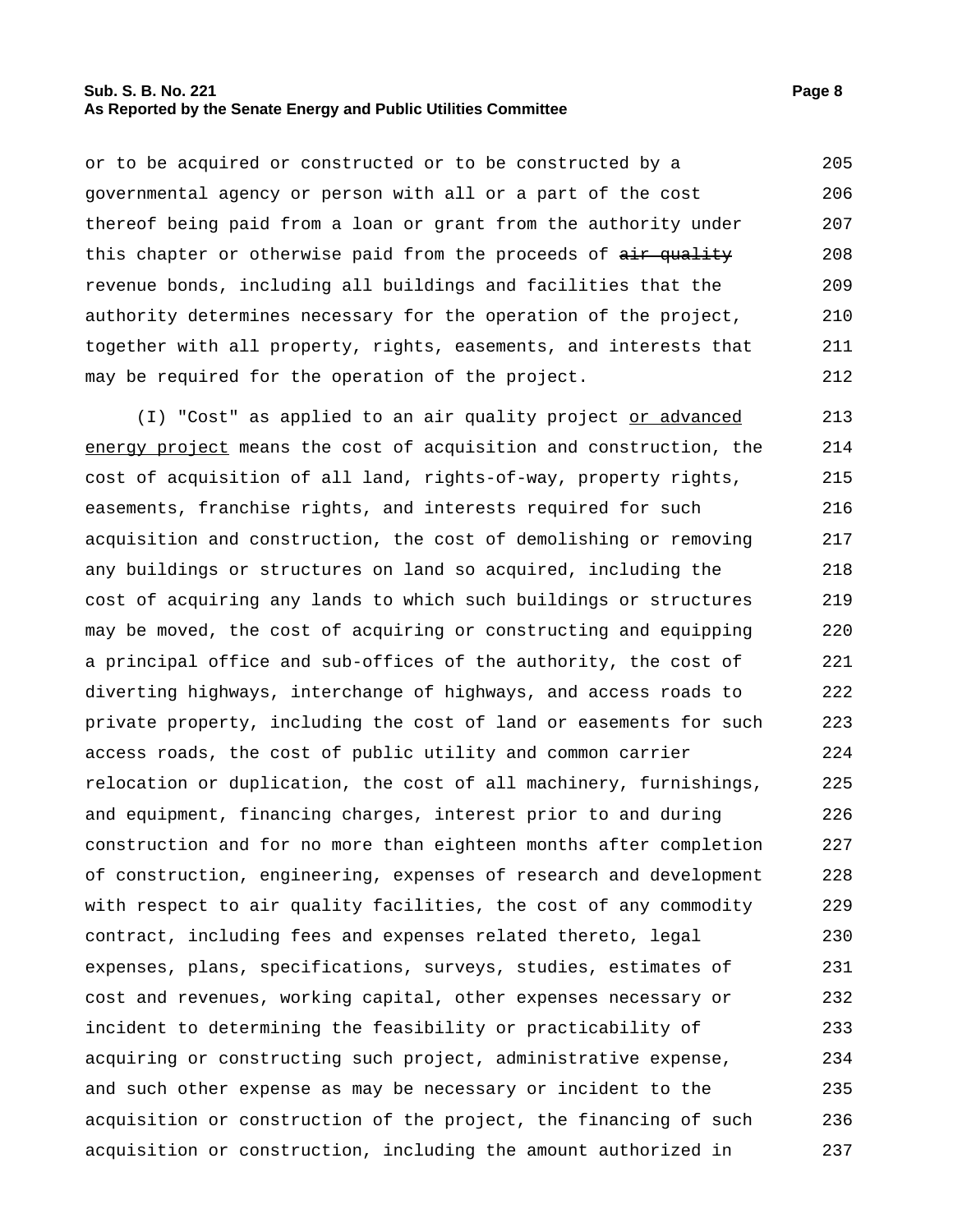or to be acquired or constructed or to be constructed by a governmental agency or person with all or a part of the cost thereof being paid from a loan or grant from the authority under this chapter or otherwise paid from the proceeds of ~~air quality~~ revenue bonds, including all buildings and facilities that the authority determines necessary for the operation of the project, together with all property, rights, easements, and interests that may be required for the operation of the project.

(I) "Cost" as applied to an air quality project <u>or advanced energy project</u> means the cost of acquisition and construction, the cost of acquisition of all land, rights-of-way, property rights, easements, franchise rights, and interests required for such acquisition and construction, the cost of demolishing or removing any buildings or structures on land so acquired, including the cost of acquiring any lands to which such buildings or structures may be moved, the cost of acquiring or constructing and equipping a principal office and sub-offices of the authority, the cost of diverting highways, interchange of highways, and access roads to private property, including the cost of land or easements for such access roads, the cost of public utility and common carrier relocation or duplication, the cost of all machinery, furnishings, and equipment, financing charges, interest prior to and during construction and for no more than eighteen months after completion of construction, engineering, expenses of research and development with respect to air quality facilities, the cost of any commodity contract, including fees and expenses related thereto, legal expenses, plans, specifications, surveys, studies, estimates of cost and revenues, working capital, other expenses necessary or incident to determining the feasibility or practicability of acquiring or constructing such project, administrative expense, and such other expense as may be necessary or incident to the acquisition or construction of the project, the financing of such acquisition or construction, including the amount authorized in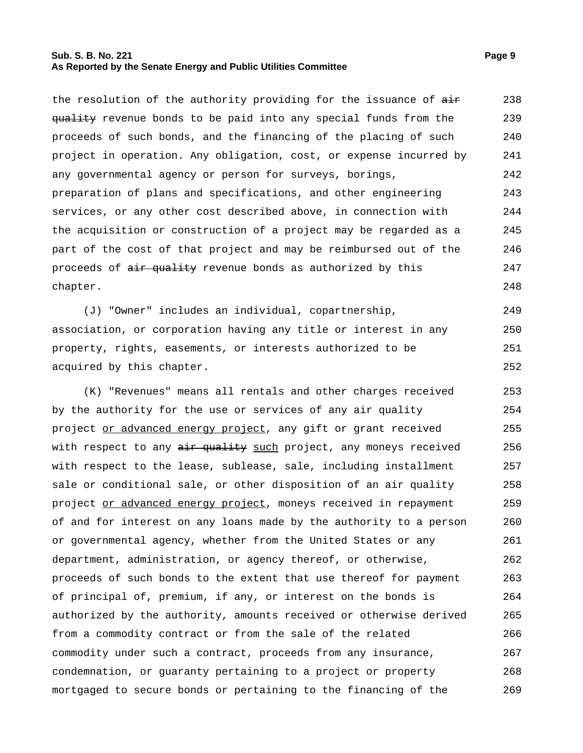the resolution of the authority providing for the issuance of ~~air quality~~ revenue bonds to be paid into any special funds from the proceeds of such bonds, and the financing of the placing of such project in operation. Any obligation, cost, or expense incurred by any governmental agency or person for surveys, borings, preparation of plans and specifications, and other engineering services, or any other cost described above, in connection with the acquisition or construction of a project may be regarded as a part of the cost of that project and may be reimbursed out of the proceeds of ~~air quality~~ revenue bonds as authorized by this chapter.

(J) "Owner" includes an individual, copartnership, association, or corporation having any title or interest in any property, rights, easements, or interests authorized to be acquired by this chapter.

(K) "Revenues" means all rentals and other charges received by the authority for the use or services of any air quality project <u>or advanced energy project</u>, any gift or grant received with respect to any ~~air quality~~ <u>such</u> project, any moneys received with respect to the lease, sublease, sale, including installment sale or conditional sale, or other disposition of an air quality project <u>or advanced energy project</u>, moneys received in repayment of and for interest on any loans made by the authority to a person or governmental agency, whether from the United States or any department, administration, or agency thereof, or otherwise, proceeds of such bonds to the extent that use thereof for payment of principal of, premium, if any, or interest on the bonds is authorized by the authority, amounts received or otherwise derived from a commodity contract or from the sale of the related commodity under such a contract, proceeds from any insurance, condemnation, or guaranty pertaining to a project or property mortgaged to secure bonds or pertaining to the financing of the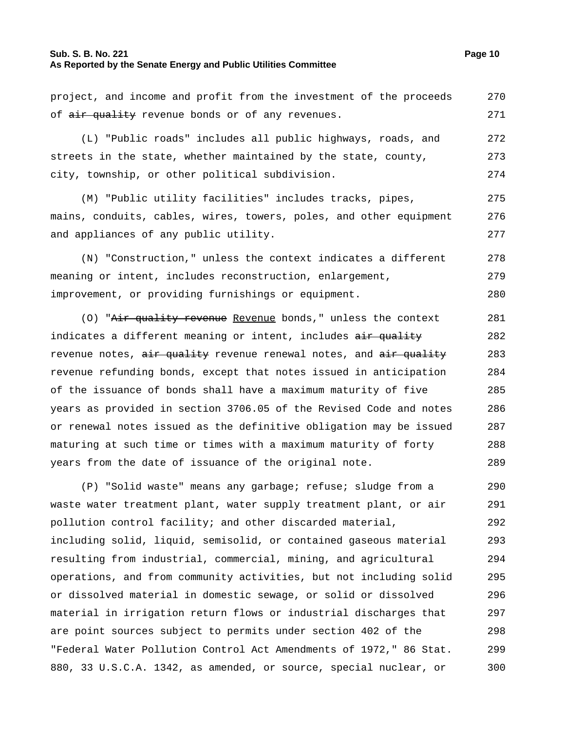project, and income and profit from the investment of the proceeds of ~~air quality~~ revenue bonds or of any revenues.

(L) "Public roads" includes all public highways, roads, and streets in the state, whether maintained by the state, county, city, township, or other political subdivision.

(M) "Public utility facilities" includes tracks, pipes, mains, conduits, cables, wires, towers, poles, and other equipment and appliances of any public utility.

(N) "Construction," unless the context indicates a different meaning or intent, includes reconstruction, enlargement, improvement, or providing furnishings or equipment.

(O) "~~Air quality revenue~~ <u>Revenue</u> bonds," unless the context indicates a different meaning or intent, includes ~~air quality~~ revenue notes, ~~air quality~~ revenue renewal notes, and ~~air quality~~ revenue refunding bonds, except that notes issued in anticipation of the issuance of bonds shall have a maximum maturity of five years as provided in section 3706.05 of the Revised Code and notes or renewal notes issued as the definitive obligation may be issued maturing at such time or times with a maximum maturity of forty years from the date of issuance of the original note.

(P) "Solid waste" means any garbage; refuse; sludge from a waste water treatment plant, water supply treatment plant, or air pollution control facility; and other discarded material, including solid, liquid, semisolid, or contained gaseous material resulting from industrial, commercial, mining, and agricultural operations, and from community activities, but not including solid or dissolved material in domestic sewage, or solid or dissolved material in irrigation return flows or industrial discharges that are point sources subject to permits under section 402 of the "Federal Water Pollution Control Act Amendments of 1972," 86 Stat. 880, 33 U.S.C.A. 1342, as amended, or source, special nuclear, or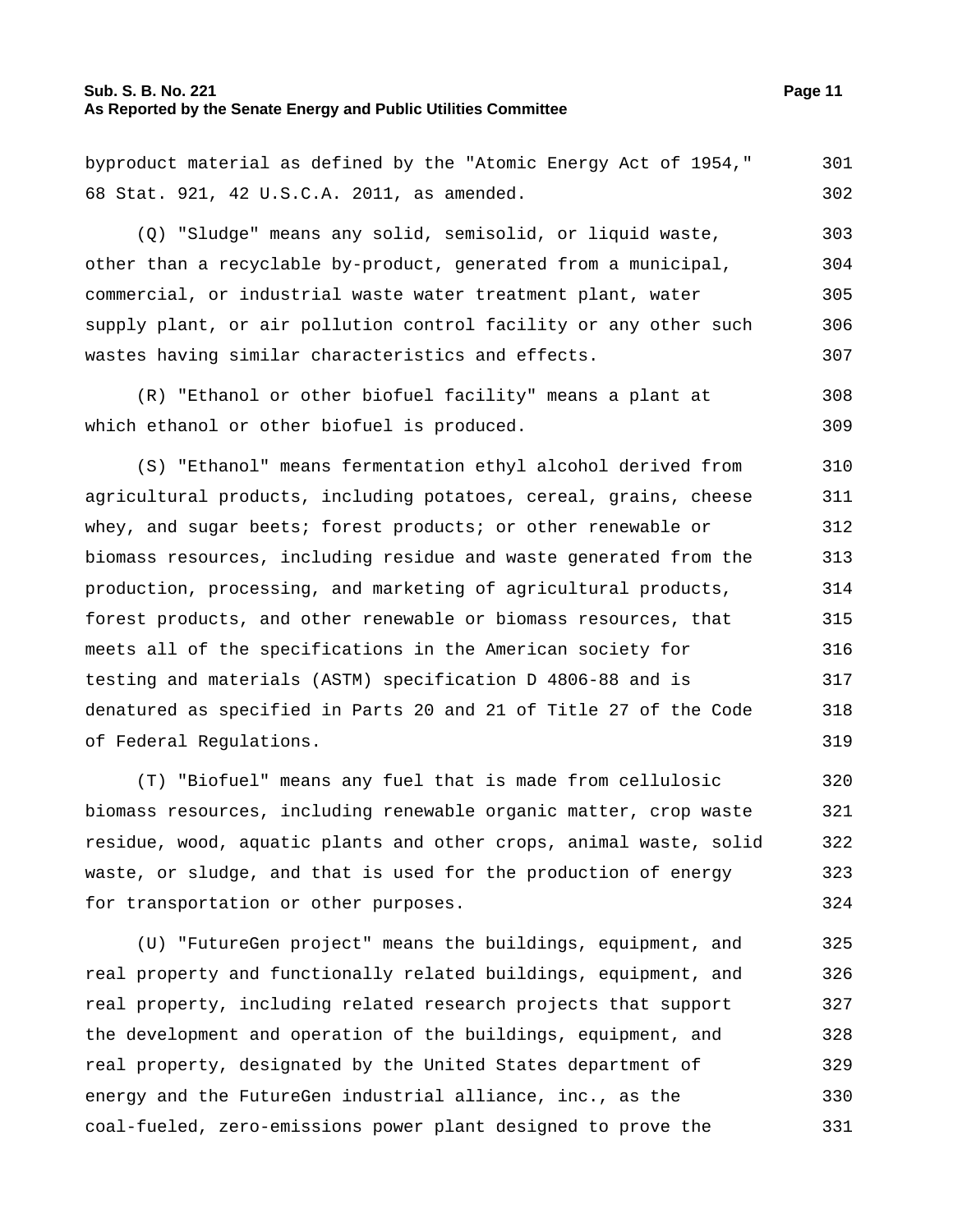byproduct material as defined by the "Atomic Energy Act of 1954," 68 Stat. 921, 42 U.S.C.A. 2011, as amended.

(Q) "Sludge" means any solid, semisolid, or liquid waste, other than a recyclable by-product, generated from a municipal, commercial, or industrial waste water treatment plant, water supply plant, or air pollution control facility or any other such wastes having similar characteristics and effects.

(R) "Ethanol or other biofuel facility" means a plant at which ethanol or other biofuel is produced.

(S) "Ethanol" means fermentation ethyl alcohol derived from agricultural products, including potatoes, cereal, grains, cheese whey, and sugar beets; forest products; or other renewable or biomass resources, including residue and waste generated from the production, processing, and marketing of agricultural products, forest products, and other renewable or biomass resources, that meets all of the specifications in the American society for testing and materials (ASTM) specification D 4806-88 and is denatured as specified in Parts 20 and 21 of Title 27 of the Code of Federal Regulations.

(T) "Biofuel" means any fuel that is made from cellulosic biomass resources, including renewable organic matter, crop waste residue, wood, aquatic plants and other crops, animal waste, solid waste, or sludge, and that is used for the production of energy for transportation or other purposes.

(U) "FutureGen project" means the buildings, equipment, and real property and functionally related buildings, equipment, and real property, including related research projects that support the development and operation of the buildings, equipment, and real property, designated by the United States department of energy and the FutureGen industrial alliance, inc., as the coal-fueled, zero-emissions power plant designed to prove the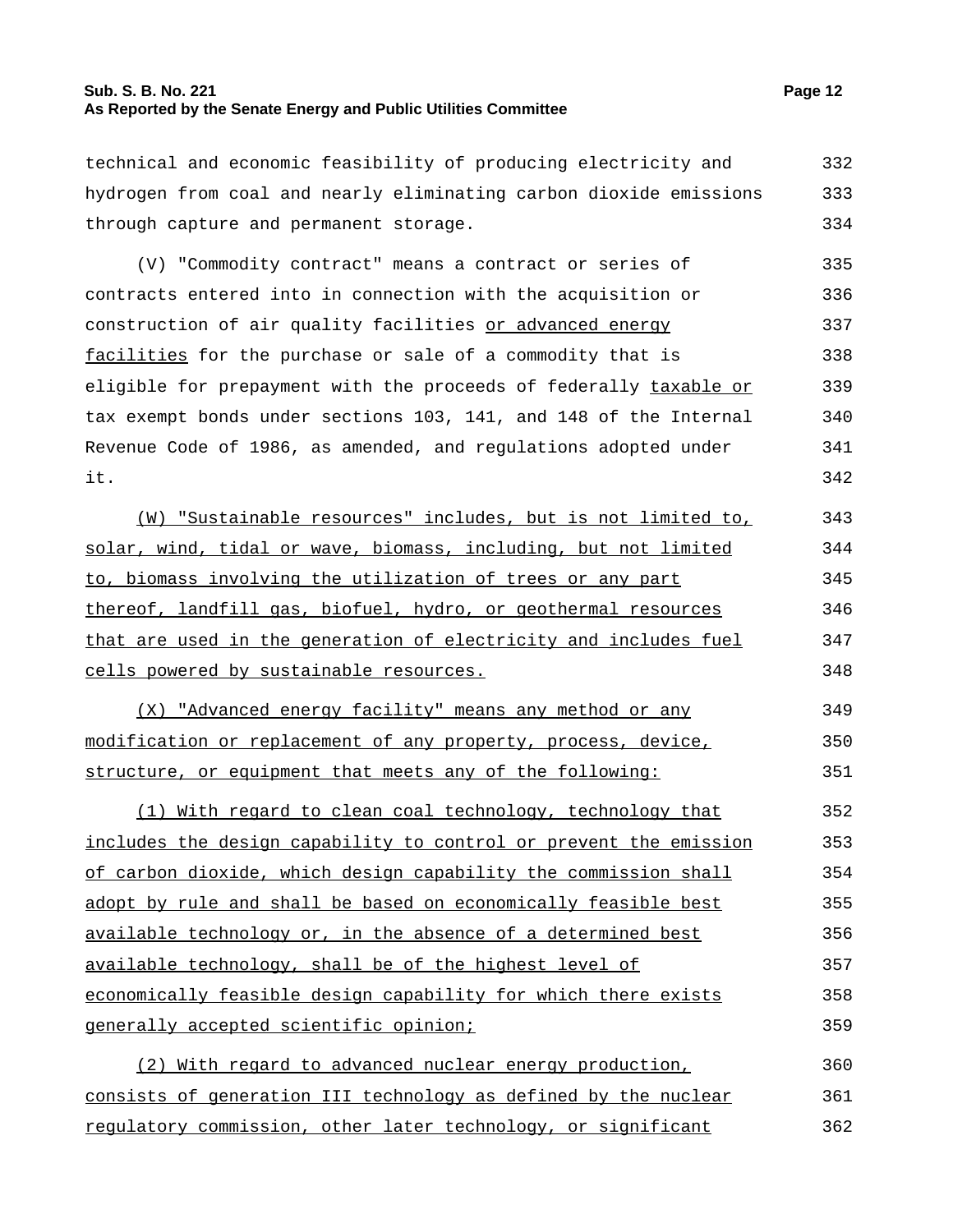technical and economic feasibility of producing electricity and hydrogen from coal and nearly eliminating carbon dioxide emissions through capture and permanent storage.

(V) "Commodity contract" means a contract or series of contracts entered into in connection with the acquisition or construction of air quality facilities <u>or advanced energy facilities</u> for the purchase or sale of a commodity that is eligible for prepayment with the proceeds of federally <u>taxable or</u> tax exempt bonds under sections 103, 141, and 148 of the Internal Revenue Code of 1986, as amended, and regulations adopted under it.

<u>(W) "Sustainable resources" includes, but is not limited to, solar, wind, tidal or wave, biomass, including, but not limited to, biomass involving the utilization of trees or any part thereof, landfill gas, biofuel, hydro, or geothermal resources that are used in the generation of electricity and includes fuel cells powered by sustainable resources.</u>

<u>(X) "Advanced energy facility" means any method or any modification or replacement of any property, process, device, structure, or equipment that meets any of the following:</u>

<u>(1) With regard to clean coal technology, technology that includes the design capability to control or prevent the emission of carbon dioxide, which design capability the commission shall adopt by rule and shall be based on economically feasible best available technology or, in the absence of a determined best available technology, shall be of the highest level of economically feasible design capability for which there exists generally accepted scientific opinion;</u>

<u>(2) With regard to advanced nuclear energy production, consists of generation III technology as defined by the nuclear regulatory commission, other later technology, or significant</u>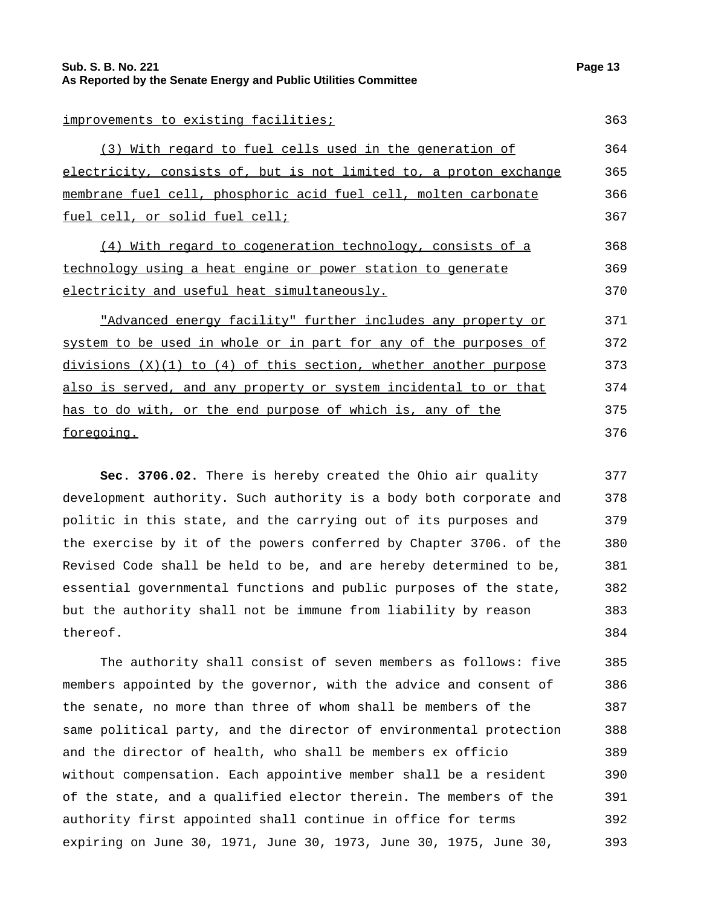improvements to existing facilities;

(3) With regard to fuel cells used in the generation of electricity, consists of, but is not limited to, a proton exchange membrane fuel cell, phosphoric acid fuel cell, molten carbonate fuel cell, or solid fuel cell;

(4) With regard to cogeneration technology, consists of a technology using a heat engine or power station to generate electricity and useful heat simultaneously.

"Advanced energy facility" further includes any property or system to be used in whole or in part for any of the purposes of divisions (X)(1) to (4) of this section, whether another purpose also is served, and any property or system incidental to or that has to do with, or the end purpose of which is, any of the foregoing.

**Sec. 3706.02.** There is hereby created the Ohio air quality development authority. Such authority is a body both corporate and politic in this state, and the carrying out of its purposes and the exercise by it of the powers conferred by Chapter 3706. of the Revised Code shall be held to be, and are hereby determined to be, essential governmental functions and public purposes of the state, but the authority shall not be immune from liability by reason thereof.

The authority shall consist of seven members as follows: five members appointed by the governor, with the advice and consent of the senate, no more than three of whom shall be members of the same political party, and the director of environmental protection and the director of health, who shall be members ex officio without compensation. Each appointive member shall be a resident of the state, and a qualified elector therein. The members of the authority first appointed shall continue in office for terms expiring on June 30, 1971, June 30, 1973, June 30, 1975, June 30,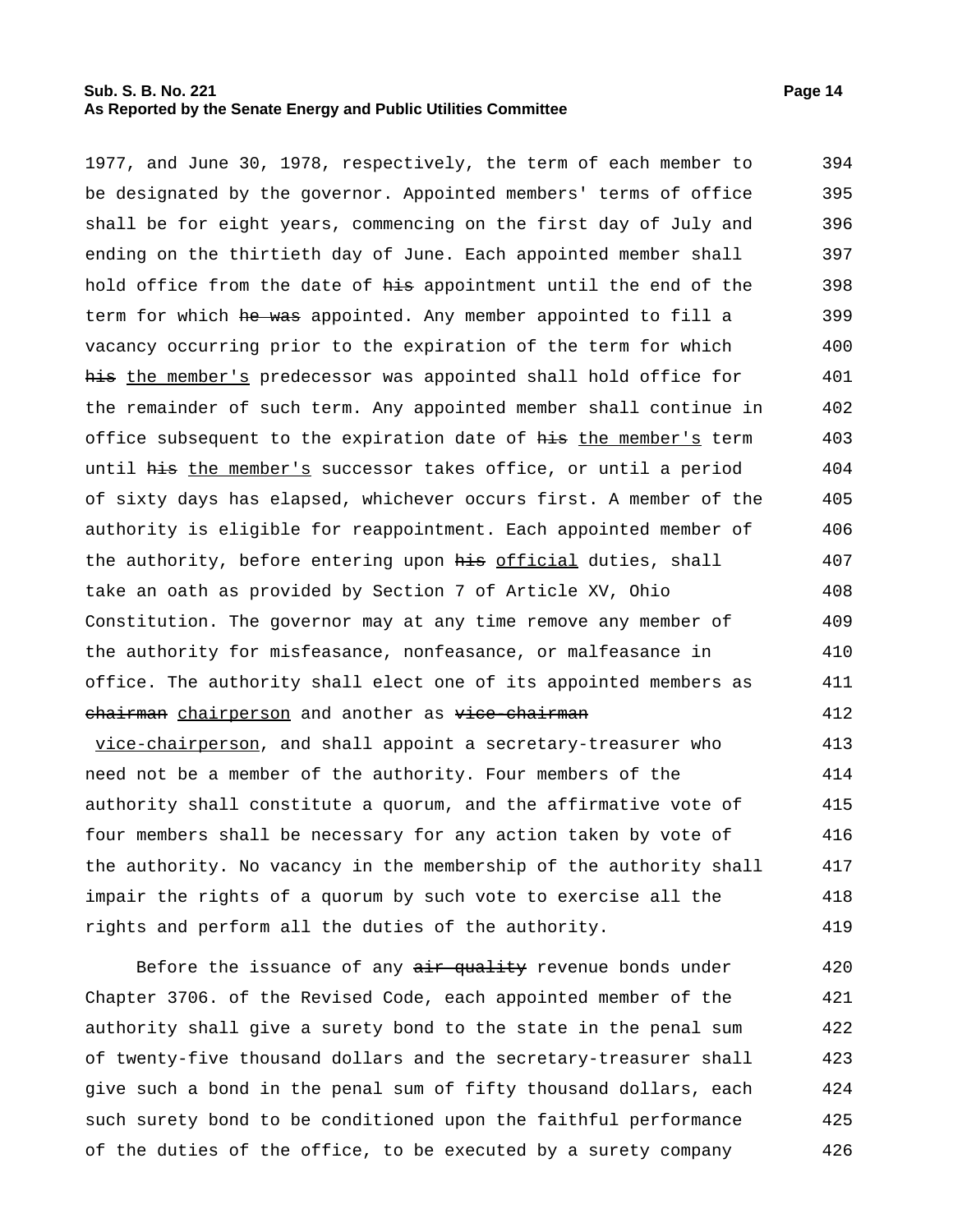1977, and June 30, 1978, respectively, the term of each member to be designated by the governor. Appointed members' terms of office shall be for eight years, commencing on the first day of July and ending on the thirtieth day of June. Each appointed member shall hold office from the date of ~~his~~ appointment until the end of the term for which ~~he was~~ appointed. Any member appointed to fill a vacancy occurring prior to the expiration of the term for which ~~his~~ <u>the member's</u> predecessor was appointed shall hold office for the remainder of such term. Any appointed member shall continue in office subsequent to the expiration date of ~~his~~ <u>the member's</u> term until ~~his~~ <u>the member's</u> successor takes office, or until a period of sixty days has elapsed, whichever occurs first. A member of the authority is eligible for reappointment. Each appointed member of the authority, before entering upon ~~his~~ <u>official</u> duties, shall take an oath as provided by Section 7 of Article XV, Ohio Constitution. The governor may at any time remove any member of the authority for misfeasance, nonfeasance, or malfeasance in office. The authority shall elect one of its appointed members as ~~chairman~~ <u>chairperson</u> and another as ~~vice-chairman~~ <u>vice-chairperson</u>, and shall appoint a secretary-treasurer who need not be a member of the authority. Four members of the authority shall constitute a quorum, and the affirmative vote of four members shall be necessary for any action taken by vote of the authority. No vacancy in the membership of the authority shall impair the rights of a quorum by such vote to exercise all the rights and perform all the duties of the authority.

Before the issuance of any ~~air quality~~ revenue bonds under Chapter 3706. of the Revised Code, each appointed member of the authority shall give a surety bond to the state in the penal sum of twenty-five thousand dollars and the secretary-treasurer shall give such a bond in the penal sum of fifty thousand dollars, each such surety bond to be conditioned upon the faithful performance of the duties of the office, to be executed by a surety company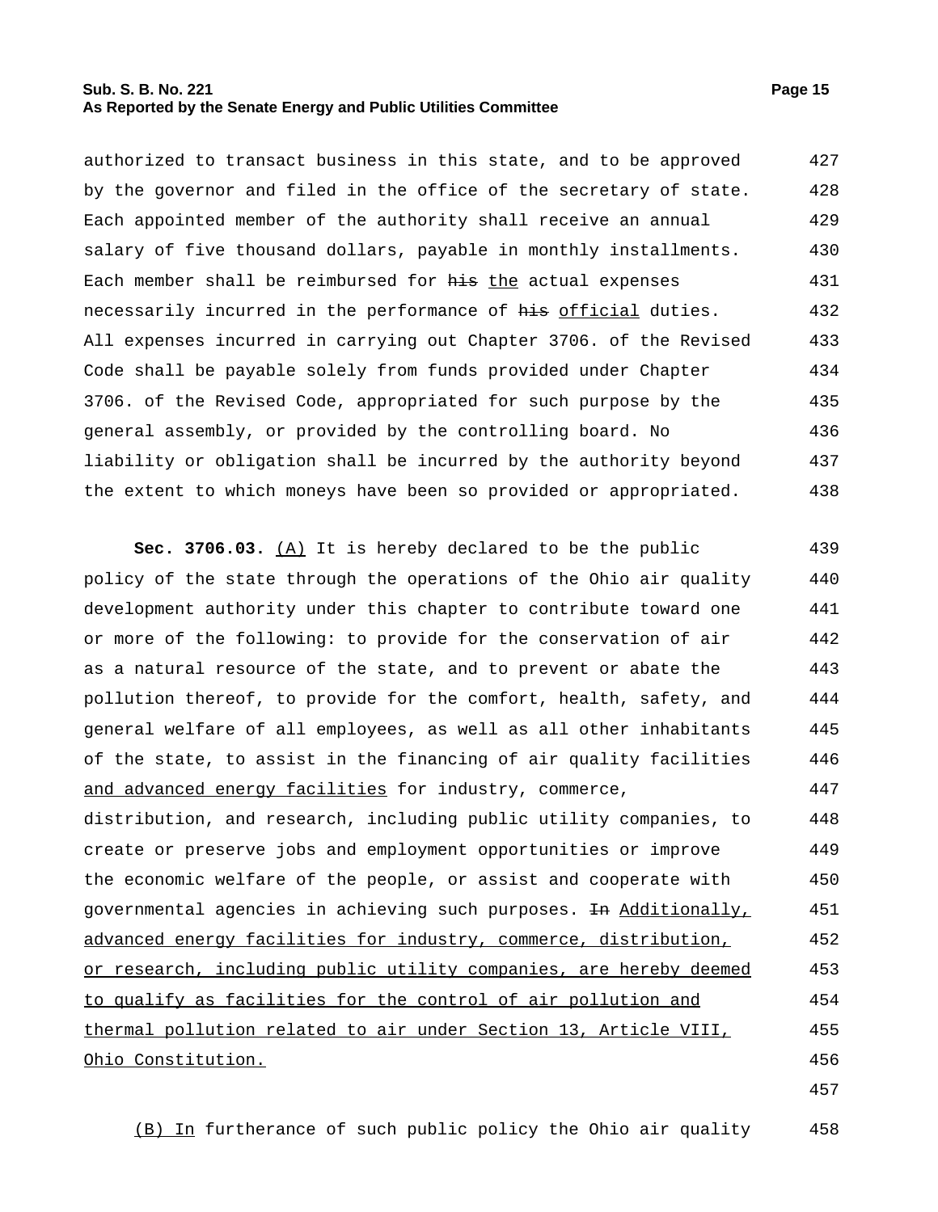authorized to transact business in this state, and to be approved by the governor and filed in the office of the secretary of state. Each appointed member of the authority shall receive an annual salary of five thousand dollars, payable in monthly installments. Each member shall be reimbursed for ~~his~~ the actual expenses necessarily incurred in the performance of ~~his~~ official duties. All expenses incurred in carrying out Chapter 3706. of the Revised Code shall be payable solely from funds provided under Chapter 3706. of the Revised Code, appropriated for such purpose by the general assembly, or provided by the controlling board. No liability or obligation shall be incurred by the authority beyond the extent to which moneys have been so provided or appropriated.

**Sec. 3706.03.** (A) It is hereby declared to be the public policy of the state through the operations of the Ohio air quality development authority under this chapter to contribute toward one or more of the following: to provide for the conservation of air as a natural resource of the state, and to prevent or abate the pollution thereof, to provide for the comfort, health, safety, and general welfare of all employees, as well as all other inhabitants of the state, to assist in the financing of air quality facilities and advanced energy facilities for industry, commerce, distribution, and research, including public utility companies, to create or preserve jobs and employment opportunities or improve the economic welfare of the people, or assist and cooperate with governmental agencies in achieving such purposes. ~~In~~ Additionally, advanced energy facilities for industry, commerce, distribution, or research, including public utility companies, are hereby deemed to qualify as facilities for the control of air pollution and thermal pollution related to air under Section 13, Article VIII, Ohio Constitution.

(B) In furtherance of such public policy the Ohio air quality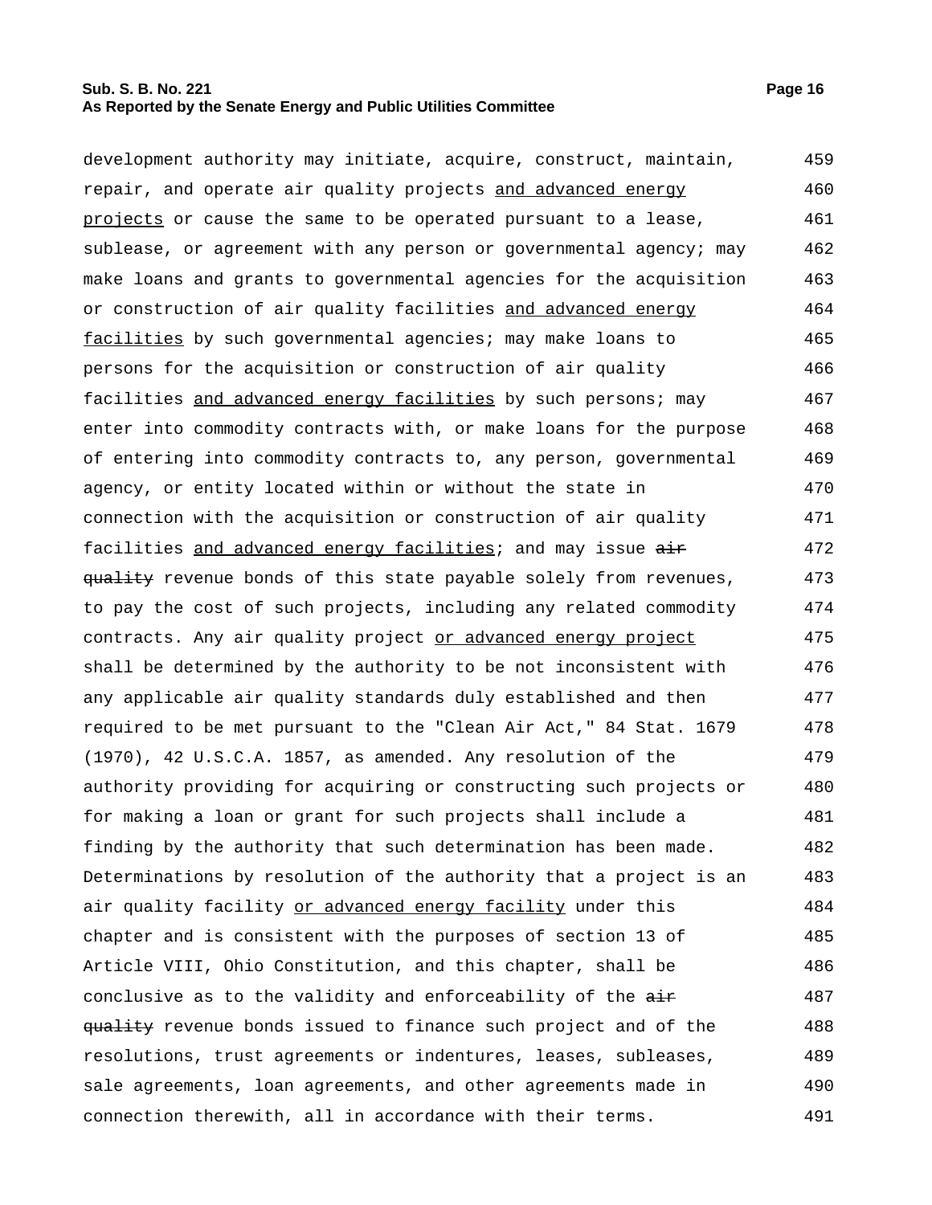development authority may initiate, acquire, construct, maintain, repair, and operate air quality projects <u>and advanced energy projects</u> or cause the same to be operated pursuant to a lease, sublease, or agreement with any person or governmental agency; may make loans and grants to governmental agencies for the acquisition or construction of air quality facilities <u>and advanced energy facilities</u> by such governmental agencies; may make loans to persons for the acquisition or construction of air quality facilities <u>and advanced energy facilities</u> by such persons; may enter into commodity contracts with, or make loans for the purpose of entering into commodity contracts to, any person, governmental agency, or entity located within or without the state in connection with the acquisition or construction of air quality facilities <u>and advanced energy facilities</u>; and may issue ~~air quality~~ revenue bonds of this state payable solely from revenues, to pay the cost of such projects, including any related commodity contracts. Any air quality project <u>or advanced energy project</u> shall be determined by the authority to be not inconsistent with any applicable air quality standards duly established and then required to be met pursuant to the "Clean Air Act," 84 Stat. 1679 (1970), 42 U.S.C.A. 1857, as amended. Any resolution of the authority providing for acquiring or constructing such projects or for making a loan or grant for such projects shall include a finding by the authority that such determination has been made. Determinations by resolution of the authority that a project is an air quality facility <u>or advanced energy facility</u> under this chapter and is consistent with the purposes of section 13 of Article VIII, Ohio Constitution, and this chapter, shall be conclusive as to the validity and enforceability of the ~~air quality~~ revenue bonds issued to finance such project and of the resolutions, trust agreements or indentures, leases, subleases, sale agreements, loan agreements, and other agreements made in connection therewith, all in accordance with their terms.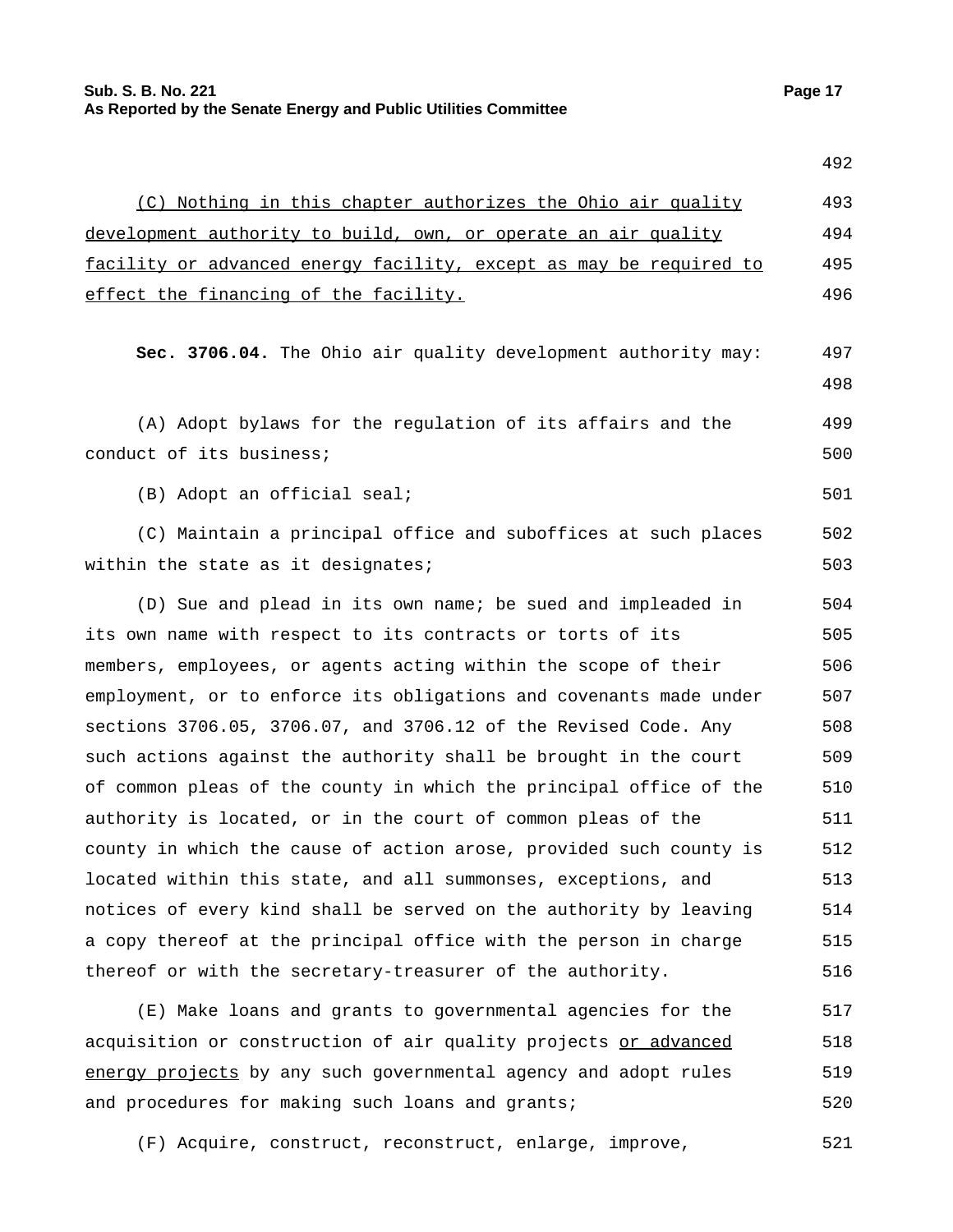(C) Nothing in this chapter authorizes the Ohio air quality development authority to build, own, or operate an air quality facility or advanced energy facility, except as may be required to effect the financing of the facility.

**Sec. 3706.04.** The Ohio air quality development authority may:

(A) Adopt bylaws for the regulation of its affairs and the conduct of its business;

(B) Adopt an official seal;

(C) Maintain a principal office and suboffices at such places within the state as it designates;

(D) Sue and plead in its own name; be sued and impleaded in its own name with respect to its contracts or torts of its members, employees, or agents acting within the scope of their employment, or to enforce its obligations and covenants made under sections 3706.05, 3706.07, and 3706.12 of the Revised Code. Any such actions against the authority shall be brought in the court of common pleas of the county in which the principal office of the authority is located, or in the court of common pleas of the county in which the cause of action arose, provided such county is located within this state, and all summonses, exceptions, and notices of every kind shall be served on the authority by leaving a copy thereof at the principal office with the person in charge thereof or with the secretary-treasurer of the authority.

(E) Make loans and grants to governmental agencies for the acquisition or construction of air quality projects or advanced energy projects by any such governmental agency and adopt rules and procedures for making such loans and grants;

(F) Acquire, construct, reconstruct, enlarge, improve,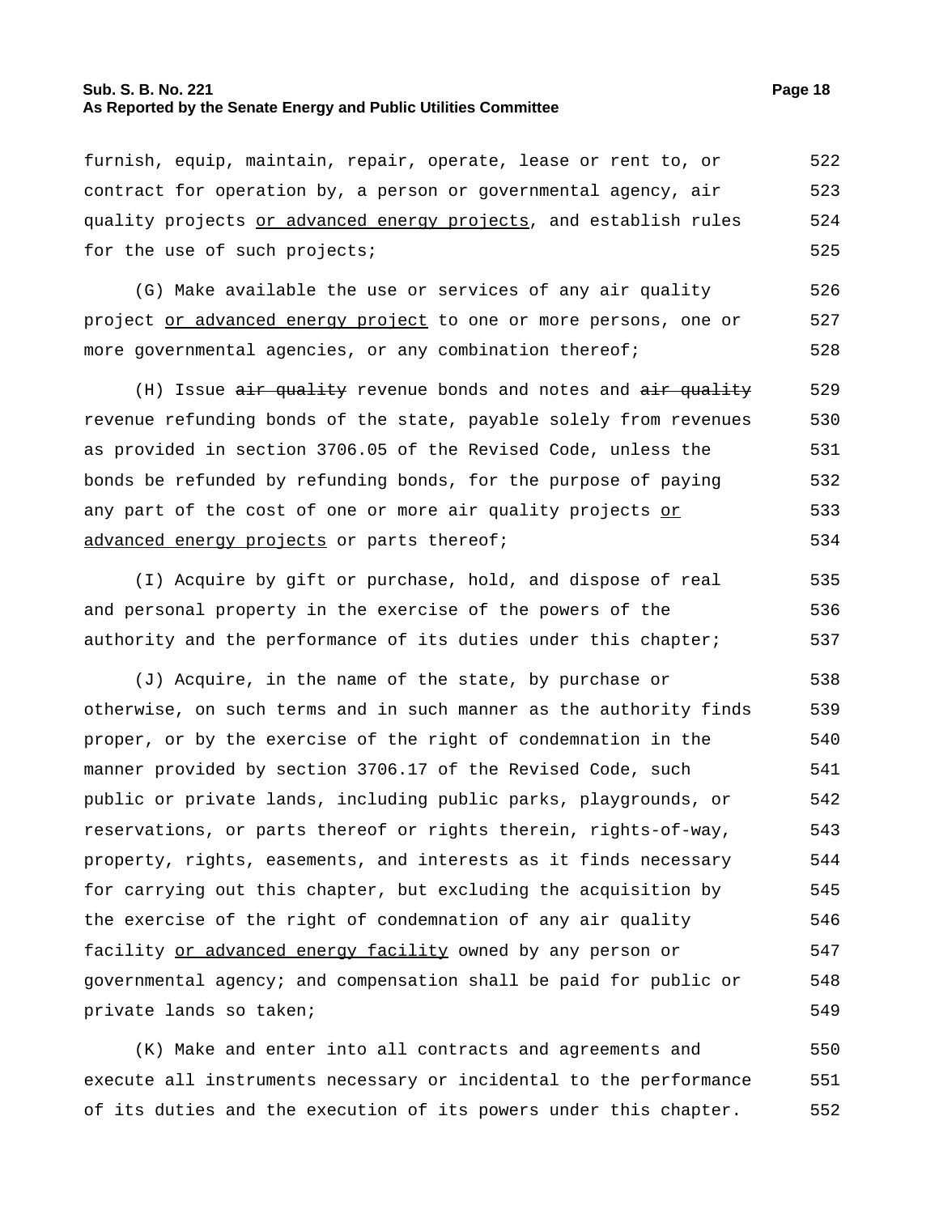furnish, equip, maintain, repair, operate, lease or rent to, or contract for operation by, a person or governmental agency, air quality projects <u>or advanced energy projects</u>, and establish rules for the use of such projects;

(G) Make available the use or services of any air quality project <u>or advanced energy project</u> to one or more persons, one or more governmental agencies, or any combination thereof;

(H) Issue ~~air quality~~ revenue bonds and notes and ~~air quality~~ revenue refunding bonds of the state, payable solely from revenues as provided in section 3706.05 of the Revised Code, unless the bonds be refunded by refunding bonds, for the purpose of paying any part of the cost of one or more air quality projects <u>or advanced energy projects</u> or parts thereof;

(I) Acquire by gift or purchase, hold, and dispose of real and personal property in the exercise of the powers of the authority and the performance of its duties under this chapter;

(J) Acquire, in the name of the state, by purchase or otherwise, on such terms and in such manner as the authority finds proper, or by the exercise of the right of condemnation in the manner provided by section 3706.17 of the Revised Code, such public or private lands, including public parks, playgrounds, or reservations, or parts thereof or rights therein, rights-of-way, property, rights, easements, and interests as it finds necessary for carrying out this chapter, but excluding the acquisition by the exercise of the right of condemnation of any air quality facility <u>or advanced energy facility</u> owned by any person or governmental agency; and compensation shall be paid for public or private lands so taken;

(K) Make and enter into all contracts and agreements and execute all instruments necessary or incidental to the performance of its duties and the execution of its powers under this chapter.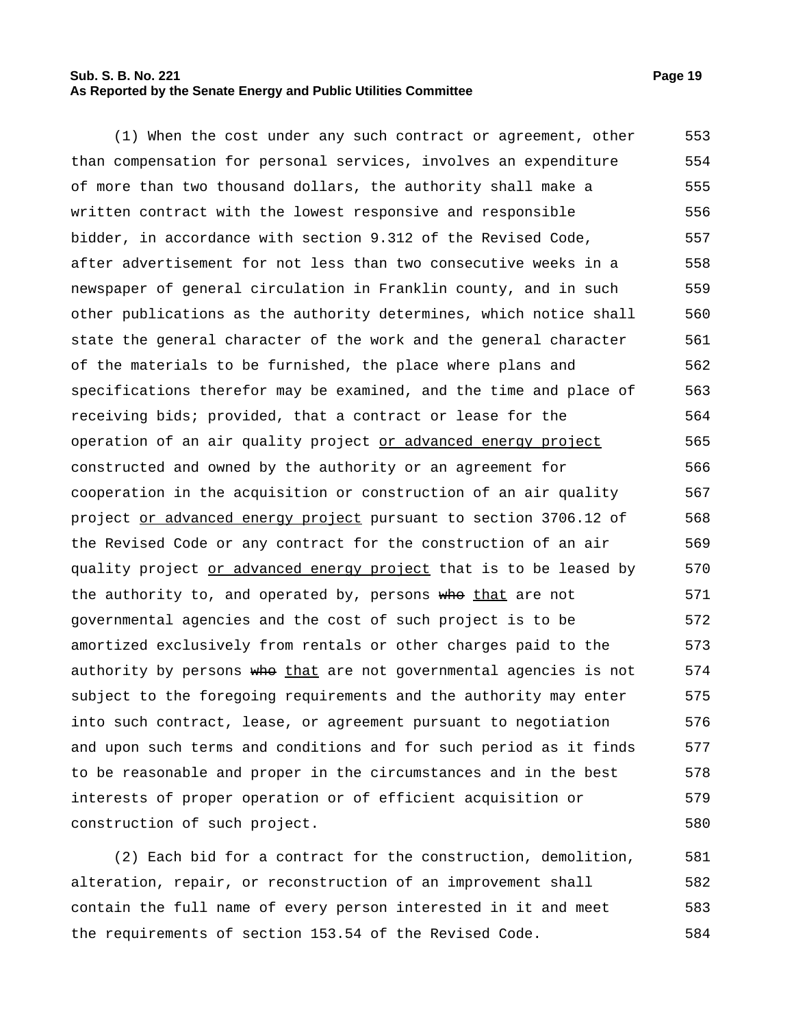(1) When the cost under any such contract or agreement, other than compensation for personal services, involves an expenditure of more than two thousand dollars, the authority shall make a written contract with the lowest responsive and responsible bidder, in accordance with section 9.312 of the Revised Code, after advertisement for not less than two consecutive weeks in a newspaper of general circulation in Franklin county, and in such other publications as the authority determines, which notice shall state the general character of the work and the general character of the materials to be furnished, the place where plans and specifications therefor may be examined, and the time and place of receiving bids; provided, that a contract or lease for the operation of an air quality project or advanced energy project constructed and owned by the authority or an agreement for cooperation in the acquisition or construction of an air quality project or advanced energy project pursuant to section 3706.12 of the Revised Code or any contract for the construction of an air quality project or advanced energy project that is to be leased by the authority to, and operated by, persons ~~who~~ that are not governmental agencies and the cost of such project is to be amortized exclusively from rentals or other charges paid to the authority by persons ~~who~~ that are not governmental agencies is not subject to the foregoing requirements and the authority may enter into such contract, lease, or agreement pursuant to negotiation and upon such terms and conditions and for such period as it finds to be reasonable and proper in the circumstances and in the best interests of proper operation or of efficient acquisition or construction of such project.

(2) Each bid for a contract for the construction, demolition, alteration, repair, or reconstruction of an improvement shall contain the full name of every person interested in it and meet the requirements of section 153.54 of the Revised Code.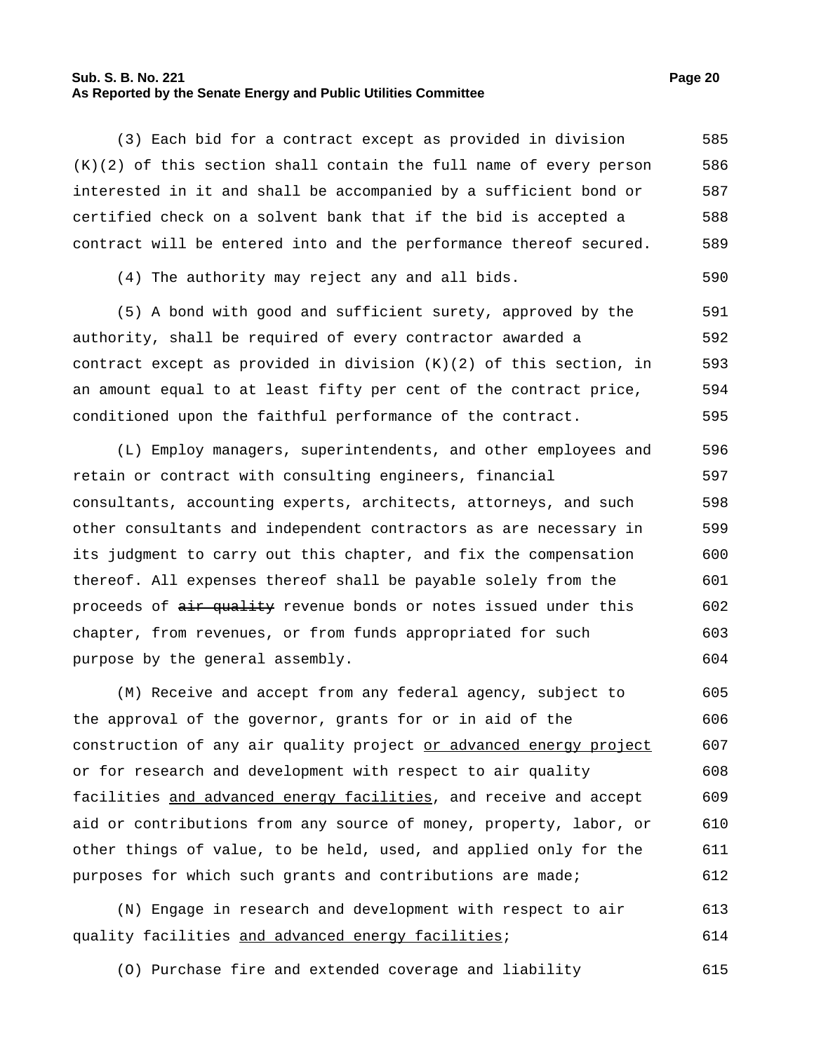(3) Each bid for a contract except as provided in division (K)(2) of this section shall contain the full name of every person interested in it and shall be accompanied by a sufficient bond or certified check on a solvent bank that if the bid is accepted a contract will be entered into and the performance thereof secured.

(4) The authority may reject any and all bids.

(5) A bond with good and sufficient surety, approved by the authority, shall be required of every contractor awarded a contract except as provided in division (K)(2) of this section, in an amount equal to at least fifty per cent of the contract price, conditioned upon the faithful performance of the contract.

(L) Employ managers, superintendents, and other employees and retain or contract with consulting engineers, financial consultants, accounting experts, architects, attorneys, and such other consultants and independent contractors as are necessary in its judgment to carry out this chapter, and fix the compensation thereof. All expenses thereof shall be payable solely from the proceeds of ~~air quality~~ revenue bonds or notes issued under this chapter, from revenues, or from funds appropriated for such purpose by the general assembly.

(M) Receive and accept from any federal agency, subject to the approval of the governor, grants for or in aid of the construction of any air quality project <u>or advanced energy project</u> or for research and development with respect to air quality facilities <u>and advanced energy facilities</u>, and receive and accept aid or contributions from any source of money, property, labor, or other things of value, to be held, used, and applied only for the purposes for which such grants and contributions are made;

(N) Engage in research and development with respect to air quality facilities <u>and advanced energy facilities</u>;

(O) Purchase fire and extended coverage and liability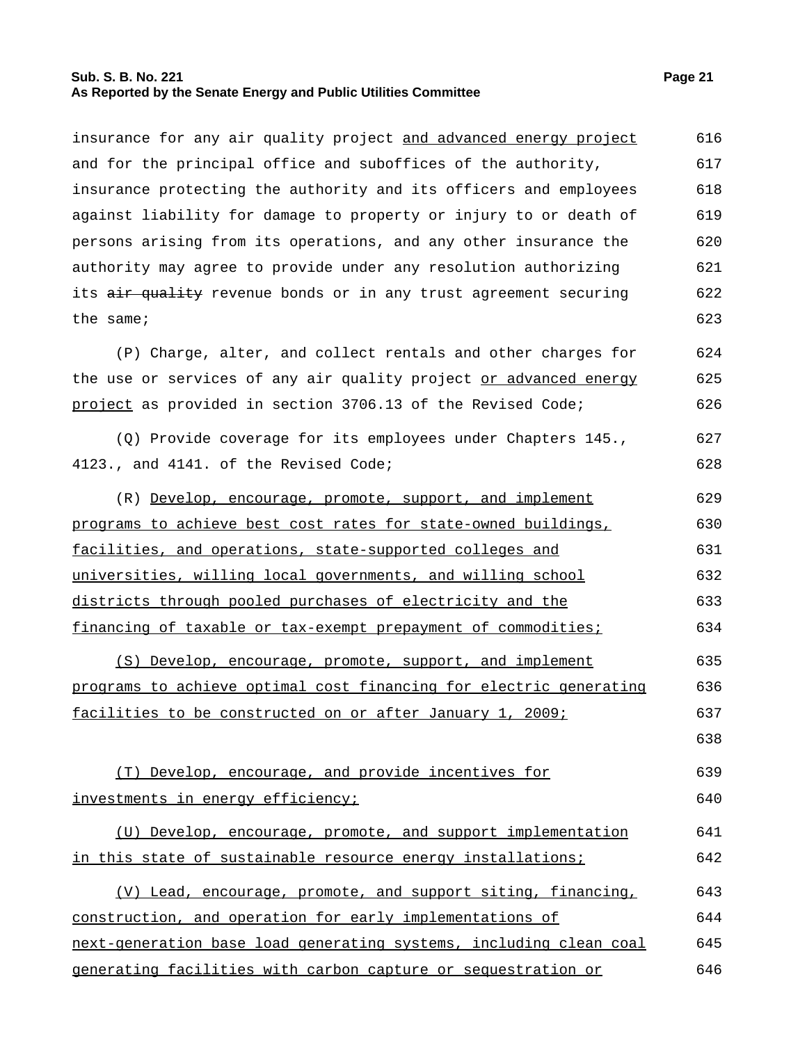insurance for any air quality project and advanced energy project and for the principal office and suboffices of the authority, insurance protecting the authority and its officers and employees against liability for damage to property or injury to or death of persons arising from its operations, and any other insurance the authority may agree to provide under any resolution authorizing its ~~air quality~~ revenue bonds or in any trust agreement securing the same;

(P) Charge, alter, and collect rentals and other charges for the use or services of any air quality project or advanced energy project as provided in section 3706.13 of the Revised Code;

(Q) Provide coverage for its employees under Chapters 145., 4123., and 4141. of the Revised Code;

(R) Develop, encourage, promote, support, and implement programs to achieve best cost rates for state-owned buildings, facilities, and operations, state-supported colleges and universities, willing local governments, and willing school districts through pooled purchases of electricity and the financing of taxable or tax-exempt prepayment of commodities;

(S) Develop, encourage, promote, support, and implement programs to achieve optimal cost financing for electric generating facilities to be constructed on or after January 1, 2009;

(T) Develop, encourage, and provide incentives for investments in energy efficiency;

(U) Develop, encourage, promote, and support implementation in this state of sustainable resource energy installations;

(V) Lead, encourage, promote, and support siting, financing, construction, and operation for early implementations of next-generation base load generating systems, including clean coal generating facilities with carbon capture or sequestration or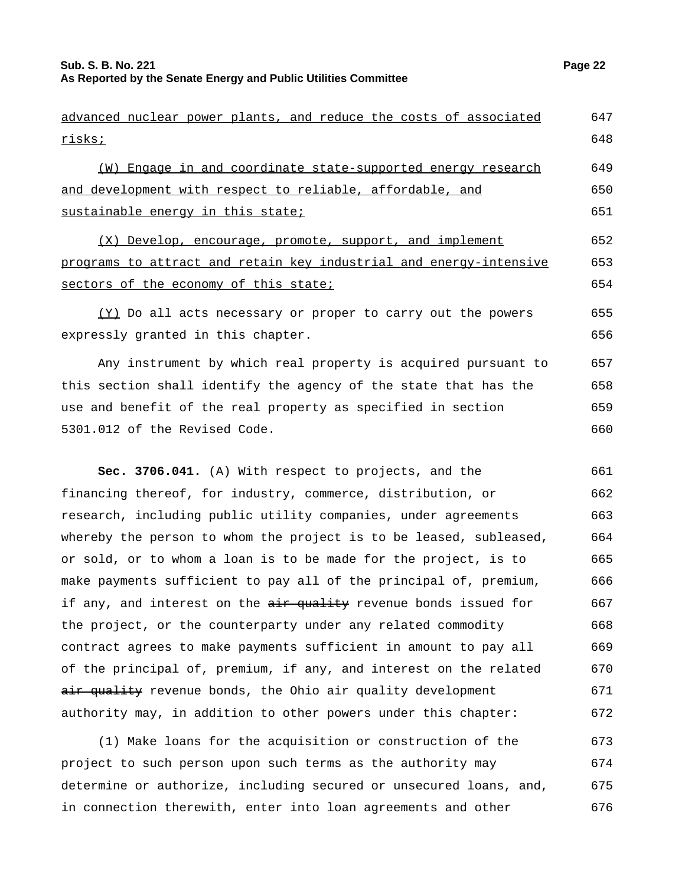advanced nuclear power plants, and reduce the costs of associated risks;

(W) Engage in and coordinate state-supported energy research and development with respect to reliable, affordable, and sustainable energy in this state;

(X) Develop, encourage, promote, support, and implement programs to attract and retain key industrial and energy-intensive sectors of the economy of this state;

(Y) Do all acts necessary or proper to carry out the powers expressly granted in this chapter.

Any instrument by which real property is acquired pursuant to this section shall identify the agency of the state that has the use and benefit of the real property as specified in section 5301.012 of the Revised Code.

**Sec. 3706.041.** (A) With respect to projects, and the financing thereof, for industry, commerce, distribution, or research, including public utility companies, under agreements whereby the person to whom the project is to be leased, subleased, or sold, or to whom a loan is to be made for the project, is to make payments sufficient to pay all of the principal of, premium, if any, and interest on the ~~air quality~~ revenue bonds issued for the project, or the counterparty under any related commodity contract agrees to make payments sufficient in amount to pay all of the principal of, premium, if any, and interest on the related ~~air quality~~ revenue bonds, the Ohio air quality development authority may, in addition to other powers under this chapter:

(1) Make loans for the acquisition or construction of the project to such person upon such terms as the authority may determine or authorize, including secured or unsecured loans, and, in connection therewith, enter into loan agreements and other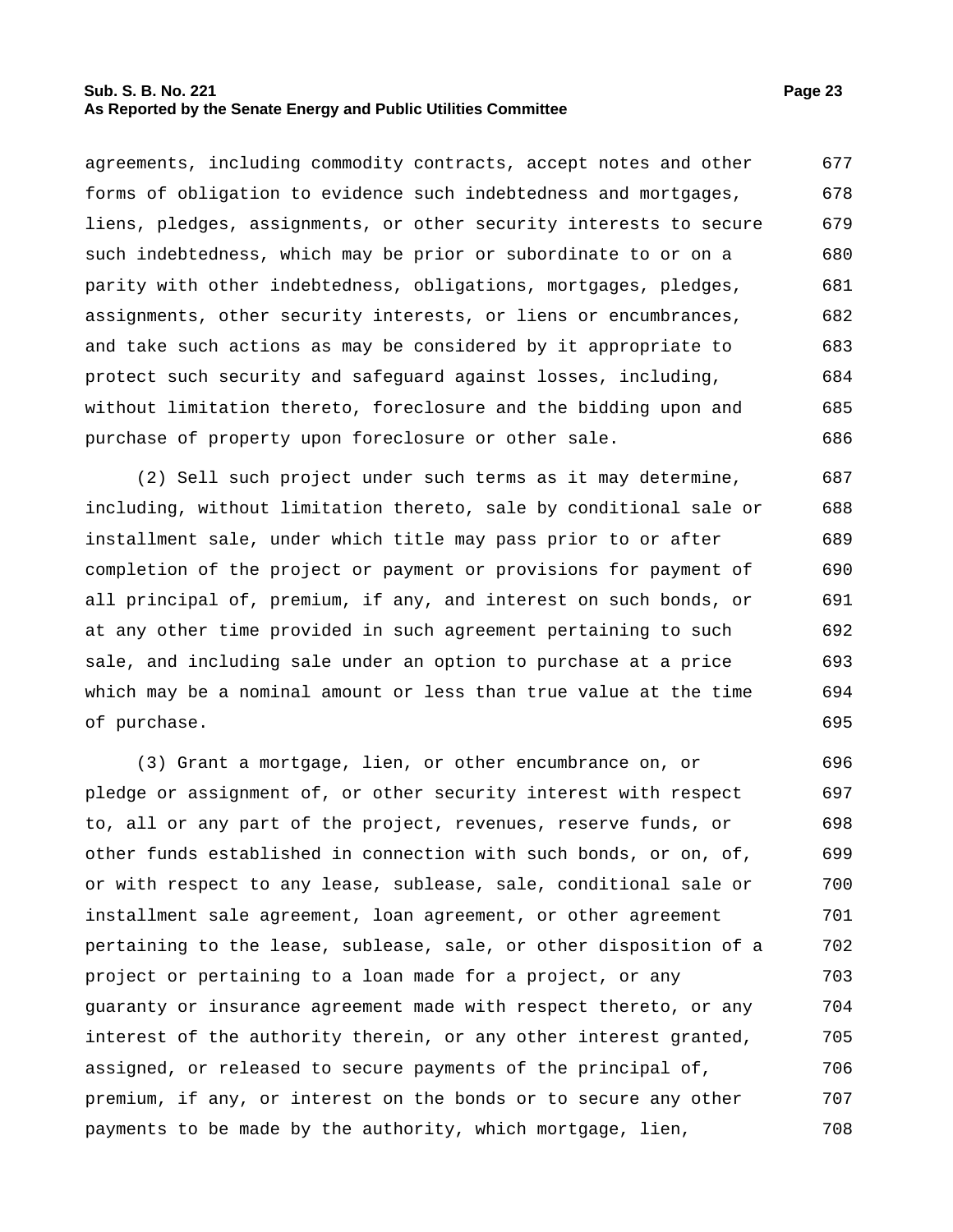agreements, including commodity contracts, accept notes and other forms of obligation to evidence such indebtedness and mortgages, liens, pledges, assignments, or other security interests to secure such indebtedness, which may be prior or subordinate to or on a parity with other indebtedness, obligations, mortgages, pledges, assignments, other security interests, or liens or encumbrances, and take such actions as may be considered by it appropriate to protect such security and safeguard against losses, including, without limitation thereto, foreclosure and the bidding upon and purchase of property upon foreclosure or other sale.

(2) Sell such project under such terms as it may determine, including, without limitation thereto, sale by conditional sale or installment sale, under which title may pass prior to or after completion of the project or payment or provisions for payment of all principal of, premium, if any, and interest on such bonds, or at any other time provided in such agreement pertaining to such sale, and including sale under an option to purchase at a price which may be a nominal amount or less than true value at the time of purchase.

(3) Grant a mortgage, lien, or other encumbrance on, or pledge or assignment of, or other security interest with respect to, all or any part of the project, revenues, reserve funds, or other funds established in connection with such bonds, or on, of, or with respect to any lease, sublease, sale, conditional sale or installment sale agreement, loan agreement, or other agreement pertaining to the lease, sublease, sale, or other disposition of a project or pertaining to a loan made for a project, or any guaranty or insurance agreement made with respect thereto, or any interest of the authority therein, or any other interest granted, assigned, or released to secure payments of the principal of, premium, if any, or interest on the bonds or to secure any other payments to be made by the authority, which mortgage, lien,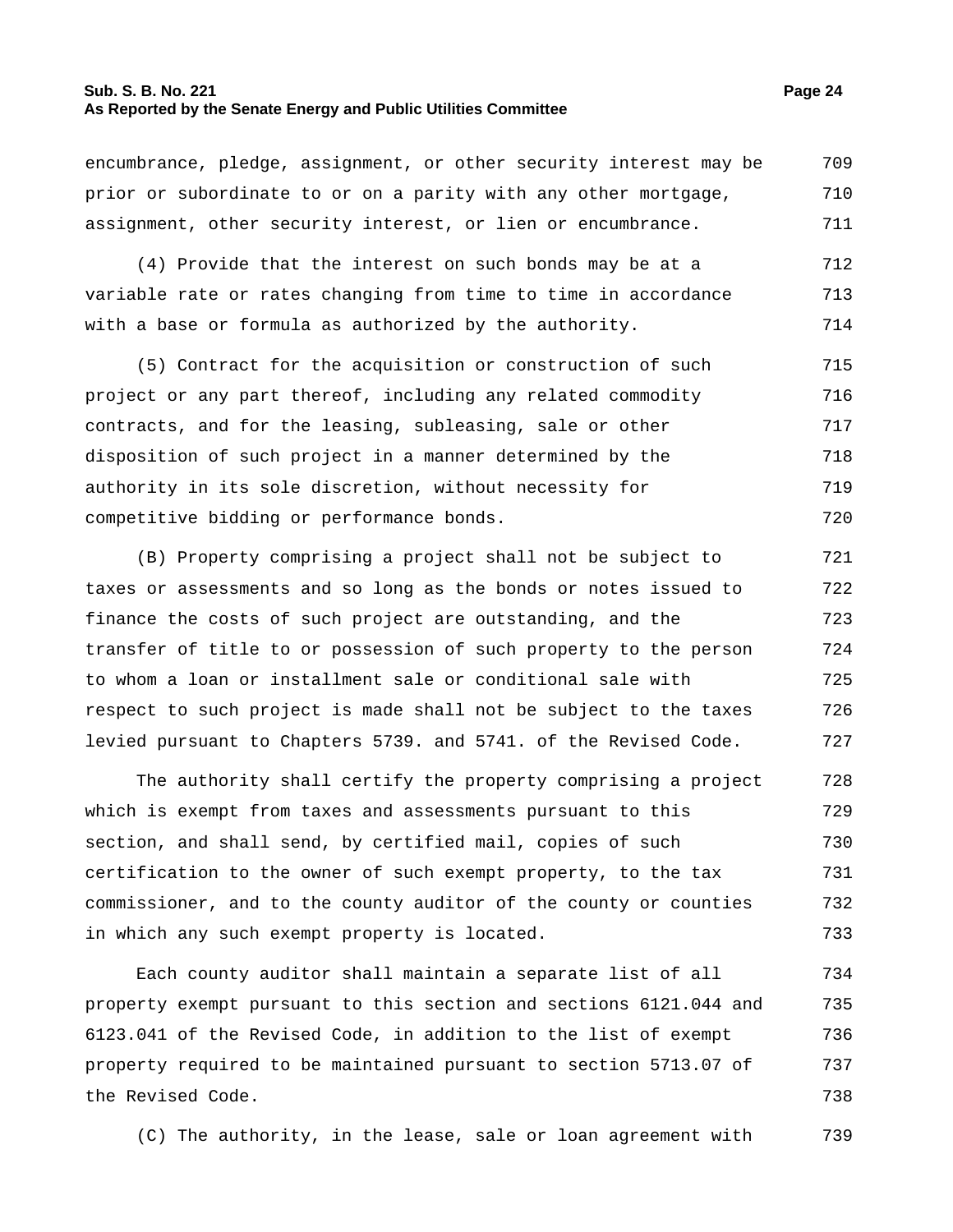encumbrance, pledge, assignment, or other security interest may be prior or subordinate to or on a parity with any other mortgage, assignment, other security interest, or lien or encumbrance.

(4) Provide that the interest on such bonds may be at a variable rate or rates changing from time to time in accordance with a base or formula as authorized by the authority.

(5) Contract for the acquisition or construction of such project or any part thereof, including any related commodity contracts, and for the leasing, subleasing, sale or other disposition of such project in a manner determined by the authority in its sole discretion, without necessity for competitive bidding or performance bonds.

(B) Property comprising a project shall not be subject to taxes or assessments and so long as the bonds or notes issued to finance the costs of such project are outstanding, and the transfer of title to or possession of such property to the person to whom a loan or installment sale or conditional sale with respect to such project is made shall not be subject to the taxes levied pursuant to Chapters 5739. and 5741. of the Revised Code.

The authority shall certify the property comprising a project which is exempt from taxes and assessments pursuant to this section, and shall send, by certified mail, copies of such certification to the owner of such exempt property, to the tax commissioner, and to the county auditor of the county or counties in which any such exempt property is located.

Each county auditor shall maintain a separate list of all property exempt pursuant to this section and sections 6121.044 and 6123.041 of the Revised Code, in addition to the list of exempt property required to be maintained pursuant to section 5713.07 of the Revised Code.

(C) The authority, in the lease, sale or loan agreement with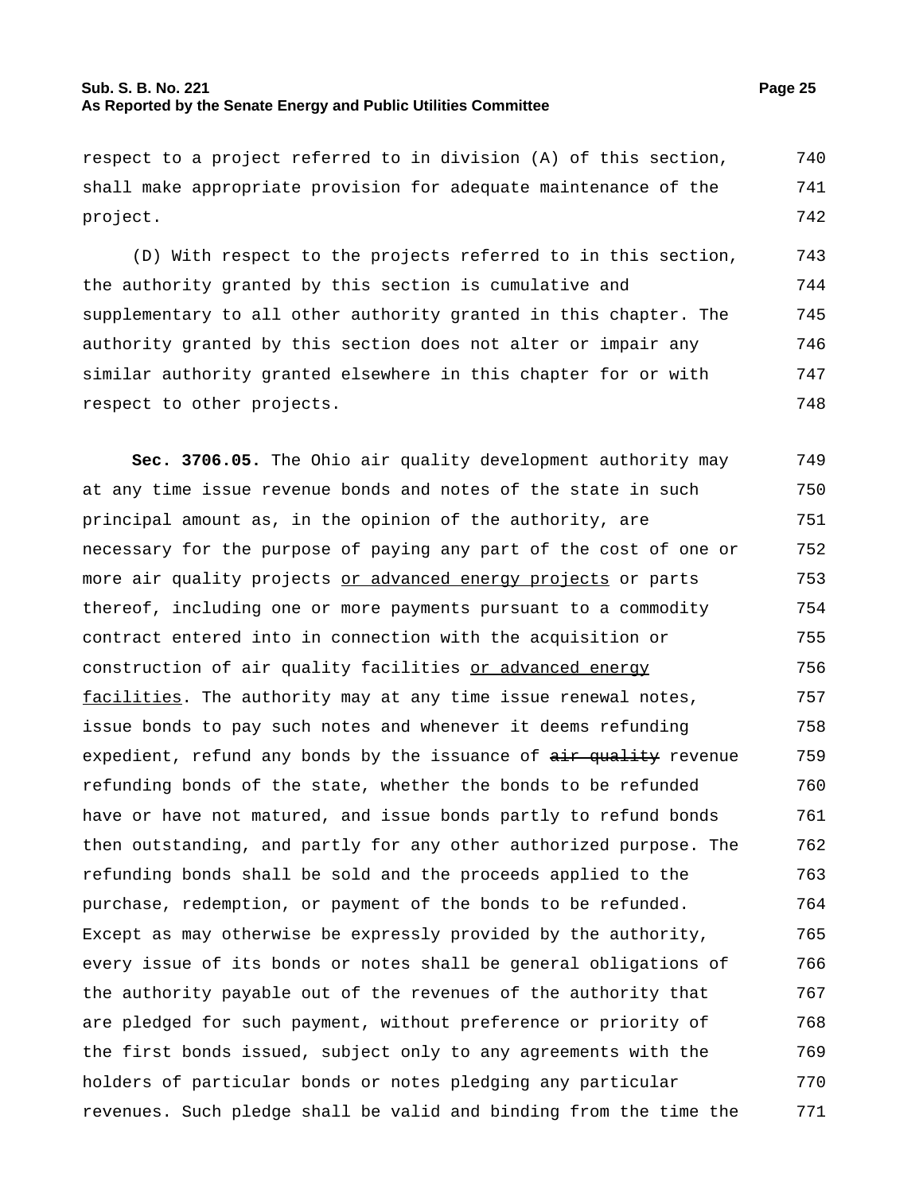respect to a project referred to in division (A) of this section, shall make appropriate provision for adequate maintenance of the project.

(D) With respect to the projects referred to in this section, the authority granted by this section is cumulative and supplementary to all other authority granted in this chapter. The authority granted by this section does not alter or impair any similar authority granted elsewhere in this chapter for or with respect to other projects.

**Sec. 3706.05.** The Ohio air quality development authority may at any time issue revenue bonds and notes of the state in such principal amount as, in the opinion of the authority, are necessary for the purpose of paying any part of the cost of one or more air quality projects <u>or advanced energy projects</u> or parts thereof, including one or more payments pursuant to a commodity contract entered into in connection with the acquisition or construction of air quality facilities <u>or advanced energy facilities</u>. The authority may at any time issue renewal notes, issue bonds to pay such notes and whenever it deems refunding expedient, refund any bonds by the issuance of ~~air quality~~ revenue refunding bonds of the state, whether the bonds to be refunded have or have not matured, and issue bonds partly to refund bonds then outstanding, and partly for any other authorized purpose. The refunding bonds shall be sold and the proceeds applied to the purchase, redemption, or payment of the bonds to be refunded. Except as may otherwise be expressly provided by the authority, every issue of its bonds or notes shall be general obligations of the authority payable out of the revenues of the authority that are pledged for such payment, without preference or priority of the first bonds issued, subject only to any agreements with the holders of particular bonds or notes pledging any particular revenues. Such pledge shall be valid and binding from the time the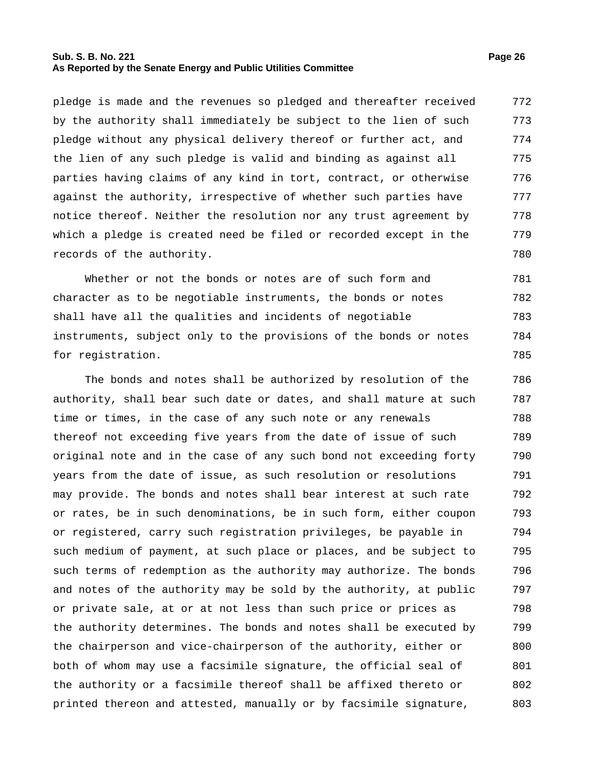pledge is made and the revenues so pledged and thereafter received by the authority shall immediately be subject to the lien of such pledge without any physical delivery thereof or further act, and the lien of any such pledge is valid and binding as against all parties having claims of any kind in tort, contract, or otherwise against the authority, irrespective of whether such parties have notice thereof. Neither the resolution nor any trust agreement by which a pledge is created need be filed or recorded except in the records of the authority.

Whether or not the bonds or notes are of such form and character as to be negotiable instruments, the bonds or notes shall have all the qualities and incidents of negotiable instruments, subject only to the provisions of the bonds or notes for registration.

The bonds and notes shall be authorized by resolution of the authority, shall bear such date or dates, and shall mature at such time or times, in the case of any such note or any renewals thereof not exceeding five years from the date of issue of such original note and in the case of any such bond not exceeding forty years from the date of issue, as such resolution or resolutions may provide. The bonds and notes shall bear interest at such rate or rates, be in such denominations, be in such form, either coupon or registered, carry such registration privileges, be payable in such medium of payment, at such place or places, and be subject to such terms of redemption as the authority may authorize. The bonds and notes of the authority may be sold by the authority, at public or private sale, at or at not less than such price or prices as the authority determines. The bonds and notes shall be executed by the chairperson and vice-chairperson of the authority, either or both of whom may use a facsimile signature, the official seal of the authority or a facsimile thereof shall be affixed thereto or printed thereon and attested, manually or by facsimile signature,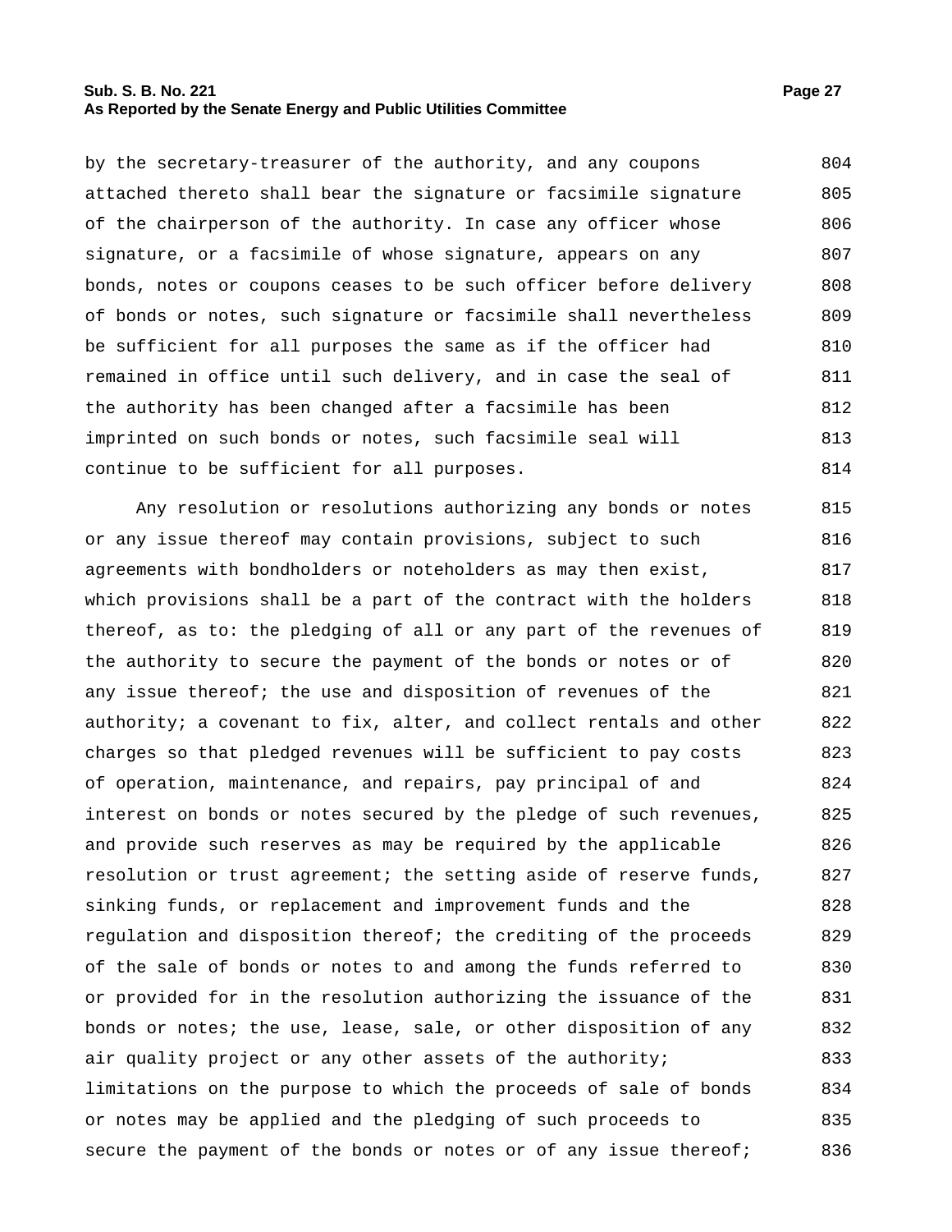by the secretary-treasurer of the authority, and any coupons attached thereto shall bear the signature or facsimile signature of the chairperson of the authority. In case any officer whose signature, or a facsimile of whose signature, appears on any bonds, notes or coupons ceases to be such officer before delivery of bonds or notes, such signature or facsimile shall nevertheless be sufficient for all purposes the same as if the officer had remained in office until such delivery, and in case the seal of the authority has been changed after a facsimile has been imprinted on such bonds or notes, such facsimile seal will continue to be sufficient for all purposes.

Any resolution or resolutions authorizing any bonds or notes or any issue thereof may contain provisions, subject to such agreements with bondholders or noteholders as may then exist, which provisions shall be a part of the contract with the holders thereof, as to: the pledging of all or any part of the revenues of the authority to secure the payment of the bonds or notes or of any issue thereof; the use and disposition of revenues of the authority; a covenant to fix, alter, and collect rentals and other charges so that pledged revenues will be sufficient to pay costs of operation, maintenance, and repairs, pay principal of and interest on bonds or notes secured by the pledge of such revenues, and provide such reserves as may be required by the applicable resolution or trust agreement; the setting aside of reserve funds, sinking funds, or replacement and improvement funds and the regulation and disposition thereof; the crediting of the proceeds of the sale of bonds or notes to and among the funds referred to or provided for in the resolution authorizing the issuance of the bonds or notes; the use, lease, sale, or other disposition of any air quality project or any other assets of the authority; limitations on the purpose to which the proceeds of sale of bonds or notes may be applied and the pledging of such proceeds to secure the payment of the bonds or notes or of any issue thereof;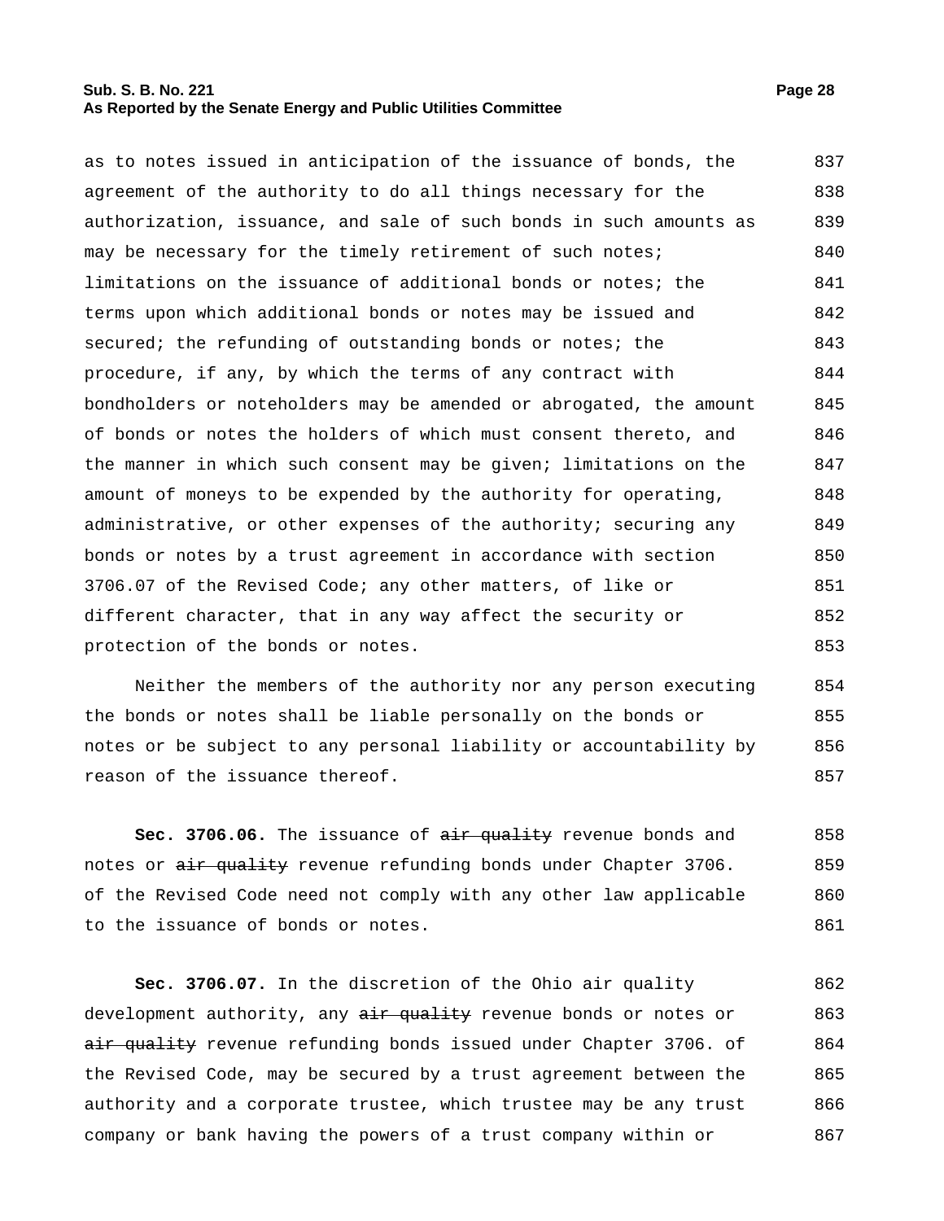as to notes issued in anticipation of the issuance of bonds, the agreement of the authority to do all things necessary for the authorization, issuance, and sale of such bonds in such amounts as may be necessary for the timely retirement of such notes; limitations on the issuance of additional bonds or notes; the terms upon which additional bonds or notes may be issued and secured; the refunding of outstanding bonds or notes; the procedure, if any, by which the terms of any contract with bondholders or noteholders may be amended or abrogated, the amount of bonds or notes the holders of which must consent thereto, and the manner in which such consent may be given; limitations on the amount of moneys to be expended by the authority for operating, administrative, or other expenses of the authority; securing any bonds or notes by a trust agreement in accordance with section 3706.07 of the Revised Code; any other matters, of like or different character, that in any way affect the security or protection of the bonds or notes.

Neither the members of the authority nor any person executing the bonds or notes shall be liable personally on the bonds or notes or be subject to any personal liability or accountability by reason of the issuance thereof.

**Sec. 3706.06.** The issuance of ~~air quality~~ revenue bonds and notes or ~~air quality~~ revenue refunding bonds under Chapter 3706. of the Revised Code need not comply with any other law applicable to the issuance of bonds or notes.

**Sec. 3706.07.** In the discretion of the Ohio air quality development authority, any ~~air quality~~ revenue bonds or notes or ~~air quality~~ revenue refunding bonds issued under Chapter 3706. of the Revised Code, may be secured by a trust agreement between the authority and a corporate trustee, which trustee may be any trust company or bank having the powers of a trust company within or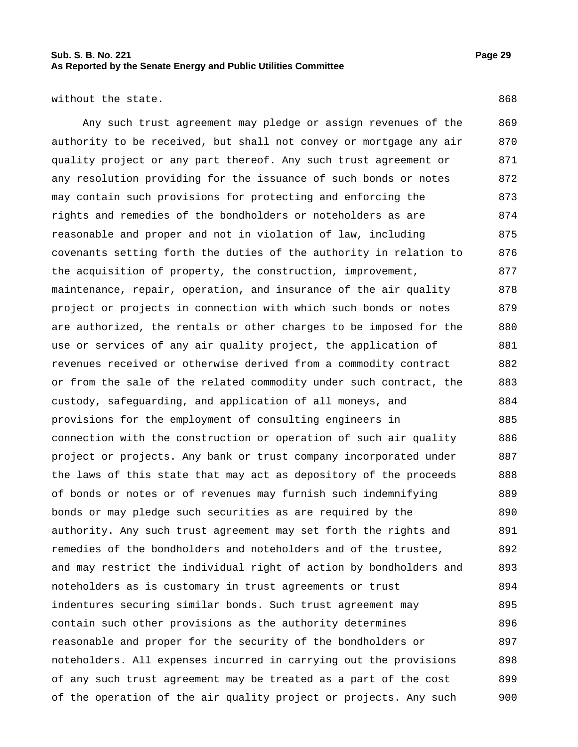without the state.

Any such trust agreement may pledge or assign revenues of the authority to be received, but shall not convey or mortgage any air quality project or any part thereof. Any such trust agreement or any resolution providing for the issuance of such bonds or notes may contain such provisions for protecting and enforcing the rights and remedies of the bondholders or noteholders as are reasonable and proper and not in violation of law, including covenants setting forth the duties of the authority in relation to the acquisition of property, the construction, improvement, maintenance, repair, operation, and insurance of the air quality project or projects in connection with which such bonds or notes are authorized, the rentals or other charges to be imposed for the use or services of any air quality project, the application of revenues received or otherwise derived from a commodity contract or from the sale of the related commodity under such contract, the custody, safeguarding, and application of all moneys, and provisions for the employment of consulting engineers in connection with the construction or operation of such air quality project or projects. Any bank or trust company incorporated under the laws of this state that may act as depository of the proceeds of bonds or notes or of revenues may furnish such indemnifying bonds or may pledge such securities as are required by the authority. Any such trust agreement may set forth the rights and remedies of the bondholders and noteholders and of the trustee, and may restrict the individual right of action by bondholders and noteholders as is customary in trust agreements or trust indentures securing similar bonds. Such trust agreement may contain such other provisions as the authority determines reasonable and proper for the security of the bondholders or noteholders. All expenses incurred in carrying out the provisions of any such trust agreement may be treated as a part of the cost of the operation of the air quality project or projects. Any such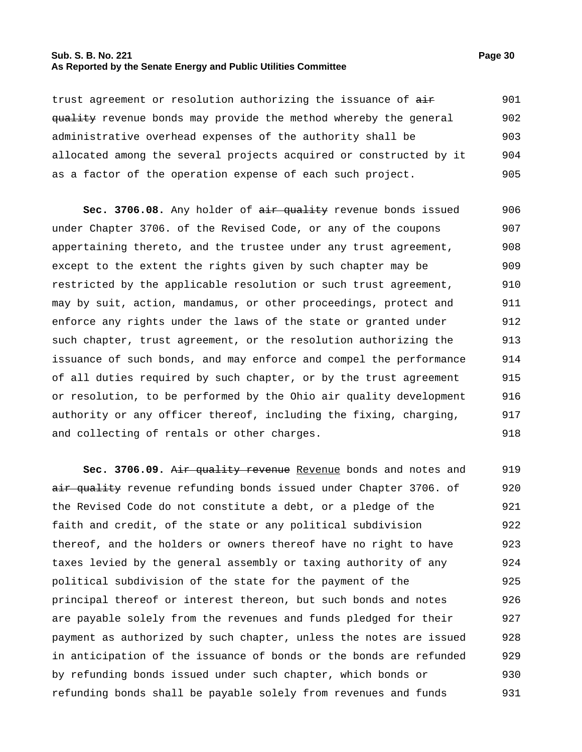trust agreement or resolution authorizing the issuance of ~~air quality~~ revenue bonds may provide the method whereby the general administrative overhead expenses of the authority shall be allocated among the several projects acquired or constructed by it as a factor of the operation expense of each such project.

**Sec. 3706.08.** Any holder of ~~air quality~~ revenue bonds issued under Chapter 3706. of the Revised Code, or any of the coupons appertaining thereto, and the trustee under any trust agreement, except to the extent the rights given by such chapter may be restricted by the applicable resolution or such trust agreement, may by suit, action, mandamus, or other proceedings, protect and enforce any rights under the laws of the state or granted under such chapter, trust agreement, or the resolution authorizing the issuance of such bonds, and may enforce and compel the performance of all duties required by such chapter, or by the trust agreement or resolution, to be performed by the Ohio air quality development authority or any officer thereof, including the fixing, charging, and collecting of rentals or other charges.

**Sec. 3706.09.** ~~Air quality revenue~~ <u>Revenue</u> bonds and notes and ~~air quality~~ revenue refunding bonds issued under Chapter 3706. of the Revised Code do not constitute a debt, or a pledge of the faith and credit, of the state or any political subdivision thereof, and the holders or owners thereof have no right to have taxes levied by the general assembly or taxing authority of any political subdivision of the state for the payment of the principal thereof or interest thereon, but such bonds and notes are payable solely from the revenues and funds pledged for their payment as authorized by such chapter, unless the notes are issued in anticipation of the issuance of bonds or the bonds are refunded by refunding bonds issued under such chapter, which bonds or refunding bonds shall be payable solely from revenues and funds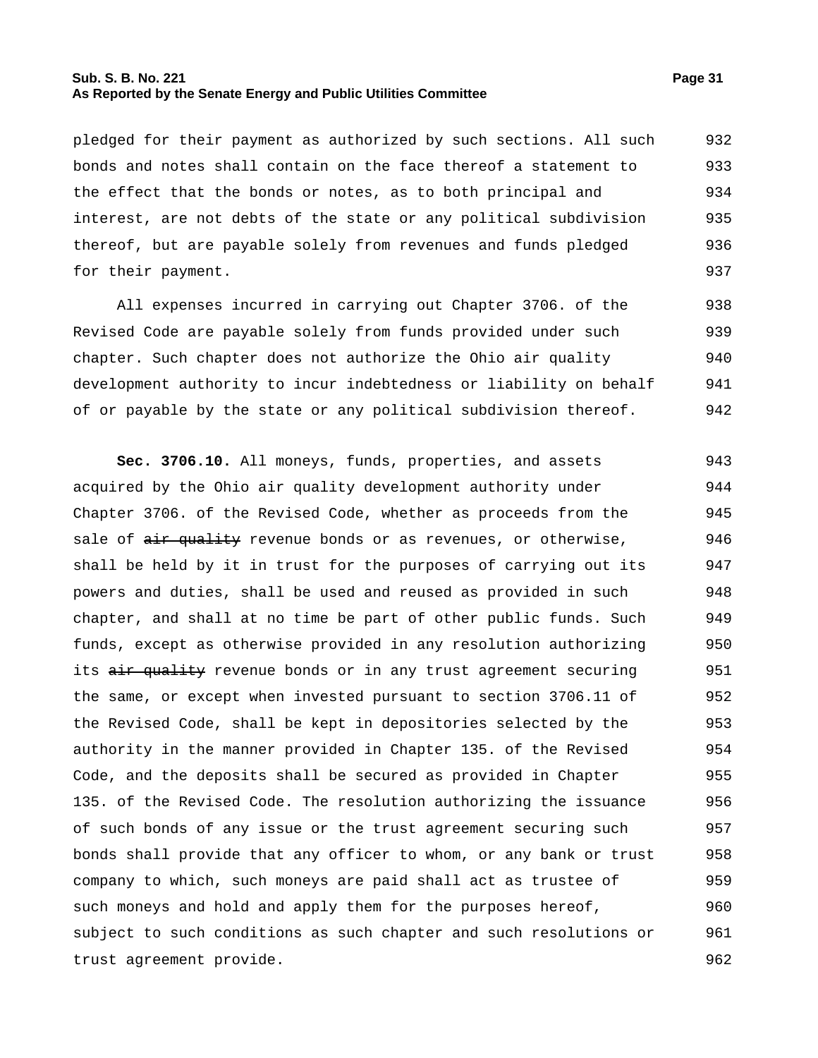pledged for their payment as authorized by such sections. All such bonds and notes shall contain on the face thereof a statement to the effect that the bonds or notes, as to both principal and interest, are not debts of the state or any political subdivision thereof, but are payable solely from revenues and funds pledged for their payment.

All expenses incurred in carrying out Chapter 3706. of the Revised Code are payable solely from funds provided under such chapter. Such chapter does not authorize the Ohio air quality development authority to incur indebtedness or liability on behalf of or payable by the state or any political subdivision thereof.

**Sec. 3706.10.** All moneys, funds, properties, and assets acquired by the Ohio air quality development authority under Chapter 3706. of the Revised Code, whether as proceeds from the sale of ~~air quality~~ revenue bonds or as revenues, or otherwise, shall be held by it in trust for the purposes of carrying out its powers and duties, shall be used and reused as provided in such chapter, and shall at no time be part of other public funds. Such funds, except as otherwise provided in any resolution authorizing its ~~air quality~~ revenue bonds or in any trust agreement securing the same, or except when invested pursuant to section 3706.11 of the Revised Code, shall be kept in depositories selected by the authority in the manner provided in Chapter 135. of the Revised Code, and the deposits shall be secured as provided in Chapter 135. of the Revised Code. The resolution authorizing the issuance of such bonds of any issue or the trust agreement securing such bonds shall provide that any officer to whom, or any bank or trust company to which, such moneys are paid shall act as trustee of such moneys and hold and apply them for the purposes hereof, subject to such conditions as such chapter and such resolutions or trust agreement provide.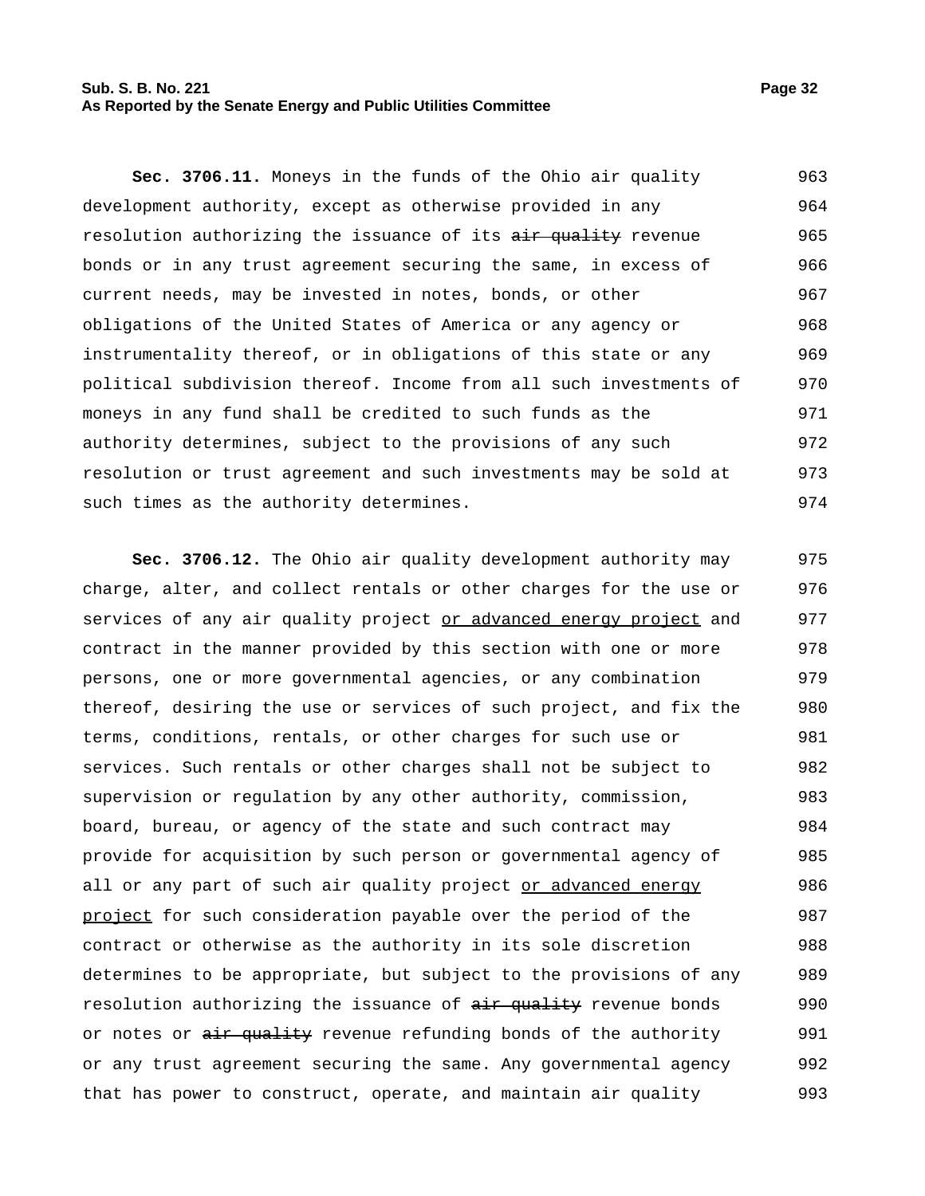**Sec. 3706.11.** Moneys in the funds of the Ohio air quality development authority, except as otherwise provided in any resolution authorizing the issuance of its ~~air quality~~ revenue bonds or in any trust agreement securing the same, in excess of current needs, may be invested in notes, bonds, or other obligations of the United States of America or any agency or instrumentality thereof, or in obligations of this state or any political subdivision thereof. Income from all such investments of moneys in any fund shall be credited to such funds as the authority determines, subject to the provisions of any such resolution or trust agreement and such investments may be sold at such times as the authority determines.

**Sec. 3706.12.** The Ohio air quality development authority may charge, alter, and collect rentals or other charges for the use or services of any air quality project <u>or advanced energy project</u> and contract in the manner provided by this section with one or more persons, one or more governmental agencies, or any combination thereof, desiring the use or services of such project, and fix the terms, conditions, rentals, or other charges for such use or services. Such rentals or other charges shall not be subject to supervision or regulation by any other authority, commission, board, bureau, or agency of the state and such contract may provide for acquisition by such person or governmental agency of all or any part of such air quality project <u>or advanced energy project</u> for such consideration payable over the period of the contract or otherwise as the authority in its sole discretion determines to be appropriate, but subject to the provisions of any resolution authorizing the issuance of ~~air quality~~ revenue bonds or notes or ~~air quality~~ revenue refunding bonds of the authority or any trust agreement securing the same. Any governmental agency that has power to construct, operate, and maintain air quality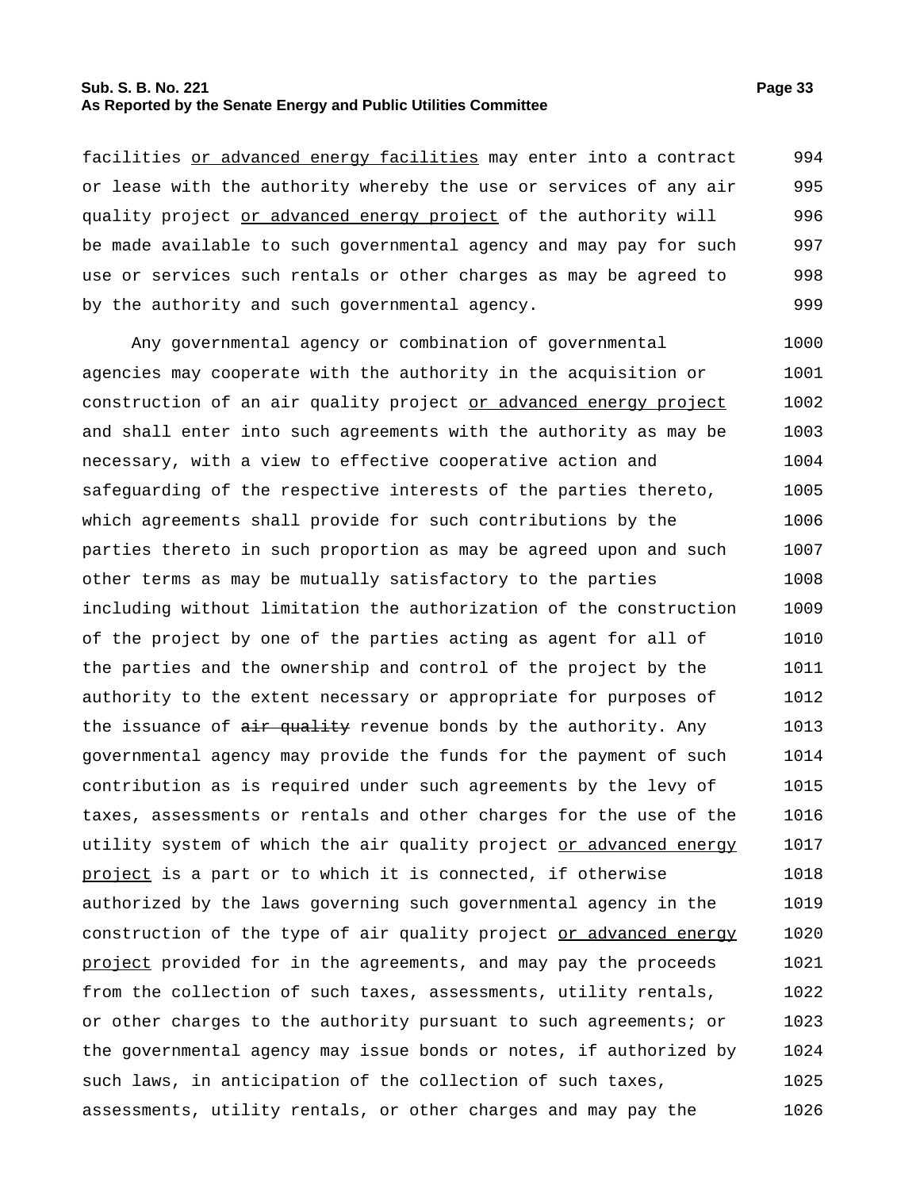facilities <u>or advanced energy facilities</u> may enter into a contract or lease with the authority whereby the use or services of any air quality project <u>or advanced energy project</u> of the authority will be made available to such governmental agency and may pay for such use or services such rentals or other charges as may be agreed to by the authority and such governmental agency.

Any governmental agency or combination of governmental agencies may cooperate with the authority in the acquisition or construction of an air quality project <u>or advanced energy project</u> and shall enter into such agreements with the authority as may be necessary, with a view to effective cooperative action and safeguarding of the respective interests of the parties thereto, which agreements shall provide for such contributions by the parties thereto in such proportion as may be agreed upon and such other terms as may be mutually satisfactory to the parties including without limitation the authorization of the construction of the project by one of the parties acting as agent for all of the parties and the ownership and control of the project by the authority to the extent necessary or appropriate for purposes of the issuance of ~~air quality~~ revenue bonds by the authority. Any governmental agency may provide the funds for the payment of such contribution as is required under such agreements by the levy of taxes, assessments or rentals and other charges for the use of the utility system of which the air quality project <u>or advanced energy project</u> is a part or to which it is connected, if otherwise authorized by the laws governing such governmental agency in the construction of the type of air quality project <u>or advanced energy project</u> provided for in the agreements, and may pay the proceeds from the collection of such taxes, assessments, utility rentals, or other charges to the authority pursuant to such agreements; or the governmental agency may issue bonds or notes, if authorized by such laws, in anticipation of the collection of such taxes, assessments, utility rentals, or other charges and may pay the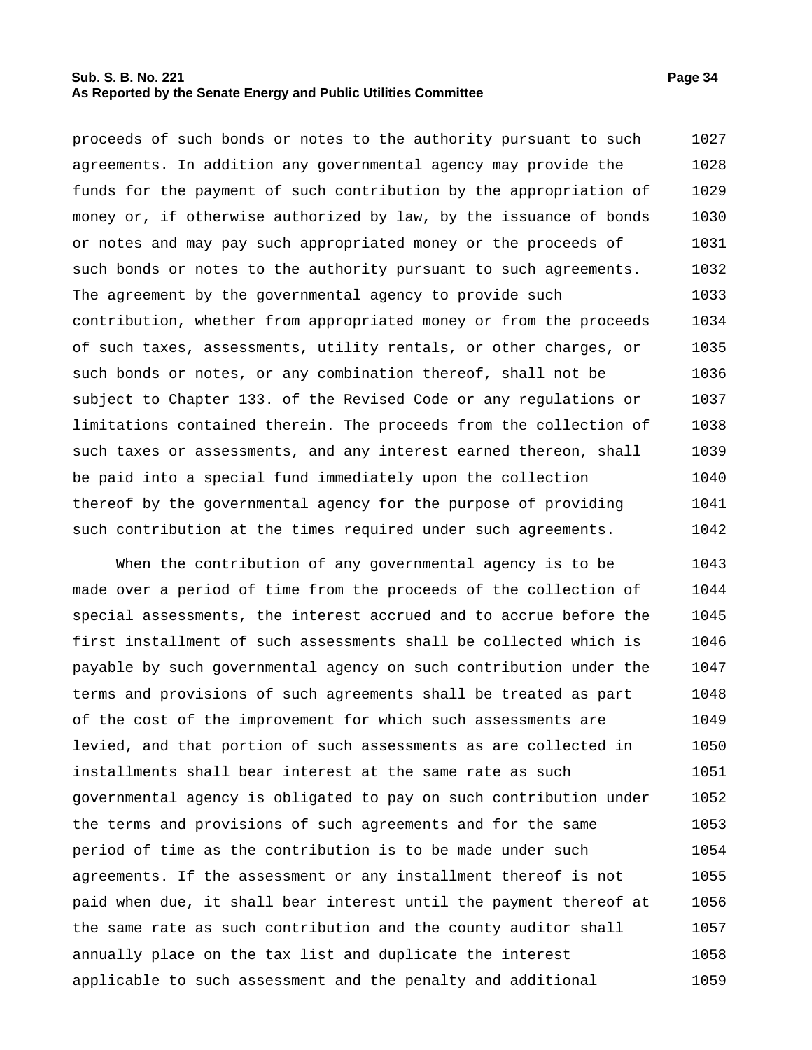proceeds of such bonds or notes to the authority pursuant to such agreements. In addition any governmental agency may provide the funds for the payment of such contribution by the appropriation of money or, if otherwise authorized by law, by the issuance of bonds or notes and may pay such appropriated money or the proceeds of such bonds or notes to the authority pursuant to such agreements. The agreement by the governmental agency to provide such contribution, whether from appropriated money or from the proceeds of such taxes, assessments, utility rentals, or other charges, or such bonds or notes, or any combination thereof, shall not be subject to Chapter 133. of the Revised Code or any regulations or limitations contained therein. The proceeds from the collection of such taxes or assessments, and any interest earned thereon, shall be paid into a special fund immediately upon the collection thereof by the governmental agency for the purpose of providing such contribution at the times required under such agreements.

When the contribution of any governmental agency is to be made over a period of time from the proceeds of the collection of special assessments, the interest accrued and to accrue before the first installment of such assessments shall be collected which is payable by such governmental agency on such contribution under the terms and provisions of such agreements shall be treated as part of the cost of the improvement for which such assessments are levied, and that portion of such assessments as are collected in installments shall bear interest at the same rate as such governmental agency is obligated to pay on such contribution under the terms and provisions of such agreements and for the same period of time as the contribution is to be made under such agreements. If the assessment or any installment thereof is not paid when due, it shall bear interest until the payment thereof at the same rate as such contribution and the county auditor shall annually place on the tax list and duplicate the interest applicable to such assessment and the penalty and additional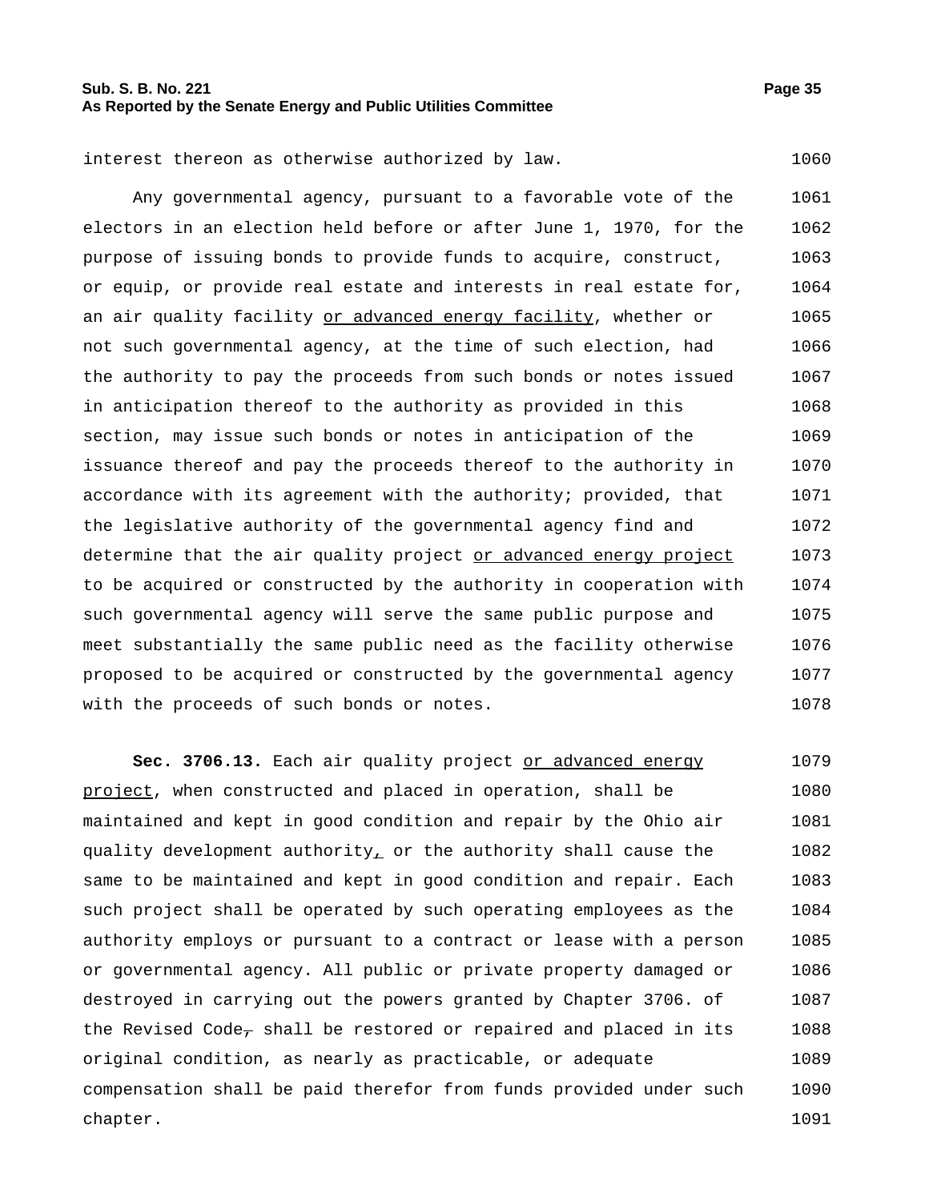interest thereon as otherwise authorized by law.

Any governmental agency, pursuant to a favorable vote of the electors in an election held before or after June 1, 1970, for the purpose of issuing bonds to provide funds to acquire, construct, or equip, or provide real estate and interests in real estate for, an air quality facility <u>or advanced energy facility</u>, whether or not such governmental agency, at the time of such election, had the authority to pay the proceeds from such bonds or notes issued in anticipation thereof to the authority as provided in this section, may issue such bonds or notes in anticipation of the issuance thereof and pay the proceeds thereof to the authority in accordance with its agreement with the authority; provided, that the legislative authority of the governmental agency find and determine that the air quality project <u>or advanced energy project</u> to be acquired or constructed by the authority in cooperation with such governmental agency will serve the same public purpose and meet substantially the same public need as the facility otherwise proposed to be acquired or constructed by the governmental agency with the proceeds of such bonds or notes.

**Sec. 3706.13.** Each air quality project <u>or advanced energy project</u>, when constructed and placed in operation, shall be maintained and kept in good condition and repair by the Ohio air quality development authority<u>,</u> or the authority shall cause the same to be maintained and kept in good condition and repair. Each such project shall be operated by such operating employees as the authority employs or pursuant to a contract or lease with a person or governmental agency. All public or private property damaged or destroyed in carrying out the powers granted by Chapter 3706. of the Revised Code~~,~~ shall be restored or repaired and placed in its original condition, as nearly as practicable, or adequate compensation shall be paid therefor from funds provided under such chapter.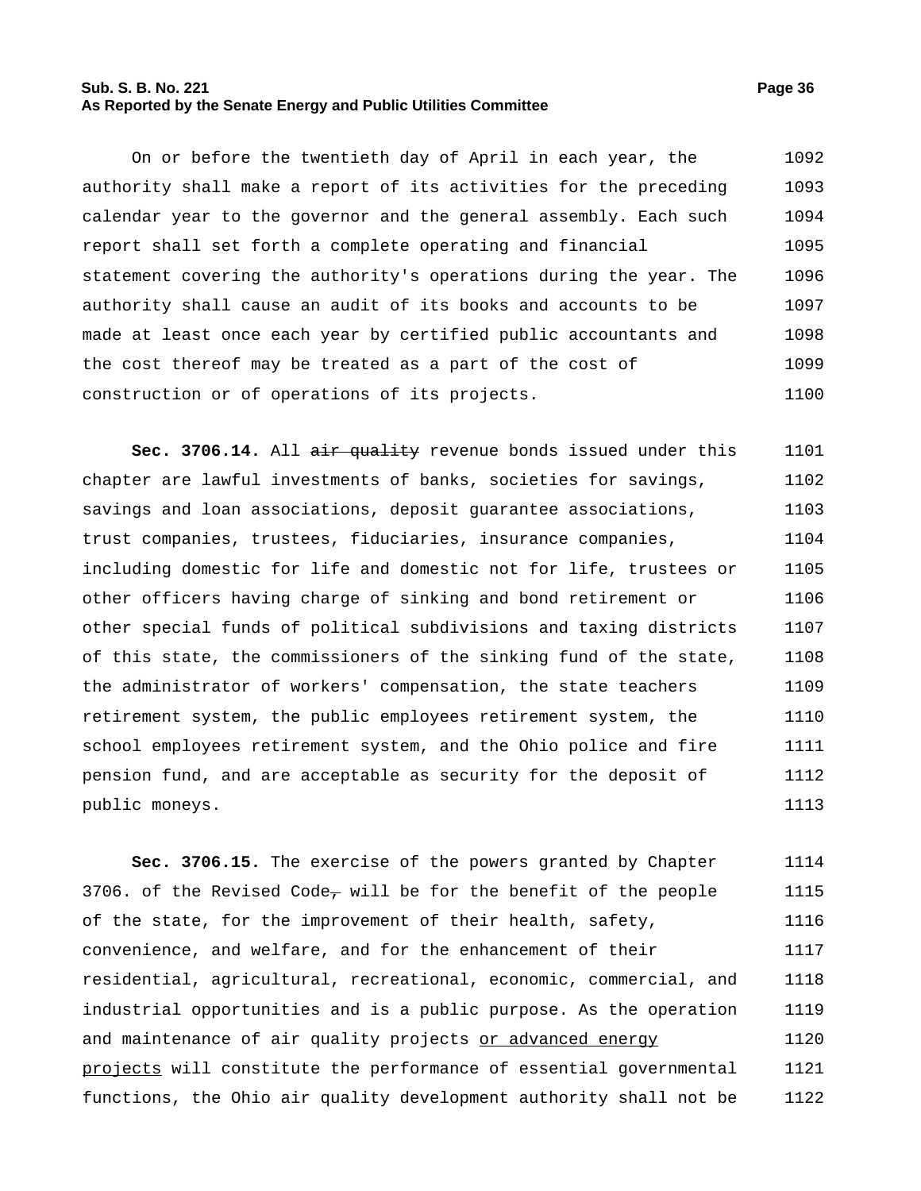On or before the twentieth day of April in each year, the authority shall make a report of its activities for the preceding calendar year to the governor and the general assembly. Each such report shall set forth a complete operating and financial statement covering the authority's operations during the year. The authority shall cause an audit of its books and accounts to be made at least once each year by certified public accountants and the cost thereof may be treated as a part of the cost of construction or of operations of its projects.

**Sec. 3706.14.** All ~~air quality~~ revenue bonds issued under this chapter are lawful investments of banks, societies for savings, savings and loan associations, deposit guarantee associations, trust companies, trustees, fiduciaries, insurance companies, including domestic for life and domestic not for life, trustees or other officers having charge of sinking and bond retirement or other special funds of political subdivisions and taxing districts of this state, the commissioners of the sinking fund of the state, the administrator of workers' compensation, the state teachers retirement system, the public employees retirement system, the school employees retirement system, and the Ohio police and fire pension fund, and are acceptable as security for the deposit of public moneys.

**Sec. 3706.15.** The exercise of the powers granted by Chapter 3706. of the Revised Code~~,~~ will be for the benefit of the people of the state, for the improvement of their health, safety, convenience, and welfare, and for the enhancement of their residential, agricultural, recreational, economic, commercial, and industrial opportunities and is a public purpose. As the operation and maintenance of air quality projects <u>or advanced energy projects</u> will constitute the performance of essential governmental functions, the Ohio air quality development authority shall not be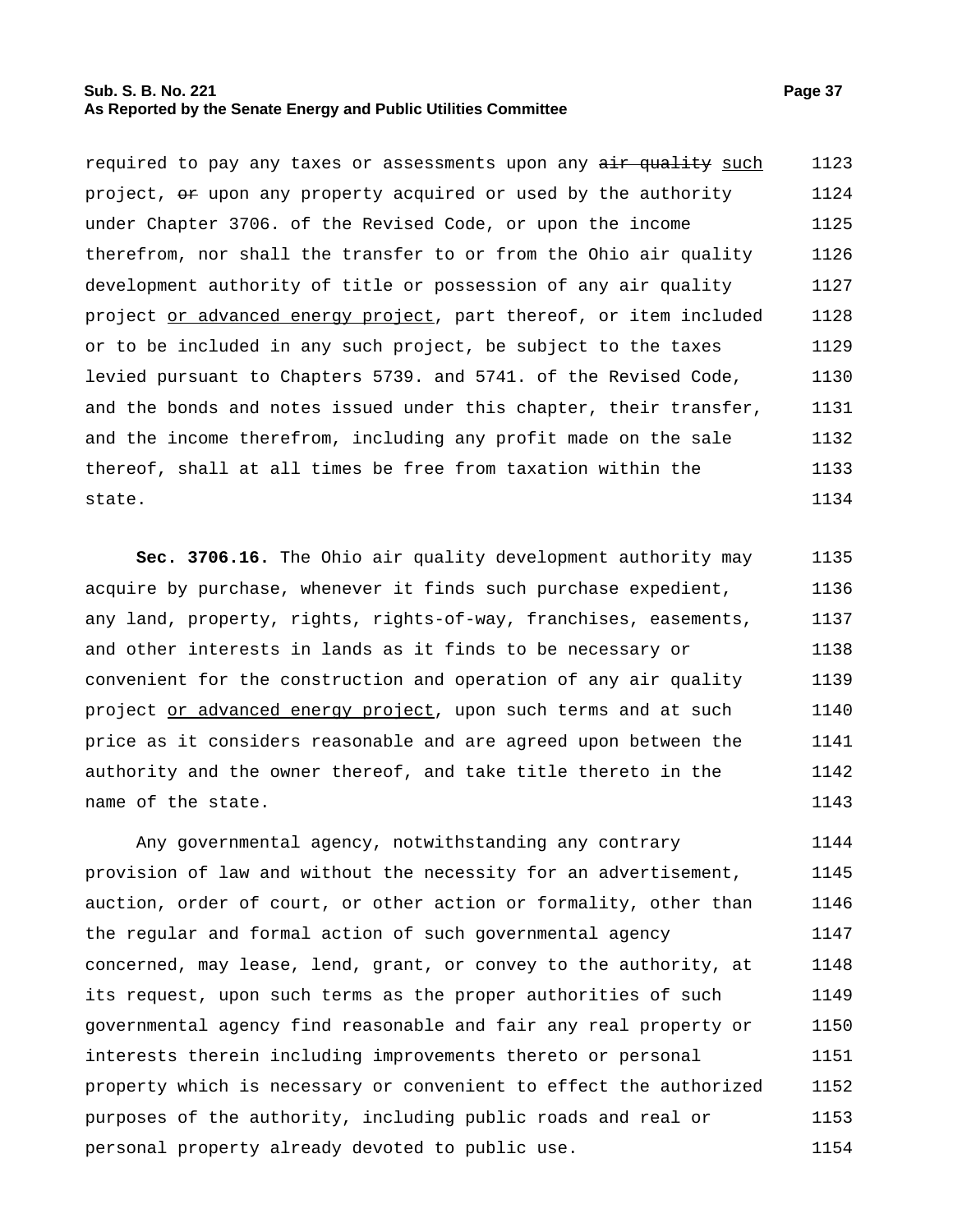required to pay any taxes or assessments upon any ~~air quality~~ such project, ~~or~~ upon any property acquired or used by the authority under Chapter 3706. of the Revised Code, or upon the income therefrom, nor shall the transfer to or from the Ohio air quality development authority of title or possession of any air quality project or advanced energy project, part thereof, or item included or to be included in any such project, be subject to the taxes levied pursuant to Chapters 5739. and 5741. of the Revised Code, and the bonds and notes issued under this chapter, their transfer, and the income therefrom, including any profit made on the sale thereof, shall at all times be free from taxation within the state.

**Sec. 3706.16.** The Ohio air quality development authority may acquire by purchase, whenever it finds such purchase expedient, any land, property, rights, rights-of-way, franchises, easements, and other interests in lands as it finds to be necessary or convenient for the construction and operation of any air quality project or advanced energy project, upon such terms and at such price as it considers reasonable and are agreed upon between the authority and the owner thereof, and take title thereto in the name of the state.

Any governmental agency, notwithstanding any contrary provision of law and without the necessity for an advertisement, auction, order of court, or other action or formality, other than the regular and formal action of such governmental agency concerned, may lease, lend, grant, or convey to the authority, at its request, upon such terms as the proper authorities of such governmental agency find reasonable and fair any real property or interests therein including improvements thereto or personal property which is necessary or convenient to effect the authorized purposes of the authority, including public roads and real or personal property already devoted to public use.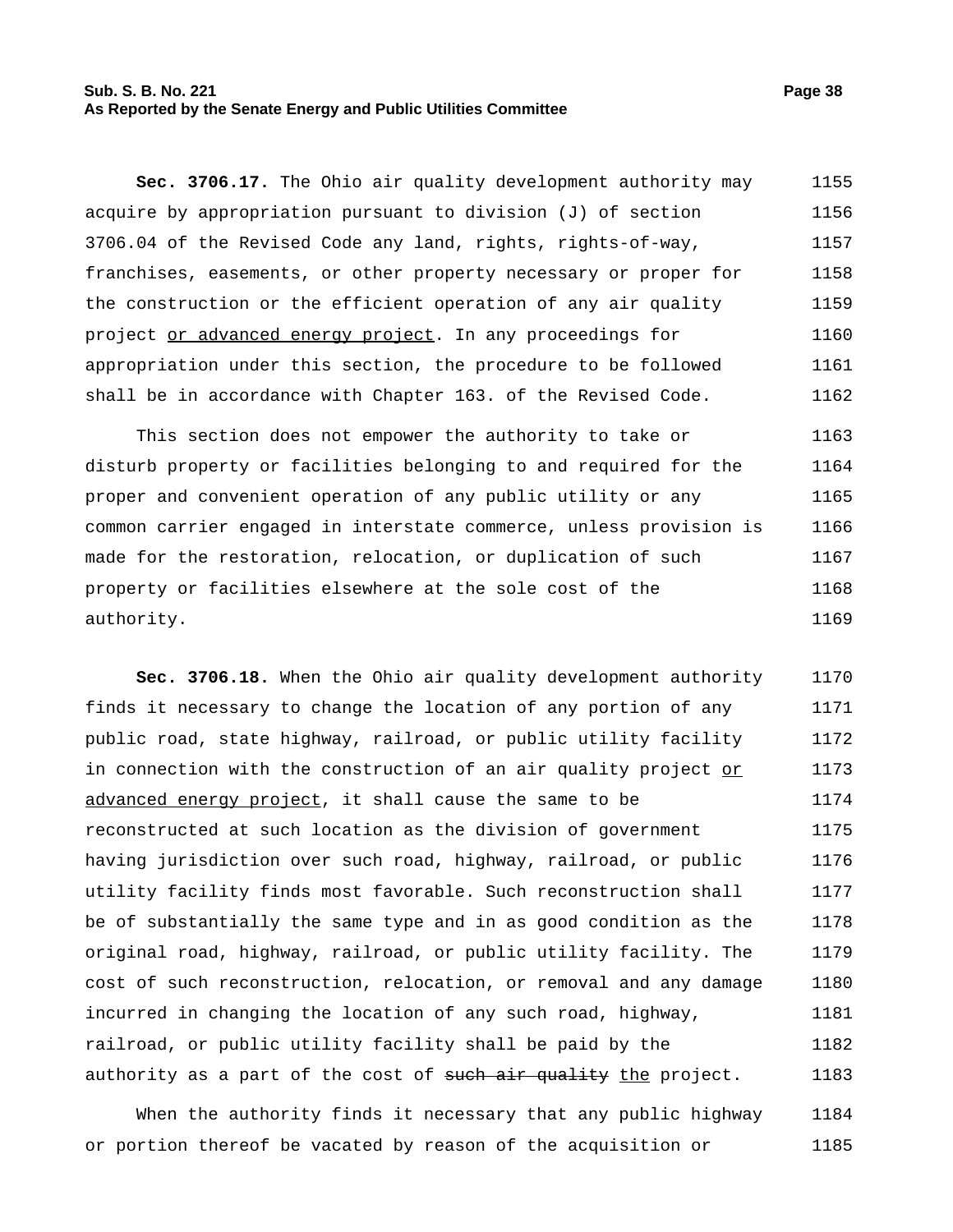**Sec. 3706.17.** The Ohio air quality development authority may acquire by appropriation pursuant to division (J) of section 3706.04 of the Revised Code any land, rights, rights-of-way, franchises, easements, or other property necessary or proper for the construction or the efficient operation of any air quality project <u>or advanced energy project</u>. In any proceedings for appropriation under this section, the procedure to be followed shall be in accordance with Chapter 163. of the Revised Code.

This section does not empower the authority to take or disturb property or facilities belonging to and required for the proper and convenient operation of any public utility or any common carrier engaged in interstate commerce, unless provision is made for the restoration, relocation, or duplication of such property or facilities elsewhere at the sole cost of the authority.

**Sec. 3706.18.** When the Ohio air quality development authority finds it necessary to change the location of any portion of any public road, state highway, railroad, or public utility facility in connection with the construction of an air quality project <u>or advanced energy project</u>, it shall cause the same to be reconstructed at such location as the division of government having jurisdiction over such road, highway, railroad, or public utility facility finds most favorable. Such reconstruction shall be of substantially the same type and in as good condition as the original road, highway, railroad, or public utility facility. The cost of such reconstruction, relocation, or removal and any damage incurred in changing the location of any such road, highway, railroad, or public utility facility shall be paid by the authority as a part of the cost of ~~such air quality~~ <u>the</u> project.

When the authority finds it necessary that any public highway or portion thereof be vacated by reason of the acquisition or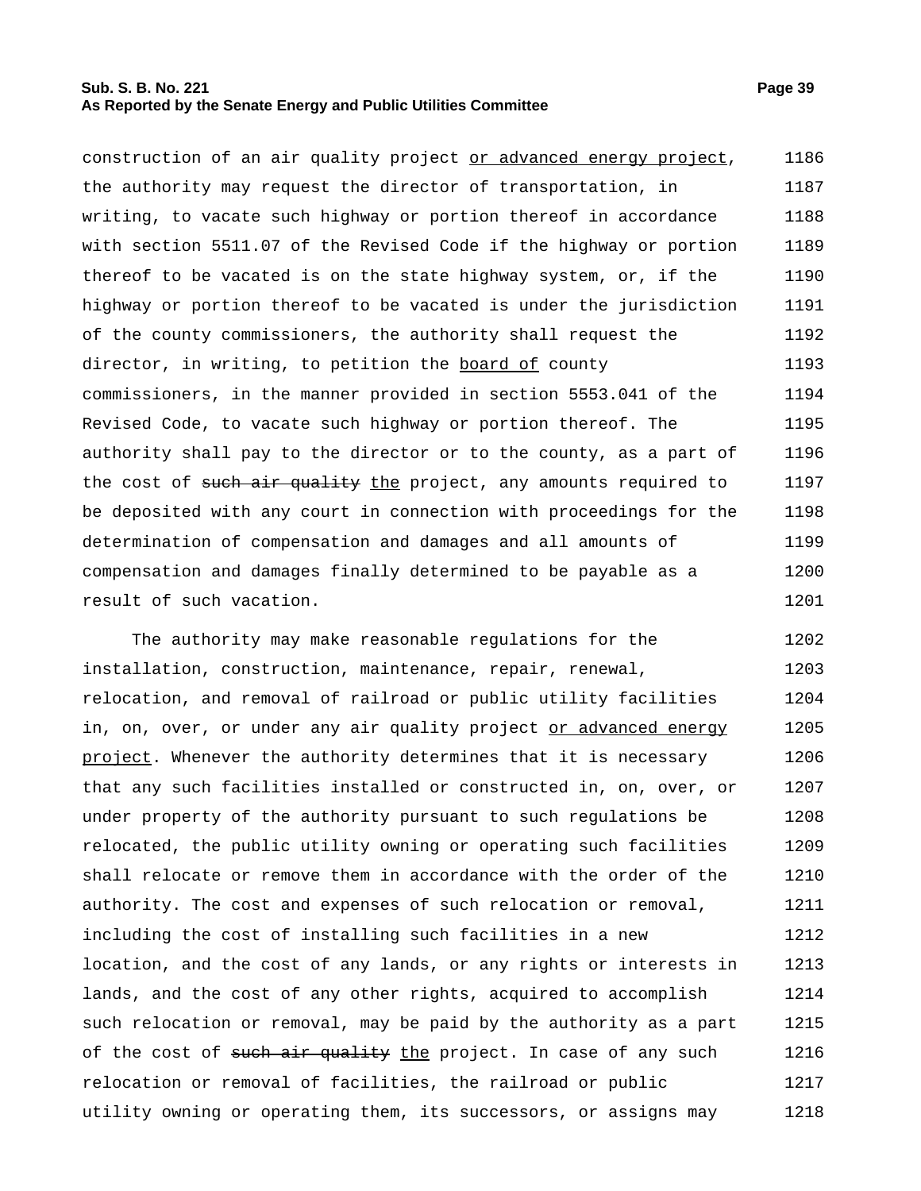construction of an air quality project <u>or advanced energy project</u>, the authority may request the director of transportation, in writing, to vacate such highway or portion thereof in accordance with section 5511.07 of the Revised Code if the highway or portion thereof to be vacated is on the state highway system, or, if the highway or portion thereof to be vacated is under the jurisdiction of the county commissioners, the authority shall request the director, in writing, to petition the <u>board of</u> county commissioners, in the manner provided in section 5553.041 of the Revised Code, to vacate such highway or portion thereof. The authority shall pay to the director or to the county, as a part of the cost of ~~such air quality~~ <u>the</u> project, any amounts required to be deposited with any court in connection with proceedings for the determination of compensation and damages and all amounts of compensation and damages finally determined to be payable as a result of such vacation.

The authority may make reasonable regulations for the installation, construction, maintenance, repair, renewal, relocation, and removal of railroad or public utility facilities in, on, over, or under any air quality project <u>or advanced energy project</u>. Whenever the authority determines that it is necessary that any such facilities installed or constructed in, on, over, or under property of the authority pursuant to such regulations be relocated, the public utility owning or operating such facilities shall relocate or remove them in accordance with the order of the authority. The cost and expenses of such relocation or removal, including the cost of installing such facilities in a new location, and the cost of any lands, or any rights or interests in lands, and the cost of any other rights, acquired to accomplish such relocation or removal, may be paid by the authority as a part of the cost of ~~such air quality~~ <u>the</u> project. In case of any such relocation or removal of facilities, the railroad or public utility owning or operating them, its successors, or assigns may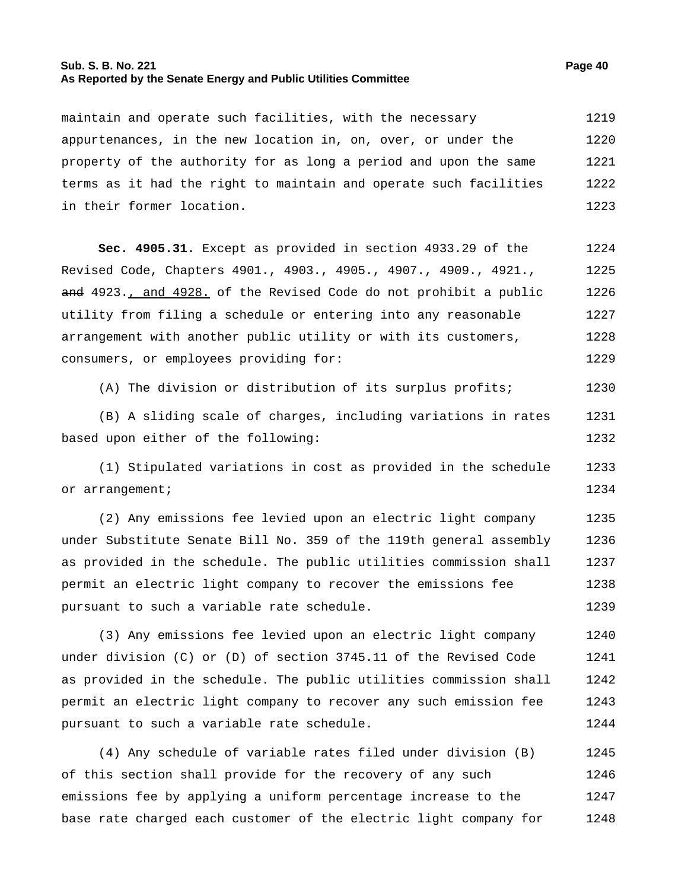maintain and operate such facilities, with the necessary appurtenances, in the new location in, on, over, or under the property of the authority for as long a period and upon the same terms as it had the right to maintain and operate such facilities in their former location.

**Sec. 4905.31.** Except as provided in section 4933.29 of the Revised Code, Chapters 4901., 4903., 4905., 4907., 4909., 4921., ~~and~~ 4923., and 4928. of the Revised Code do not prohibit a public utility from filing a schedule or entering into any reasonable arrangement with another public utility or with its customers, consumers, or employees providing for:

(A) The division or distribution of its surplus profits;

(B) A sliding scale of charges, including variations in rates based upon either of the following:

(1) Stipulated variations in cost as provided in the schedule or arrangement;

(2) Any emissions fee levied upon an electric light company under Substitute Senate Bill No. 359 of the 119th general assembly as provided in the schedule. The public utilities commission shall permit an electric light company to recover the emissions fee pursuant to such a variable rate schedule.

(3) Any emissions fee levied upon an electric light company under division (C) or (D) of section 3745.11 of the Revised Code as provided in the schedule. The public utilities commission shall permit an electric light company to recover any such emission fee pursuant to such a variable rate schedule.

(4) Any schedule of variable rates filed under division (B) of this section shall provide for the recovery of any such emissions fee by applying a uniform percentage increase to the base rate charged each customer of the electric light company for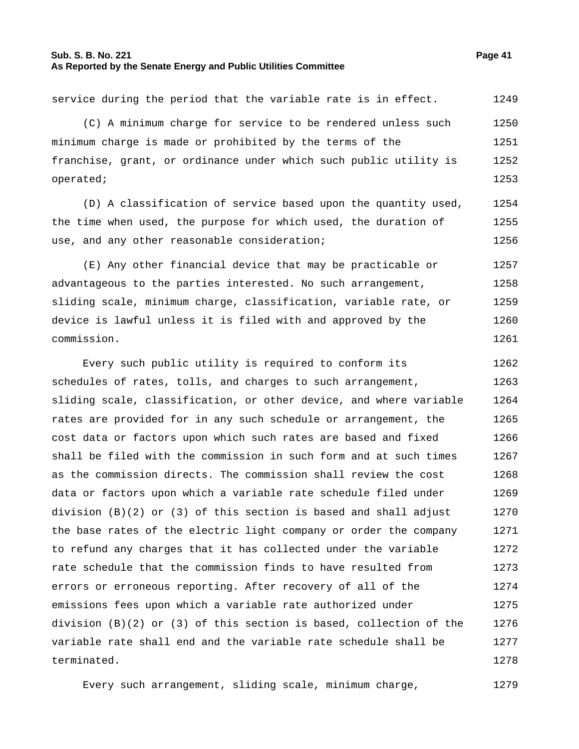service during the period that the variable rate is in effect.

(C) A minimum charge for service to be rendered unless such minimum charge is made or prohibited by the terms of the franchise, grant, or ordinance under which such public utility is operated;

(D) A classification of service based upon the quantity used, the time when used, the purpose for which used, the duration of use, and any other reasonable consideration;

(E) Any other financial device that may be practicable or advantageous to the parties interested. No such arrangement, sliding scale, minimum charge, classification, variable rate, or device is lawful unless it is filed with and approved by the commission.

Every such public utility is required to conform its schedules of rates, tolls, and charges to such arrangement, sliding scale, classification, or other device, and where variable rates are provided for in any such schedule or arrangement, the cost data or factors upon which such rates are based and fixed shall be filed with the commission in such form and at such times as the commission directs. The commission shall review the cost data or factors upon which a variable rate schedule filed under division (B)(2) or (3) of this section is based and shall adjust the base rates of the electric light company or order the company to refund any charges that it has collected under the variable rate schedule that the commission finds to have resulted from errors or erroneous reporting. After recovery of all of the emissions fees upon which a variable rate authorized under division (B)(2) or (3) of this section is based, collection of the variable rate shall end and the variable rate schedule shall be terminated.

Every such arrangement, sliding scale, minimum charge,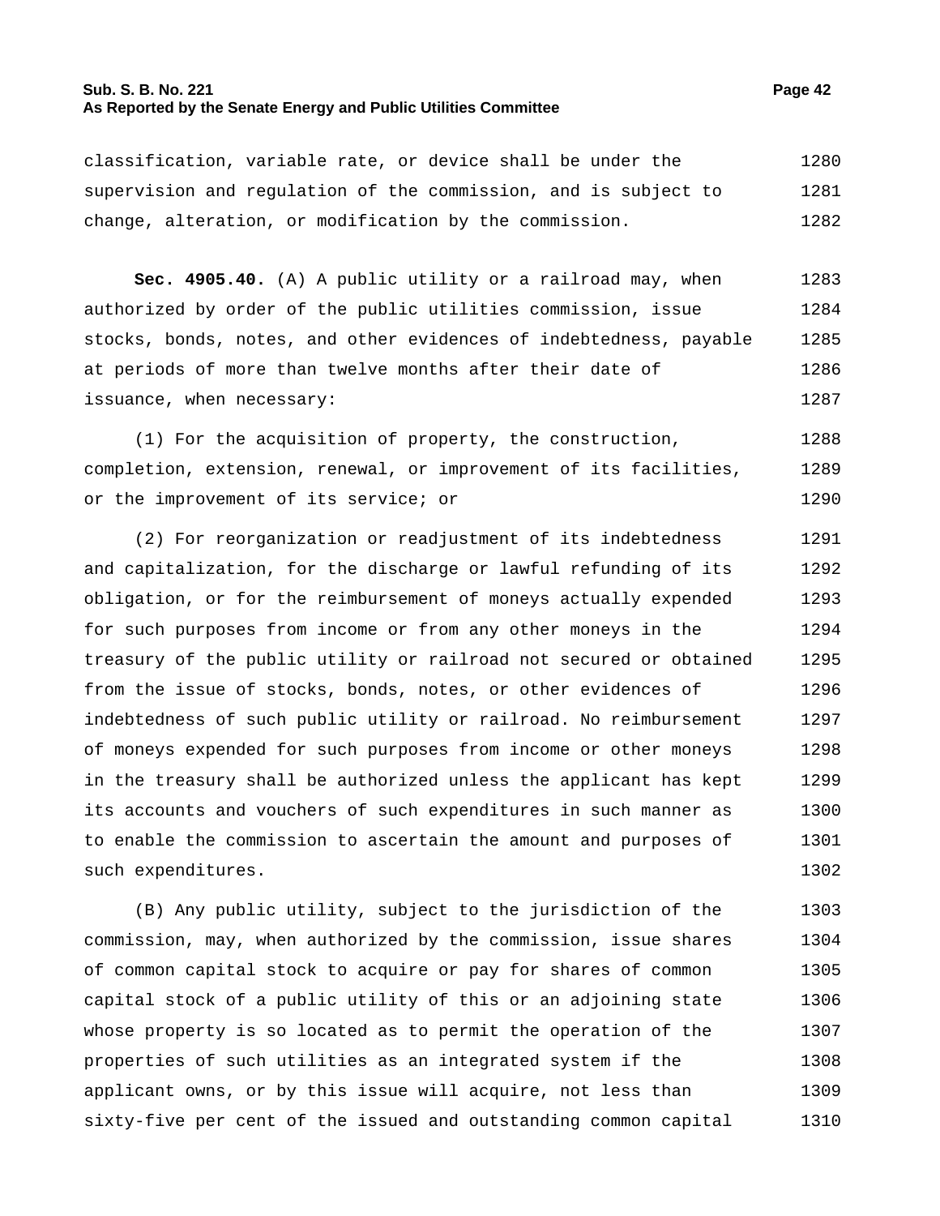classification, variable rate, or device shall be under the supervision and regulation of the commission, and is subject to change, alteration, or modification by the commission.

**Sec. 4905.40.** (A) A public utility or a railroad may, when authorized by order of the public utilities commission, issue stocks, bonds, notes, and other evidences of indebtedness, payable at periods of more than twelve months after their date of issuance, when necessary:

(1) For the acquisition of property, the construction, completion, extension, renewal, or improvement of its facilities, or the improvement of its service; or

(2) For reorganization or readjustment of its indebtedness and capitalization, for the discharge or lawful refunding of its obligation, or for the reimbursement of moneys actually expended for such purposes from income or from any other moneys in the treasury of the public utility or railroad not secured or obtained from the issue of stocks, bonds, notes, or other evidences of indebtedness of such public utility or railroad. No reimbursement of moneys expended for such purposes from income or other moneys in the treasury shall be authorized unless the applicant has kept its accounts and vouchers of such expenditures in such manner as to enable the commission to ascertain the amount and purposes of such expenditures.

(B) Any public utility, subject to the jurisdiction of the commission, may, when authorized by the commission, issue shares of common capital stock to acquire or pay for shares of common capital stock of a public utility of this or an adjoining state whose property is so located as to permit the operation of the properties of such utilities as an integrated system if the applicant owns, or by this issue will acquire, not less than sixty-five per cent of the issued and outstanding common capital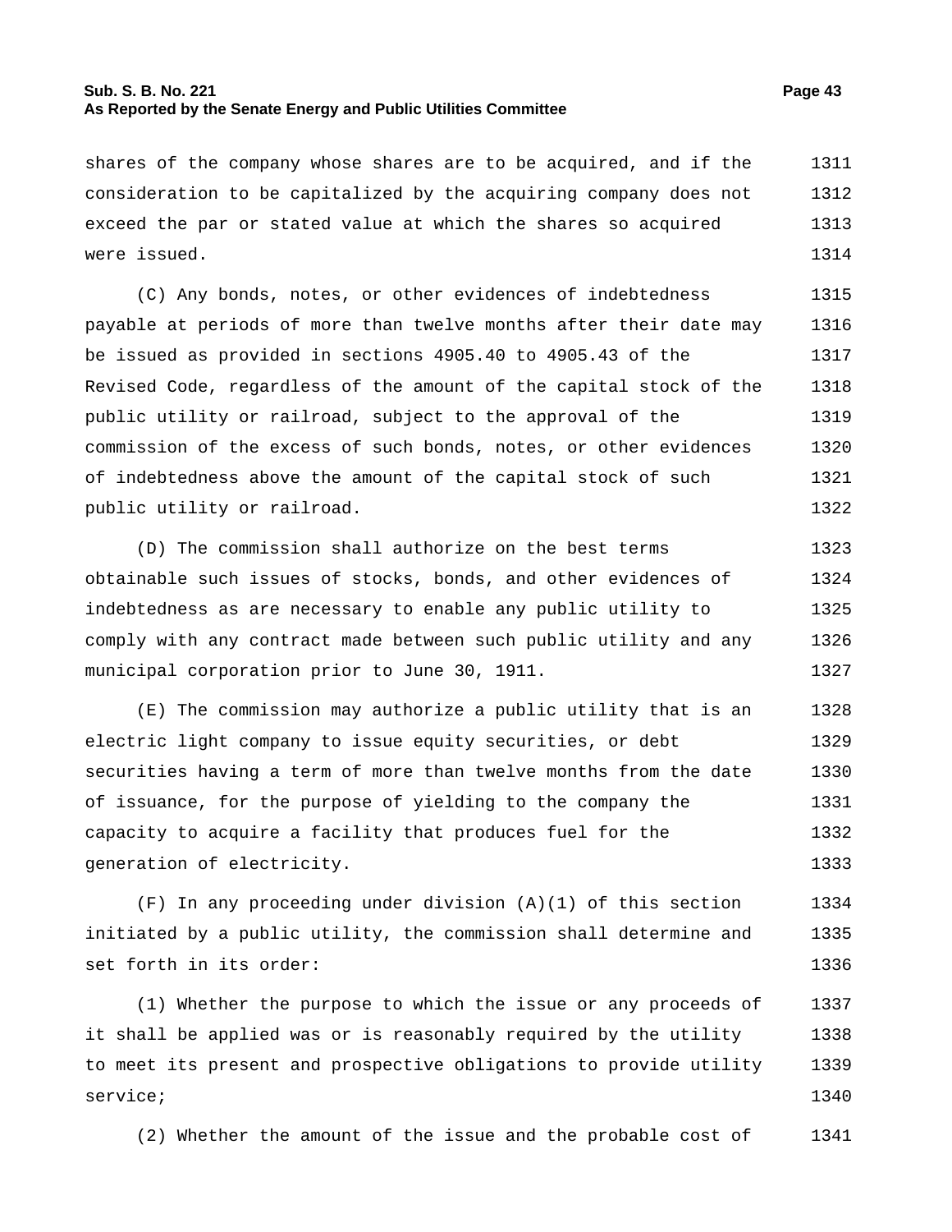shares of the company whose shares are to be acquired, and if the consideration to be capitalized by the acquiring company does not exceed the par or stated value at which the shares so acquired were issued.

(C) Any bonds, notes, or other evidences of indebtedness payable at periods of more than twelve months after their date may be issued as provided in sections 4905.40 to 4905.43 of the Revised Code, regardless of the amount of the capital stock of the public utility or railroad, subject to the approval of the commission of the excess of such bonds, notes, or other evidences of indebtedness above the amount of the capital stock of such public utility or railroad.

(D) The commission shall authorize on the best terms obtainable such issues of stocks, bonds, and other evidences of indebtedness as are necessary to enable any public utility to comply with any contract made between such public utility and any municipal corporation prior to June 30, 1911.

(E) The commission may authorize a public utility that is an electric light company to issue equity securities, or debt securities having a term of more than twelve months from the date of issuance, for the purpose of yielding to the company the capacity to acquire a facility that produces fuel for the generation of electricity.

(F) In any proceeding under division (A)(1) of this section initiated by a public utility, the commission shall determine and set forth in its order:

(1) Whether the purpose to which the issue or any proceeds of it shall be applied was or is reasonably required by the utility to meet its present and prospective obligations to provide utility service;

(2) Whether the amount of the issue and the probable cost of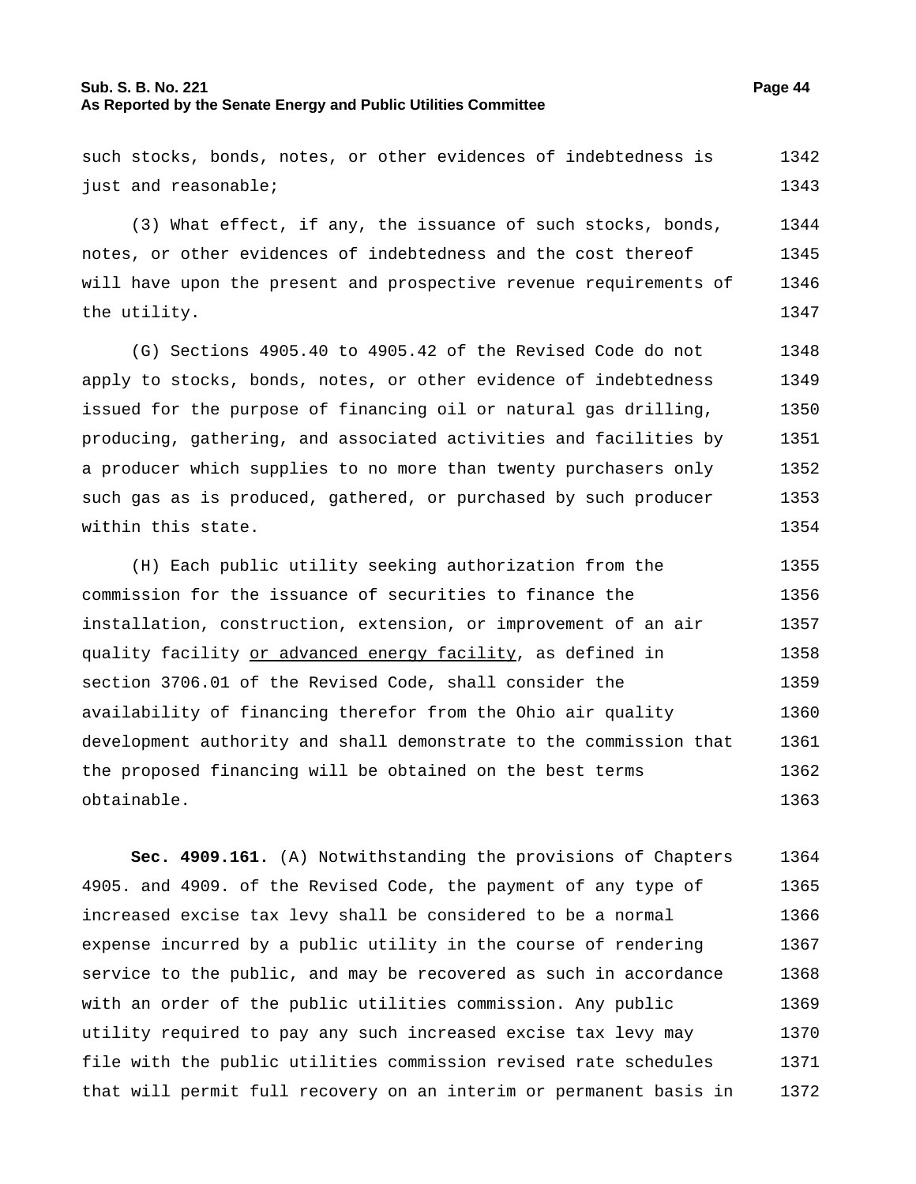such stocks, bonds, notes, or other evidences of indebtedness is just and reasonable;

(3) What effect, if any, the issuance of such stocks, bonds, notes, or other evidences of indebtedness and the cost thereof will have upon the present and prospective revenue requirements of the utility.

(G) Sections 4905.40 to 4905.42 of the Revised Code do not apply to stocks, bonds, notes, or other evidence of indebtedness issued for the purpose of financing oil or natural gas drilling, producing, gathering, and associated activities and facilities by a producer which supplies to no more than twenty purchasers only such gas as is produced, gathered, or purchased by such producer within this state.

(H) Each public utility seeking authorization from the commission for the issuance of securities to finance the installation, construction, extension, or improvement of an air quality facility <u>or advanced energy facility</u>, as defined in section 3706.01 of the Revised Code, shall consider the availability of financing therefor from the Ohio air quality development authority and shall demonstrate to the commission that the proposed financing will be obtained on the best terms obtainable.

**Sec. 4909.161.** (A) Notwithstanding the provisions of Chapters 4905. and 4909. of the Revised Code, the payment of any type of increased excise tax levy shall be considered to be a normal expense incurred by a public utility in the course of rendering service to the public, and may be recovered as such in accordance with an order of the public utilities commission. Any public utility required to pay any such increased excise tax levy may file with the public utilities commission revised rate schedules that will permit full recovery on an interim or permanent basis in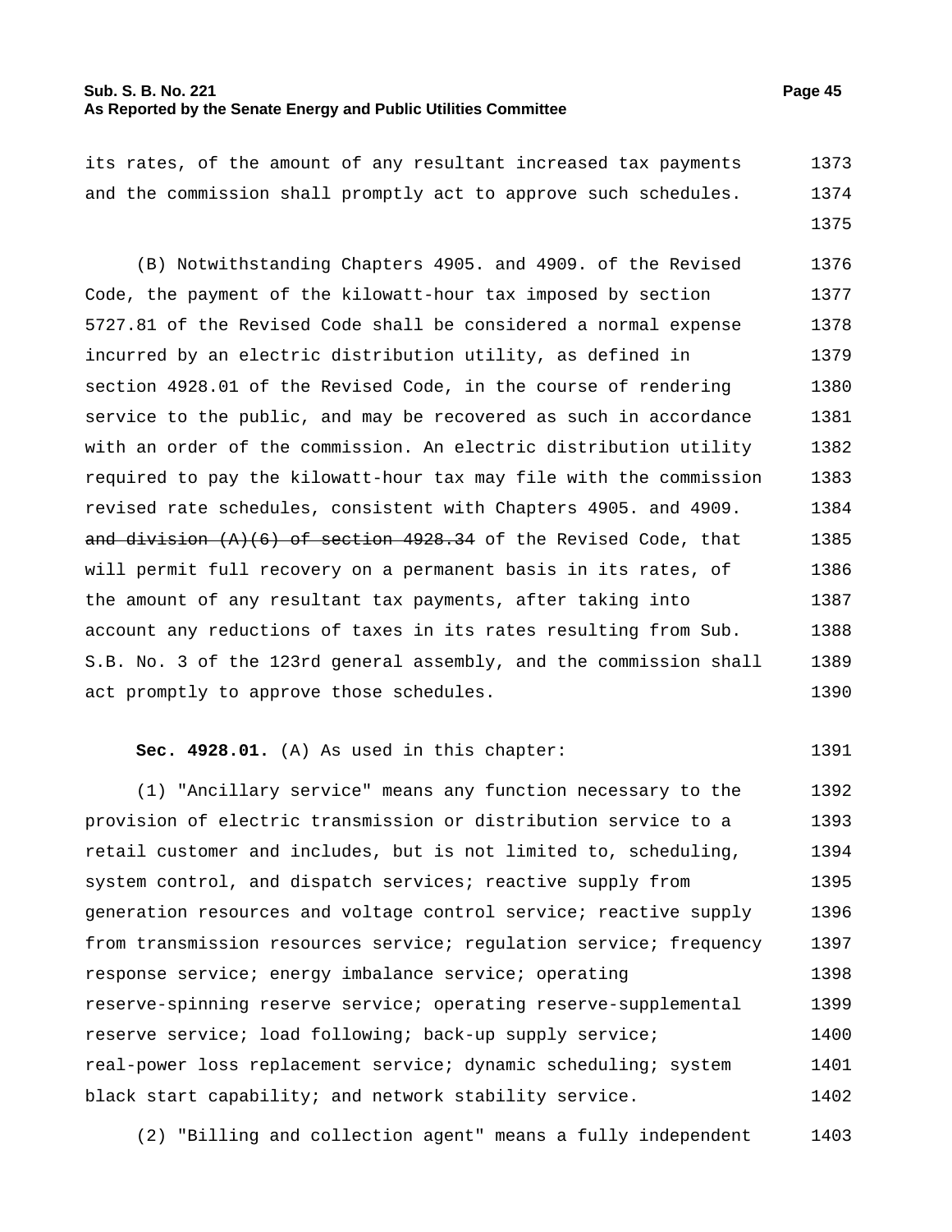its rates, of the amount of any resultant increased tax payments and the commission shall promptly act to approve such schedules.

(B) Notwithstanding Chapters 4905. and 4909. of the Revised Code, the payment of the kilowatt-hour tax imposed by section 5727.81 of the Revised Code shall be considered a normal expense incurred by an electric distribution utility, as defined in section 4928.01 of the Revised Code, in the course of rendering service to the public, and may be recovered as such in accordance with an order of the commission. An electric distribution utility required to pay the kilowatt-hour tax may file with the commission revised rate schedules, consistent with Chapters 4905. and 4909. ~~and division (A)(6) of section 4928.34~~ of the Revised Code, that will permit full recovery on a permanent basis in its rates, of the amount of any resultant tax payments, after taking into account any reductions of taxes in its rates resulting from Sub. S.B. No. 3 of the 123rd general assembly, and the commission shall act promptly to approve those schedules.

**Sec. 4928.01.** (A) As used in this chapter:

(1) "Ancillary service" means any function necessary to the provision of electric transmission or distribution service to a retail customer and includes, but is not limited to, scheduling, system control, and dispatch services; reactive supply from generation resources and voltage control service; reactive supply from transmission resources service; regulation service; frequency response service; energy imbalance service; operating reserve-spinning reserve service; operating reserve-supplemental reserve service; load following; back-up supply service; real-power loss replacement service; dynamic scheduling; system black start capability; and network stability service.

(2) "Billing and collection agent" means a fully independent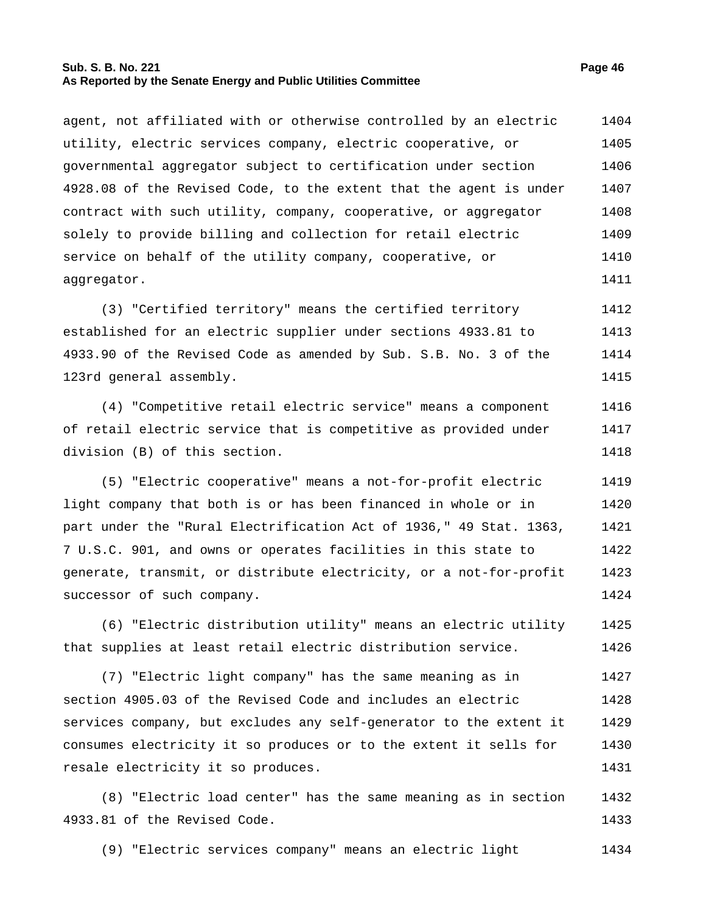agent, not affiliated with or otherwise controlled by an electric utility, electric services company, electric cooperative, or governmental aggregator subject to certification under section 4928.08 of the Revised Code, to the extent that the agent is under contract with such utility, company, cooperative, or aggregator solely to provide billing and collection for retail electric service on behalf of the utility company, cooperative, or aggregator.

(3) "Certified territory" means the certified territory established for an electric supplier under sections 4933.81 to 4933.90 of the Revised Code as amended by Sub. S.B. No. 3 of the 123rd general assembly.

(4) "Competitive retail electric service" means a component of retail electric service that is competitive as provided under division (B) of this section.

(5) "Electric cooperative" means a not-for-profit electric light company that both is or has been financed in whole or in part under the "Rural Electrification Act of 1936," 49 Stat. 1363, 7 U.S.C. 901, and owns or operates facilities in this state to generate, transmit, or distribute electricity, or a not-for-profit successor of such company.

(6) "Electric distribution utility" means an electric utility that supplies at least retail electric distribution service.

(7) "Electric light company" has the same meaning as in section 4905.03 of the Revised Code and includes an electric services company, but excludes any self-generator to the extent it consumes electricity it so produces or to the extent it sells for resale electricity it so produces.

(8) "Electric load center" has the same meaning as in section 4933.81 of the Revised Code.

(9) "Electric services company" means an electric light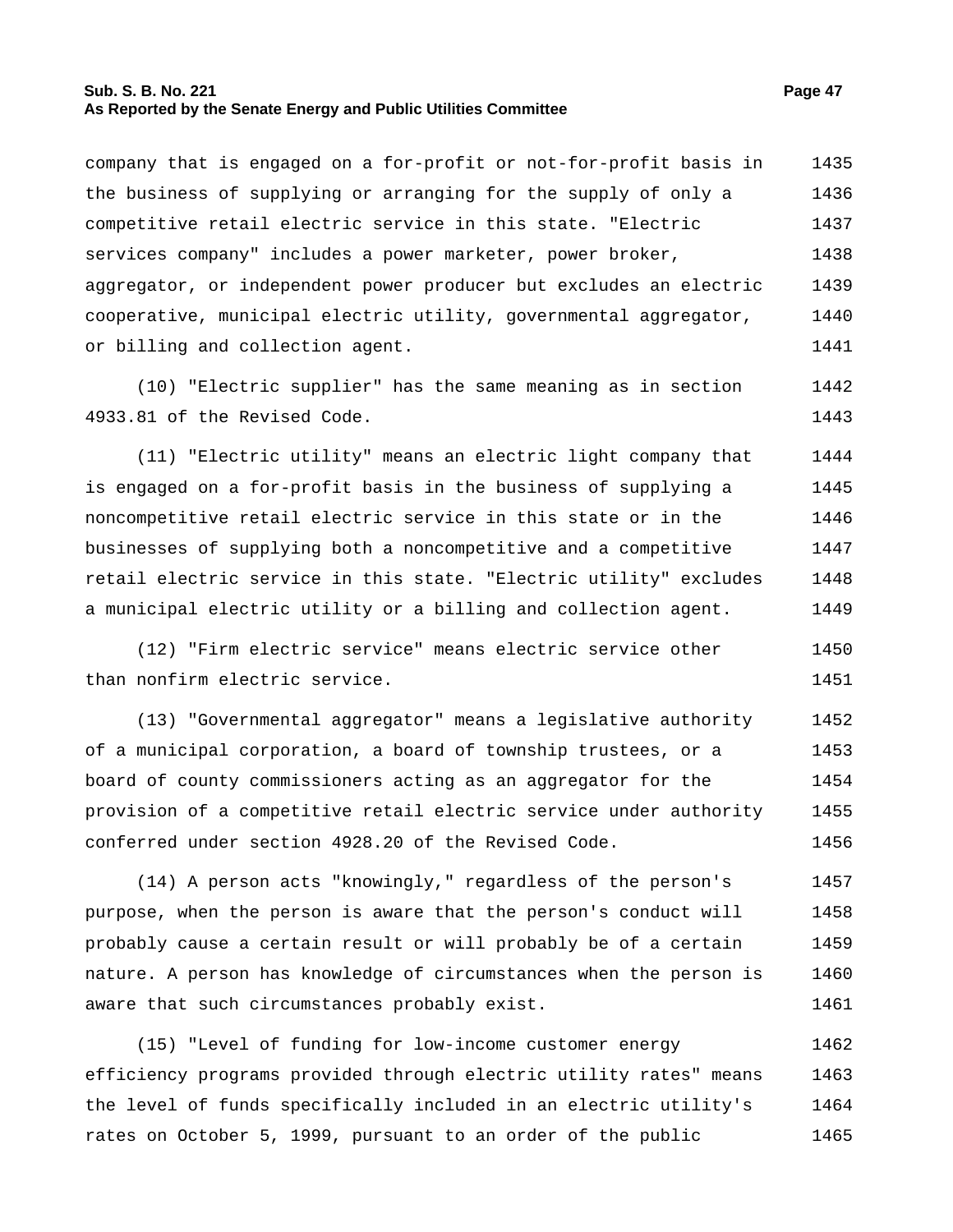company that is engaged on a for-profit or not-for-profit basis in the business of supplying or arranging for the supply of only a competitive retail electric service in this state. "Electric services company" includes a power marketer, power broker, aggregator, or independent power producer but excludes an electric cooperative, municipal electric utility, governmental aggregator, or billing and collection agent.

(10) "Electric supplier" has the same meaning as in section 4933.81 of the Revised Code.

(11) "Electric utility" means an electric light company that is engaged on a for-profit basis in the business of supplying a noncompetitive retail electric service in this state or in the businesses of supplying both a noncompetitive and a competitive retail electric service in this state. "Electric utility" excludes a municipal electric utility or a billing and collection agent.

(12) "Firm electric service" means electric service other than nonfirm electric service.

(13) "Governmental aggregator" means a legislative authority of a municipal corporation, a board of township trustees, or a board of county commissioners acting as an aggregator for the provision of a competitive retail electric service under authority conferred under section 4928.20 of the Revised Code.

(14) A person acts "knowingly," regardless of the person's purpose, when the person is aware that the person's conduct will probably cause a certain result or will probably be of a certain nature. A person has knowledge of circumstances when the person is aware that such circumstances probably exist.

(15) "Level of funding for low-income customer energy efficiency programs provided through electric utility rates" means the level of funds specifically included in an electric utility's rates on October 5, 1999, pursuant to an order of the public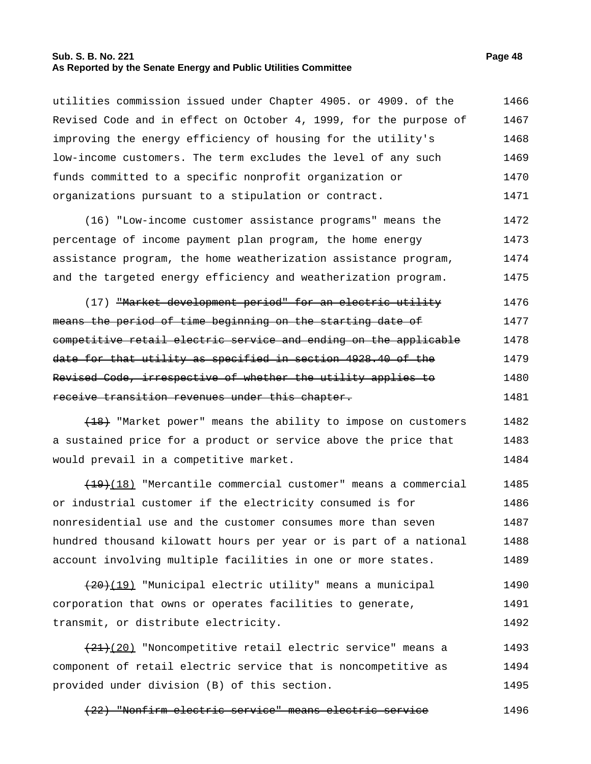utilities commission issued under Chapter 4905. or 4909. of the Revised Code and in effect on October 4, 1999, for the purpose of improving the energy efficiency of housing for the utility's low-income customers. The term excludes the level of any such funds committed to a specific nonprofit organization or organizations pursuant to a stipulation or contract.

(16) "Low-income customer assistance programs" means the percentage of income payment plan program, the home energy assistance program, the home weatherization assistance program, and the targeted energy efficiency and weatherization program.

(17) ~~"Market development period" for an electric utility means the period of time beginning on the starting date of competitive retail electric service and ending on the applicable date for that utility as specified in section 4928.40 of the Revised Code, irrespective of whether the utility applies to receive transition revenues under this chapter.~~

~~(18)~~ "Market power" means the ability to impose on customers a sustained price for a product or service above the price that would prevail in a competitive market.

~~(19)~~(18) "Mercantile commercial customer" means a commercial or industrial customer if the electricity consumed is for nonresidential use and the customer consumes more than seven hundred thousand kilowatt hours per year or is part of a national account involving multiple facilities in one or more states.

~~(20)~~(19) "Municipal electric utility" means a municipal corporation that owns or operates facilities to generate, transmit, or distribute electricity.

~~(21)~~(20) "Noncompetitive retail electric service" means a component of retail electric service that is noncompetitive as provided under division (B) of this section.

~~(22) "Nonfirm electric service" means electric service~~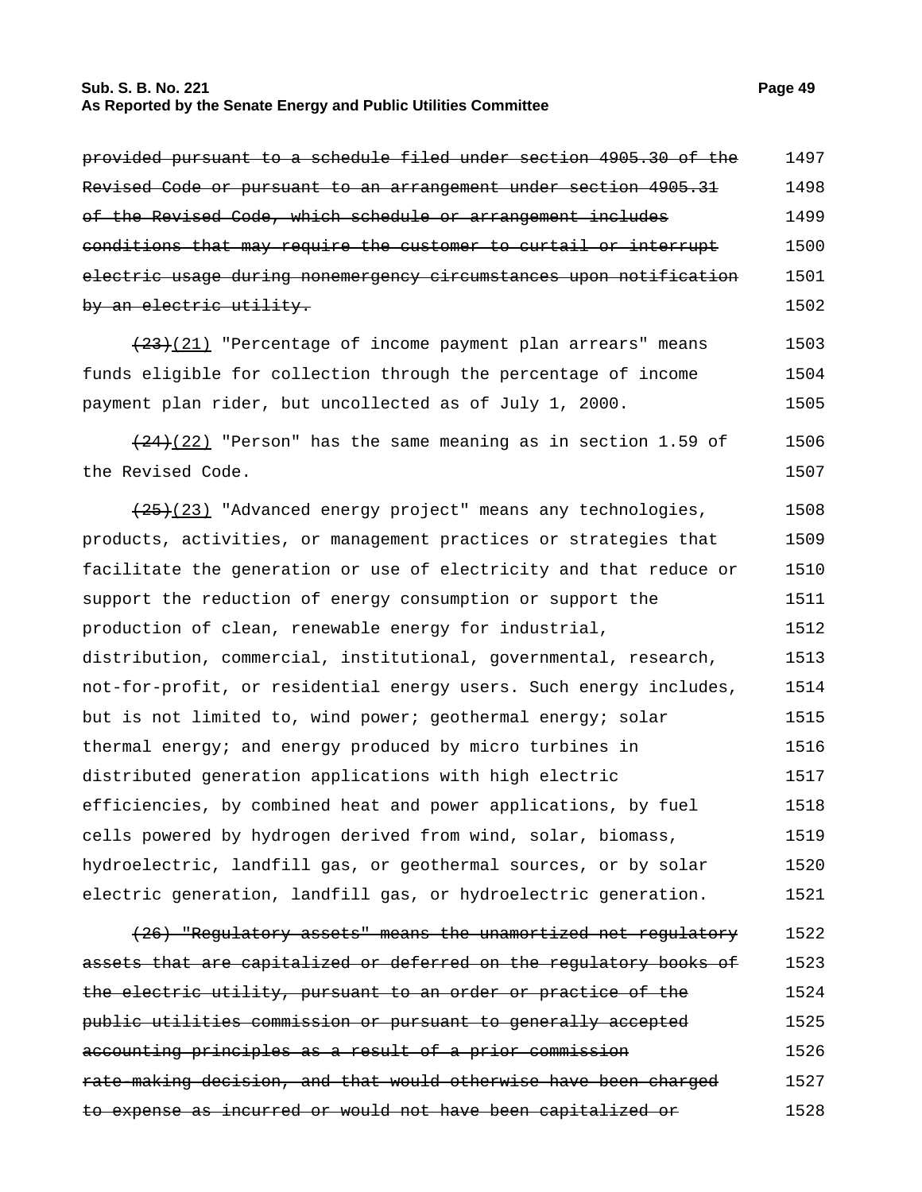~~provided pursuant to a schedule filed under section 4905.30 of the Revised Code or pursuant to an arrangement under section 4905.31 of the Revised Code, which schedule or arrangement includes conditions that may require the customer to curtail or interrupt electric usage during nonemergency circumstances upon notification by an electric utility.~~

~~(23)~~<u>(21)</u> "Percentage of income payment plan arrears" means funds eligible for collection through the percentage of income payment plan rider, but uncollected as of July 1, 2000.

~~(24)~~<u>(22)</u> "Person" has the same meaning as in section 1.59 of the Revised Code.

~~(25)~~<u>(23)</u> "Advanced energy project" means any technologies, products, activities, or management practices or strategies that facilitate the generation or use of electricity and that reduce or support the reduction of energy consumption or support the production of clean, renewable energy for industrial, distribution, commercial, institutional, governmental, research, not-for-profit, or residential energy users. Such energy includes, but is not limited to, wind power; geothermal energy; solar thermal energy; and energy produced by micro turbines in distributed generation applications with high electric efficiencies, by combined heat and power applications, by fuel cells powered by hydrogen derived from wind, solar, biomass, hydroelectric, landfill gas, or geothermal sources, or by solar electric generation, landfill gas, or hydroelectric generation.

~~(26) "Regulatory assets" means the unamortized net regulatory assets that are capitalized or deferred on the regulatory books of the electric utility, pursuant to an order or practice of the public utilities commission or pursuant to generally accepted accounting principles as a result of a prior commission rate-making decision, and that would otherwise have been charged to expense as incurred or would not have been capitalized or~~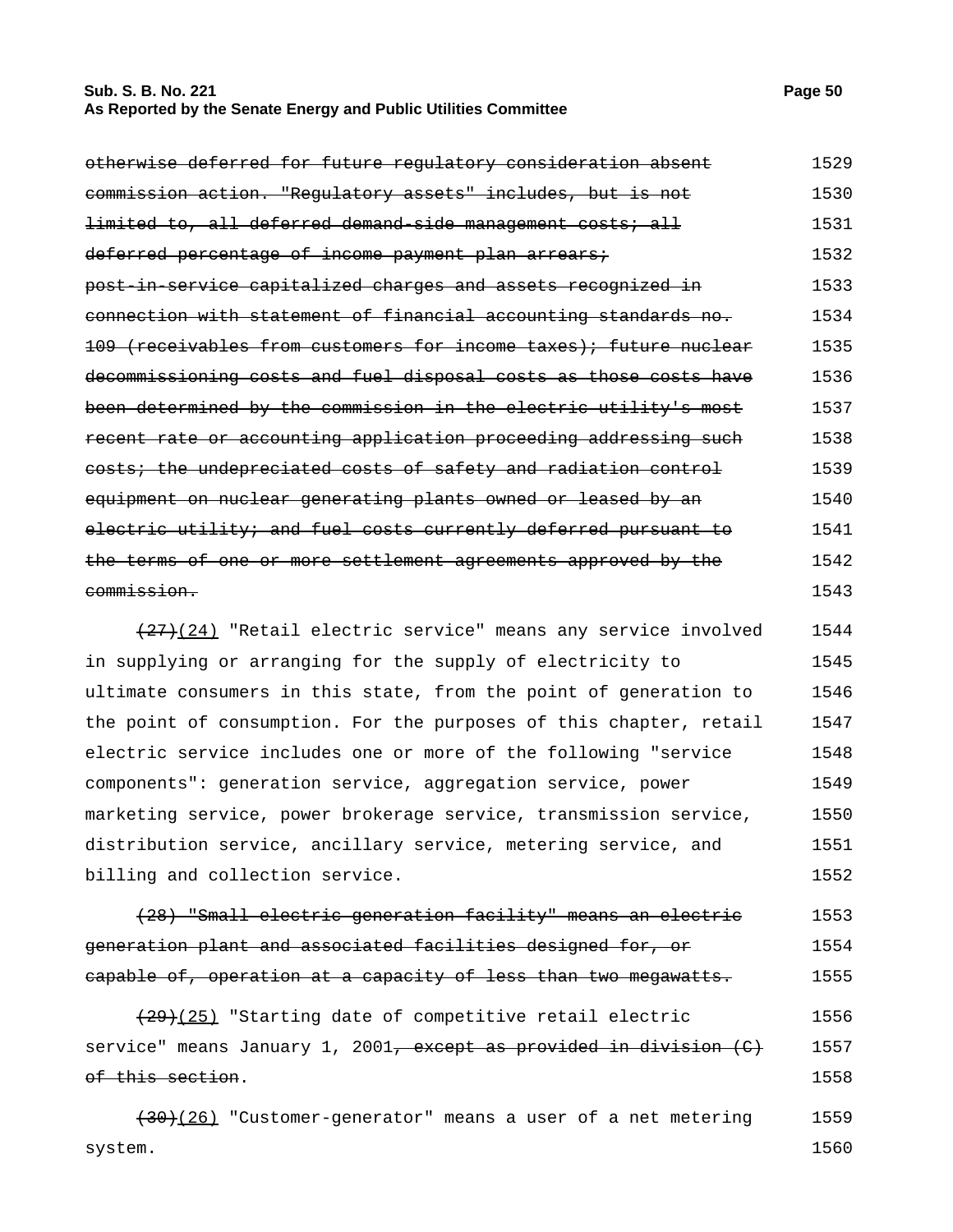~~otherwise deferred for future regulatory consideration absent commission action. "Regulatory assets" includes, but is not limited to, all deferred demand-side management costs; all deferred percentage of income payment plan arrears; post-in-service capitalized charges and assets recognized in connection with statement of financial accounting standards no. 109 (receivables from customers for income taxes); future nuclear decommissioning costs and fuel disposal costs as those costs have been determined by the commission in the electric utility's most recent rate or accounting application proceeding addressing such costs; the undepreciated costs of safety and radiation control equipment on nuclear generating plants owned or leased by an electric utility; and fuel costs currently deferred pursuant to the terms of one or more settlement agreements approved by the commission.~~

~~(27)~~(24) "Retail electric service" means any service involved in supplying or arranging for the supply of electricity to ultimate consumers in this state, from the point of generation to the point of consumption. For the purposes of this chapter, retail electric service includes one or more of the following "service components": generation service, aggregation service, power marketing service, power brokerage service, transmission service, distribution service, ancillary service, metering service, and billing and collection service.

~~(28) "Small electric generation facility" means an electric generation plant and associated facilities designed for, or capable of, operation at a capacity of less than two megawatts.~~

~~(29)~~(25) "Starting date of competitive retail electric service" means January 1, 2001~~, except as provided in division (C) of this section~~.

~~(30)~~(26) "Customer-generator" means a user of a net metering system.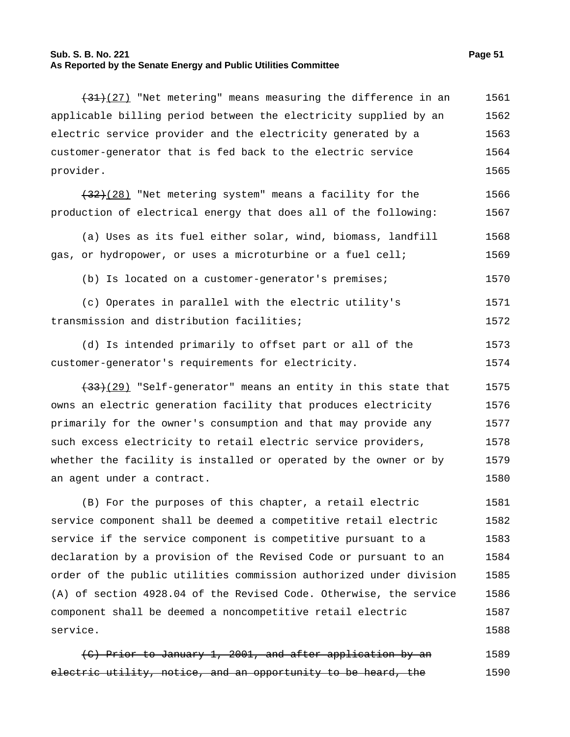~~(31)~~(27) "Net metering" means measuring the difference in an applicable billing period between the electricity supplied by an electric service provider and the electricity generated by a customer-generator that is fed back to the electric service provider.

~~(32)~~(28) "Net metering system" means a facility for the production of electrical energy that does all of the following:

(a) Uses as its fuel either solar, wind, biomass, landfill gas, or hydropower, or uses a microturbine or a fuel cell;

(b) Is located on a customer-generator's premises;

(c) Operates in parallel with the electric utility's transmission and distribution facilities;

(d) Is intended primarily to offset part or all of the customer-generator's requirements for electricity.

~~(33)~~(29) "Self-generator" means an entity in this state that owns an electric generation facility that produces electricity primarily for the owner's consumption and that may provide any such excess electricity to retail electric service providers, whether the facility is installed or operated by the owner or by an agent under a contract.

(B) For the purposes of this chapter, a retail electric service component shall be deemed a competitive retail electric service if the service component is competitive pursuant to a declaration by a provision of the Revised Code or pursuant to an order of the public utilities commission authorized under division (A) of section 4928.04 of the Revised Code. Otherwise, the service component shall be deemed a noncompetitive retail electric service.

~~(C) Prior to January 1, 2001, and after application by an electric utility, notice, and an opportunity to be heard, the~~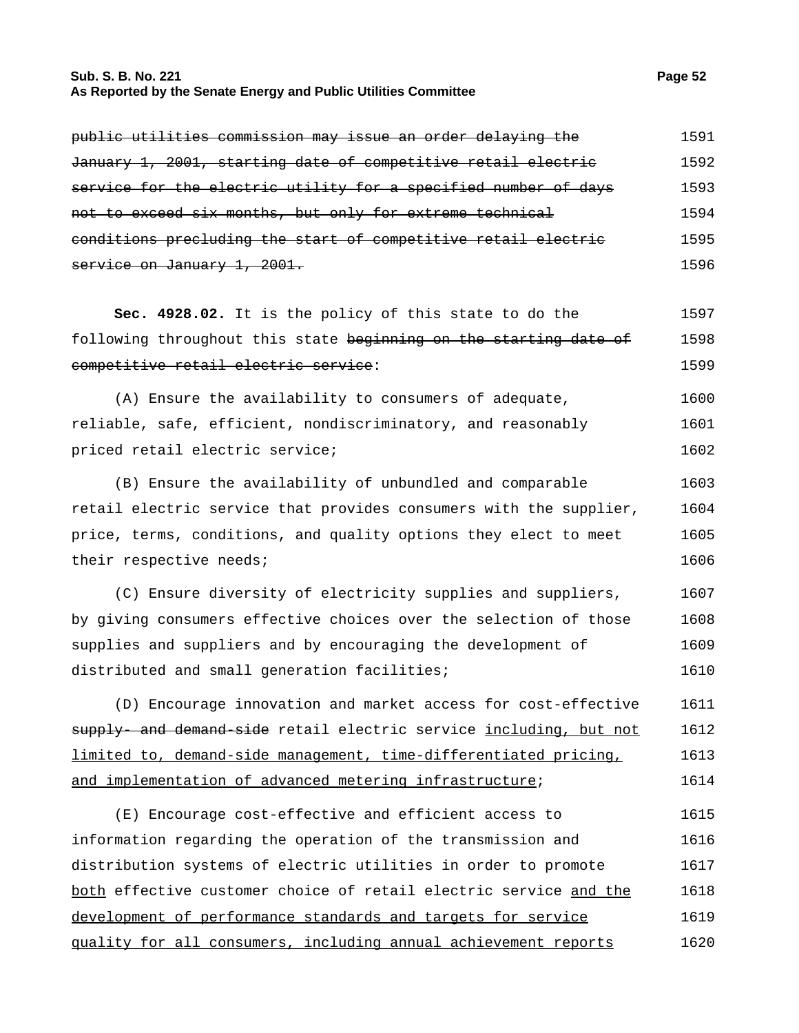~~public utilities commission may issue an order delaying the January 1, 2001, starting date of competitive retail electric service for the electric utility for a specified number of days not to exceed six months, but only for extreme technical conditions precluding the start of competitive retail electric service on January 1, 2001.~~

**Sec. 4928.02.** It is the policy of this state to do the following throughout this state ~~beginning on the starting date of competitive retail electric service~~:

(A) Ensure the availability to consumers of adequate, reliable, safe, efficient, nondiscriminatory, and reasonably priced retail electric service;

(B) Ensure the availability of unbundled and comparable retail electric service that provides consumers with the supplier, price, terms, conditions, and quality options they elect to meet their respective needs;

(C) Ensure diversity of electricity supplies and suppliers, by giving consumers effective choices over the selection of those supplies and suppliers and by encouraging the development of distributed and small generation facilities;

(D) Encourage innovation and market access for cost-effective ~~supply- and demand-side~~ retail electric service <u>including, but not limited to, demand-side management, time-differentiated pricing, and implementation of advanced metering infrastructure</u>;

(E) Encourage cost-effective and efficient access to information regarding the operation of the transmission and distribution systems of electric utilities in order to promote <u>both</u> effective customer choice of retail electric service <u>and the development of performance standards and targets for service quality for all consumers, including annual achievement reports</u>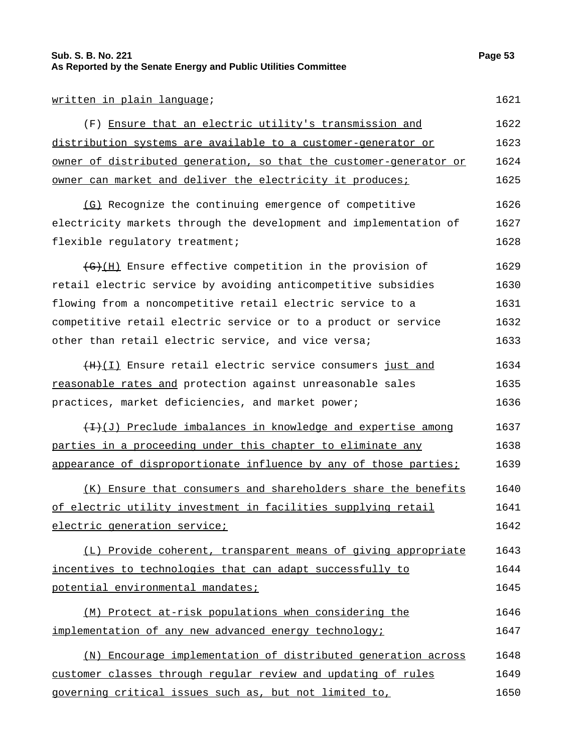written in plain language;

(F) Ensure that an electric utility's transmission and distribution systems are available to a customer-generator or owner of distributed generation, so that the customer-generator or owner can market and deliver the electricity it produces;

(G) Recognize the continuing emergence of competitive electricity markets through the development and implementation of flexible regulatory treatment;

~~(G)~~(H) Ensure effective competition in the provision of retail electric service by avoiding anticompetitive subsidies flowing from a noncompetitive retail electric service to a competitive retail electric service or to a product or service other than retail electric service, and vice versa;

~~(H)~~(I) Ensure retail electric service consumers just and reasonable rates and protection against unreasonable sales practices, market deficiencies, and market power;

~~(I)~~(J) Preclude imbalances in knowledge and expertise among parties in a proceeding under this chapter to eliminate any appearance of disproportionate influence by any of those parties;

(K) Ensure that consumers and shareholders share the benefits of electric utility investment in facilities supplying retail electric generation service;

(L) Provide coherent, transparent means of giving appropriate incentives to technologies that can adapt successfully to potential environmental mandates;

(M) Protect at-risk populations when considering the implementation of any new advanced energy technology;

(N) Encourage implementation of distributed generation across customer classes through regular review and updating of rules governing critical issues such as, but not limited to,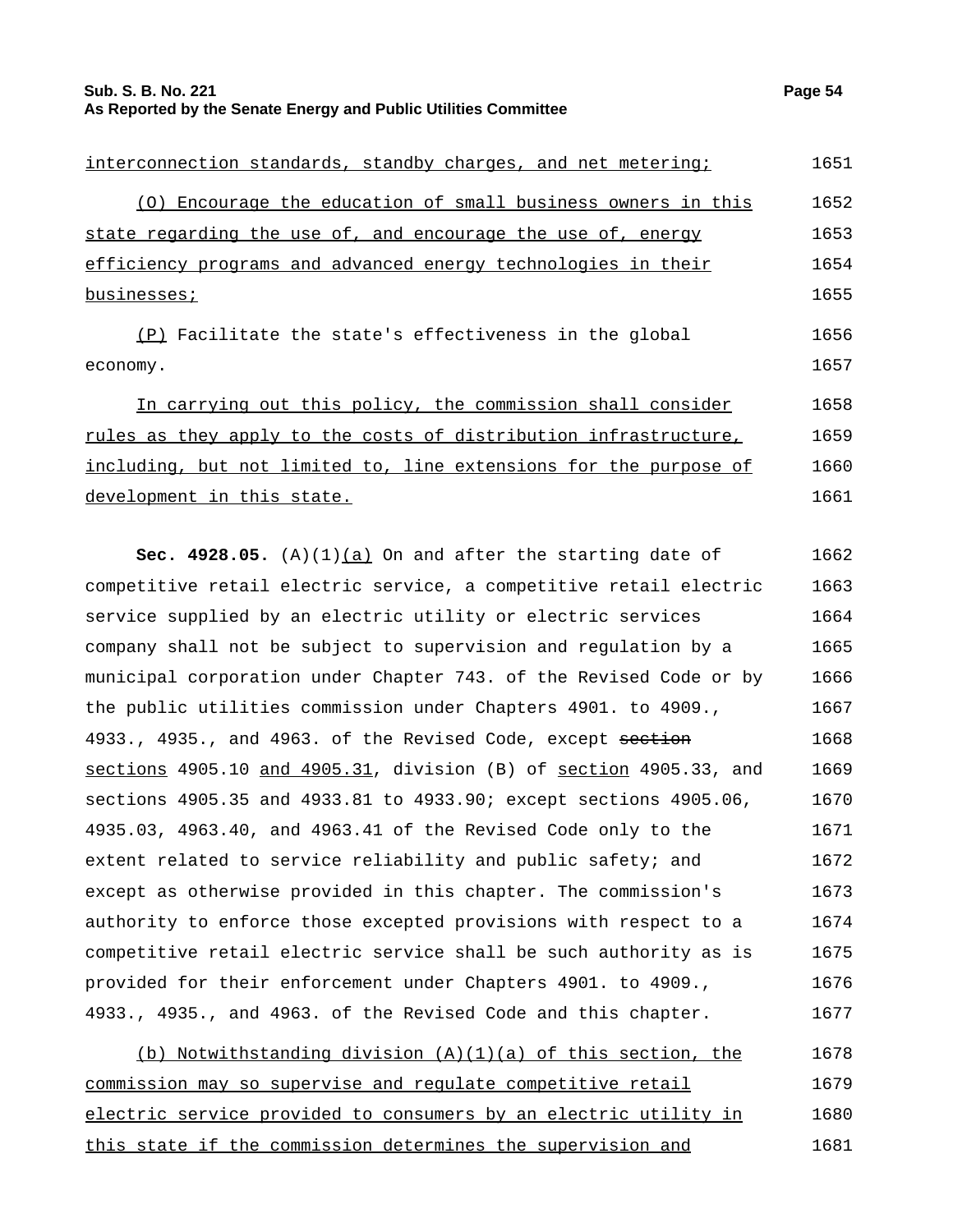interconnection standards, standby charges, and net metering;

(O) Encourage the education of small business owners in this state regarding the use of, and encourage the use of, energy efficiency programs and advanced energy technologies in their businesses;

(P) Facilitate the state's effectiveness in the global economy.

In carrying out this policy, the commission shall consider rules as they apply to the costs of distribution infrastructure, including, but not limited to, line extensions for the purpose of development in this state.

**Sec. 4928.05.** (A)(1)(a) On and after the starting date of competitive retail electric service, a competitive retail electric service supplied by an electric utility or electric services company shall not be subject to supervision and regulation by a municipal corporation under Chapter 743. of the Revised Code or by the public utilities commission under Chapters 4901. to 4909., 4933., 4935., and 4963. of the Revised Code, except ~~section~~ sections 4905.10 and 4905.31, division (B) of section 4905.33, and sections 4905.35 and 4933.81 to 4933.90; except sections 4905.06, 4935.03, 4963.40, and 4963.41 of the Revised Code only to the extent related to service reliability and public safety; and except as otherwise provided in this chapter. The commission's authority to enforce those excepted provisions with respect to a competitive retail electric service shall be such authority as is provided for their enforcement under Chapters 4901. to 4909., 4933., 4935., and 4963. of the Revised Code and this chapter.

(b) Notwithstanding division (A)(1)(a) of this section, the commission may so supervise and regulate competitive retail electric service provided to consumers by an electric utility in this state if the commission determines the supervision and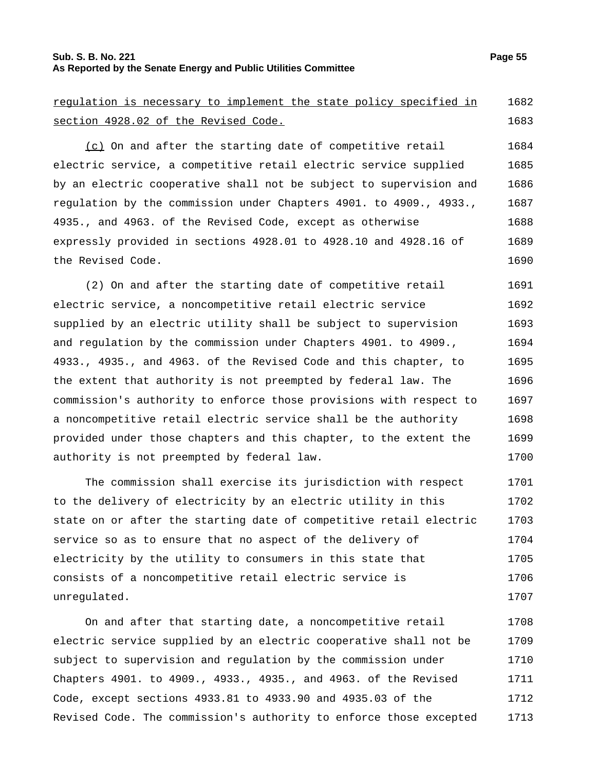regulation is necessary to implement the state policy specified in section 4928.02 of the Revised Code.

(c) On and after the starting date of competitive retail electric service, a competitive retail electric service supplied by an electric cooperative shall not be subject to supervision and regulation by the commission under Chapters 4901. to 4909., 4933., 4935., and 4963. of the Revised Code, except as otherwise expressly provided in sections 4928.01 to 4928.10 and 4928.16 of the Revised Code.

(2) On and after the starting date of competitive retail electric service, a noncompetitive retail electric service supplied by an electric utility shall be subject to supervision and regulation by the commission under Chapters 4901. to 4909., 4933., 4935., and 4963. of the Revised Code and this chapter, to the extent that authority is not preempted by federal law. The commission's authority to enforce those provisions with respect to a noncompetitive retail electric service shall be the authority provided under those chapters and this chapter, to the extent the authority is not preempted by federal law.

The commission shall exercise its jurisdiction with respect to the delivery of electricity by an electric utility in this state on or after the starting date of competitive retail electric service so as to ensure that no aspect of the delivery of electricity by the utility to consumers in this state that consists of a noncompetitive retail electric service is unregulated.

On and after that starting date, a noncompetitive retail electric service supplied by an electric cooperative shall not be subject to supervision and regulation by the commission under Chapters 4901. to 4909., 4933., 4935., and 4963. of the Revised Code, except sections 4933.81 to 4933.90 and 4935.03 of the Revised Code. The commission's authority to enforce those excepted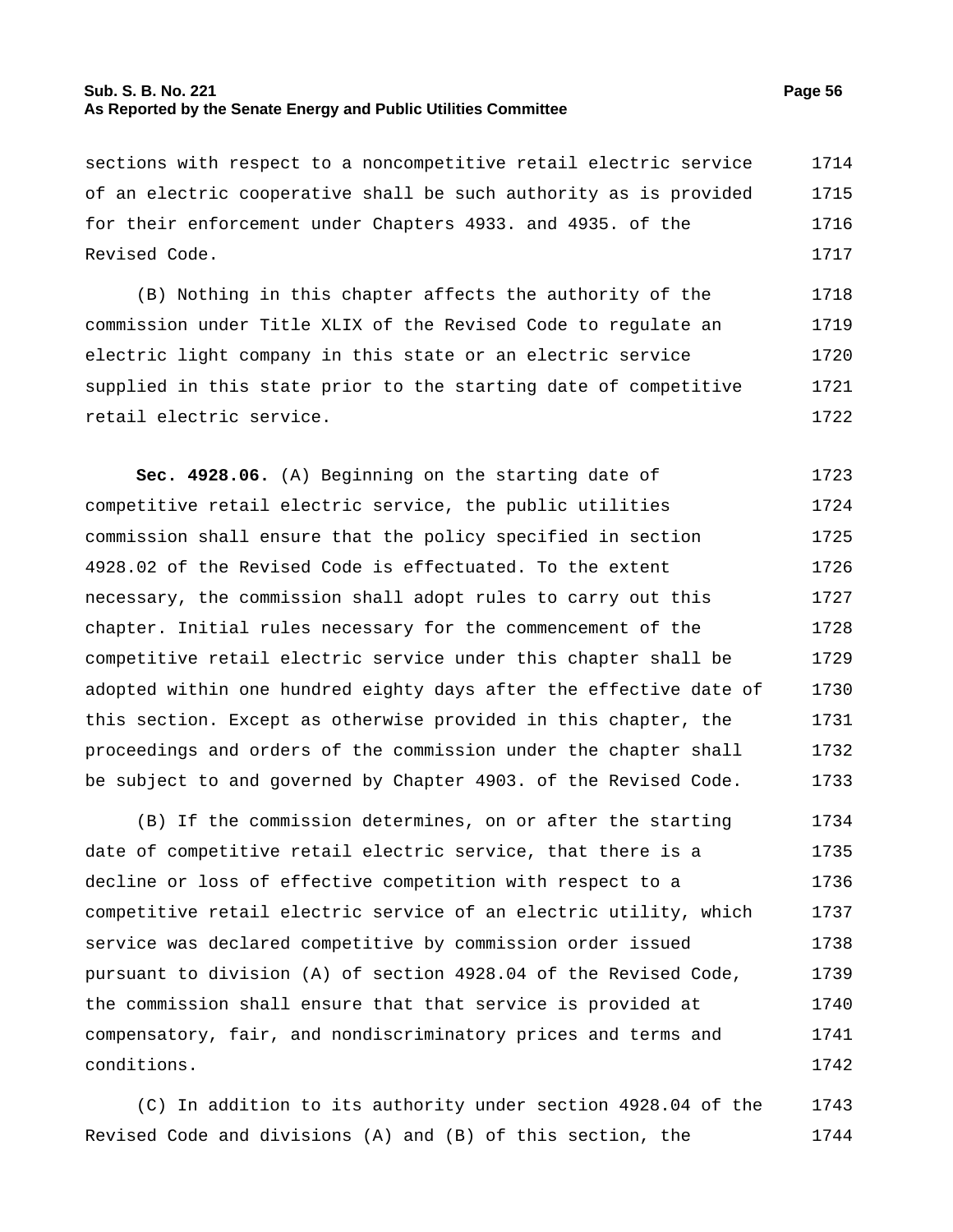sections with respect to a noncompetitive retail electric service of an electric cooperative shall be such authority as is provided for their enforcement under Chapters 4933. and 4935. of the Revised Code.

(B) Nothing in this chapter affects the authority of the commission under Title XLIX of the Revised Code to regulate an electric light company in this state or an electric service supplied in this state prior to the starting date of competitive retail electric service.

**Sec. 4928.06.** (A) Beginning on the starting date of competitive retail electric service, the public utilities commission shall ensure that the policy specified in section 4928.02 of the Revised Code is effectuated. To the extent necessary, the commission shall adopt rules to carry out this chapter. Initial rules necessary for the commencement of the competitive retail electric service under this chapter shall be adopted within one hundred eighty days after the effective date of this section. Except as otherwise provided in this chapter, the proceedings and orders of the commission under the chapter shall be subject to and governed by Chapter 4903. of the Revised Code.

(B) If the commission determines, on or after the starting date of competitive retail electric service, that there is a decline or loss of effective competition with respect to a competitive retail electric service of an electric utility, which service was declared competitive by commission order issued pursuant to division (A) of section 4928.04 of the Revised Code, the commission shall ensure that that service is provided at compensatory, fair, and nondiscriminatory prices and terms and conditions.

(C) In addition to its authority under section 4928.04 of the Revised Code and divisions (A) and (B) of this section, the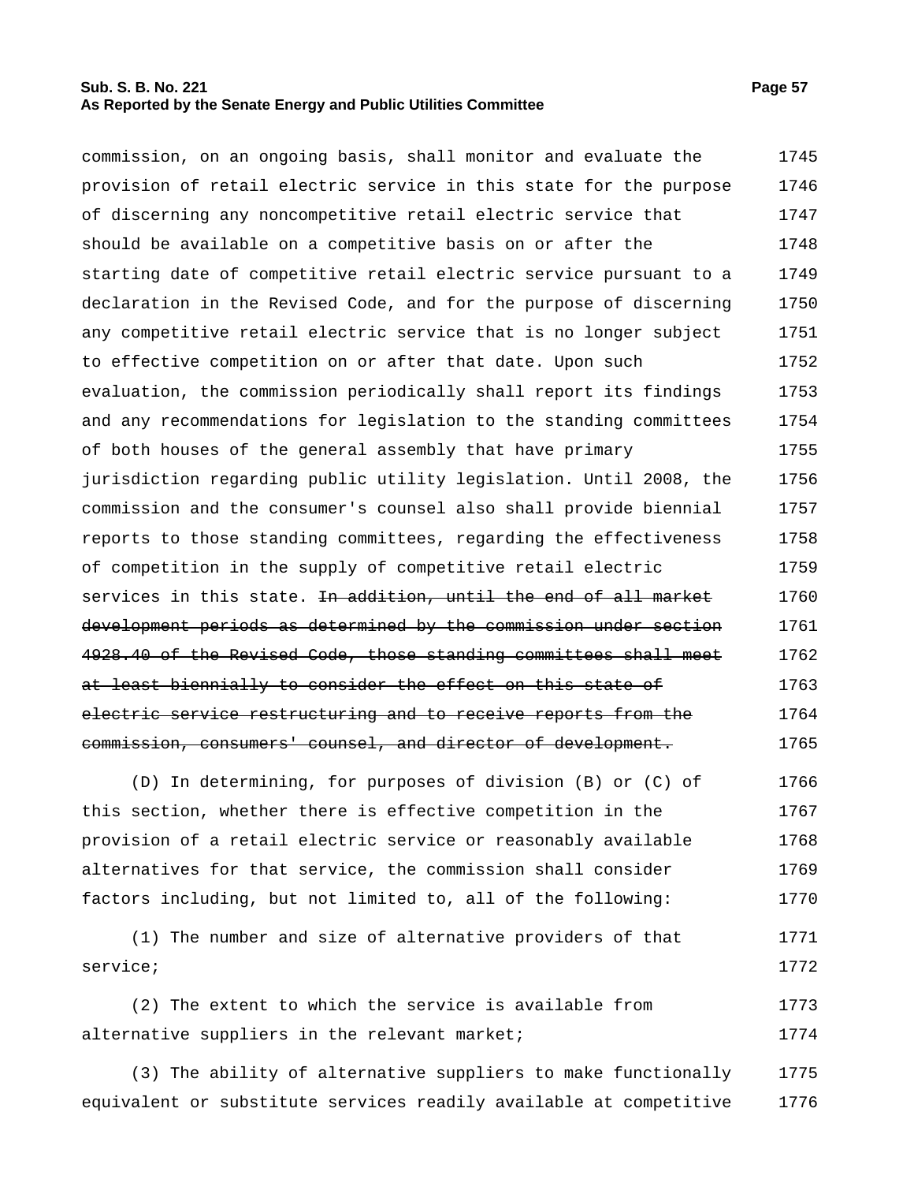commission, on an ongoing basis, shall monitor and evaluate the provision of retail electric service in this state for the purpose of discerning any noncompetitive retail electric service that should be available on a competitive basis on or after the starting date of competitive retail electric service pursuant to a declaration in the Revised Code, and for the purpose of discerning any competitive retail electric service that is no longer subject to effective competition on or after that date. Upon such evaluation, the commission periodically shall report its findings and any recommendations for legislation to the standing committees of both houses of the general assembly that have primary jurisdiction regarding public utility legislation. Until 2008, the commission and the consumer's counsel also shall provide biennial reports to those standing committees, regarding the effectiveness of competition in the supply of competitive retail electric services in this state. ~~In addition, until the end of all market development periods as determined by the commission under section 4928.40 of the Revised Code, those standing committees shall meet at least biennially to consider the effect on this state of electric service restructuring and to receive reports from the commission, consumers' counsel, and director of development.~~

(D) In determining, for purposes of division (B) or (C) of this section, whether there is effective competition in the provision of a retail electric service or reasonably available alternatives for that service, the commission shall consider factors including, but not limited to, all of the following:

(1) The number and size of alternative providers of that service;

(2) The extent to which the service is available from alternative suppliers in the relevant market;

(3) The ability of alternative suppliers to make functionally equivalent or substitute services readily available at competitive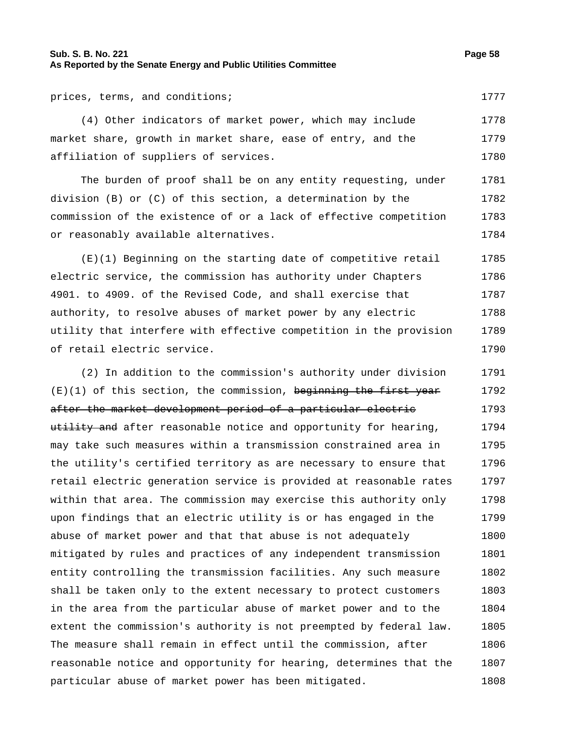prices, terms, and conditions;

(4) Other indicators of market power, which may include market share, growth in market share, ease of entry, and the affiliation of suppliers of services.

The burden of proof shall be on any entity requesting, under division (B) or (C) of this section, a determination by the commission of the existence of or a lack of effective competition or reasonably available alternatives.

(E)(1) Beginning on the starting date of competitive retail electric service, the commission has authority under Chapters 4901. to 4909. of the Revised Code, and shall exercise that authority, to resolve abuses of market power by any electric utility that interfere with effective competition in the provision of retail electric service.

(2) In addition to the commission's authority under division (E)(1) of this section, the commission, ~~beginning the first year after the market development period of a particular electric utility and~~ after reasonable notice and opportunity for hearing, may take such measures within a transmission constrained area in the utility's certified territory as are necessary to ensure that retail electric generation service is provided at reasonable rates within that area. The commission may exercise this authority only upon findings that an electric utility is or has engaged in the abuse of market power and that that abuse is not adequately mitigated by rules and practices of any independent transmission entity controlling the transmission facilities. Any such measure shall be taken only to the extent necessary to protect customers in the area from the particular abuse of market power and to the extent the commission's authority is not preempted by federal law. The measure shall remain in effect until the commission, after reasonable notice and opportunity for hearing, determines that the particular abuse of market power has been mitigated.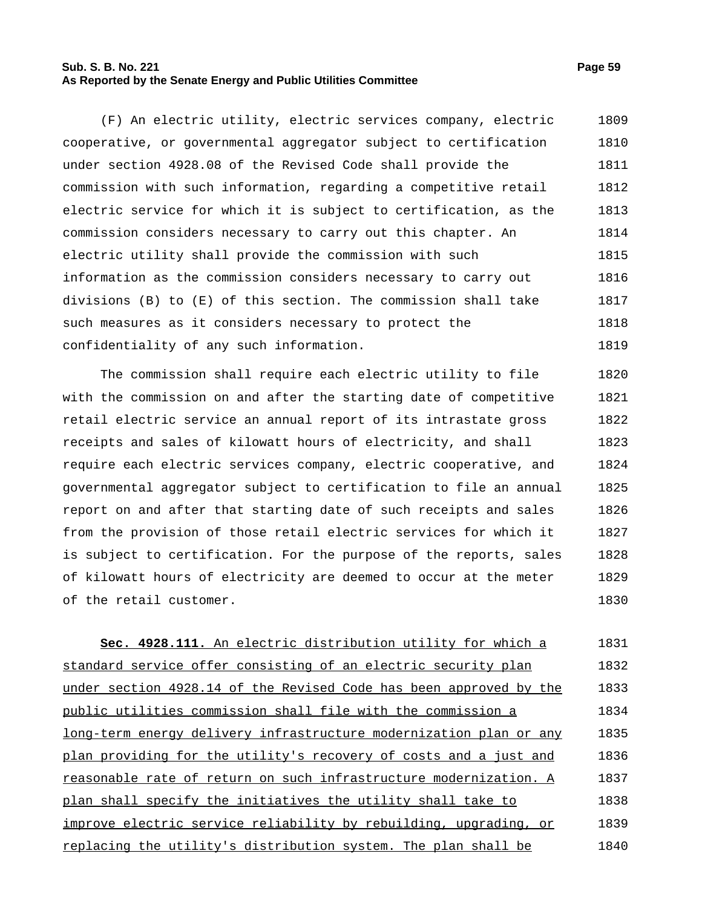(F) An electric utility, electric services company, electric cooperative, or governmental aggregator subject to certification under section 4928.08 of the Revised Code shall provide the commission with such information, regarding a competitive retail electric service for which it is subject to certification, as the commission considers necessary to carry out this chapter. An electric utility shall provide the commission with such information as the commission considers necessary to carry out divisions (B) to (E) of this section. The commission shall take such measures as it considers necessary to protect the confidentiality of any such information.

The commission shall require each electric utility to file with the commission on and after the starting date of competitive retail electric service an annual report of its intrastate gross receipts and sales of kilowatt hours of electricity, and shall require each electric services company, electric cooperative, and governmental aggregator subject to certification to file an annual report on and after that starting date of such receipts and sales from the provision of those retail electric services for which it is subject to certification. For the purpose of the reports, sales of kilowatt hours of electricity are deemed to occur at the meter of the retail customer.

**Sec. 4928.111.** An electric distribution utility for which a standard service offer consisting of an electric security plan under section 4928.14 of the Revised Code has been approved by the public utilities commission shall file with the commission a long-term energy delivery infrastructure modernization plan or any plan providing for the utility's recovery of costs and a just and reasonable rate of return on such infrastructure modernization. A plan shall specify the initiatives the utility shall take to improve electric service reliability by rebuilding, upgrading, or replacing the utility's distribution system. The plan shall be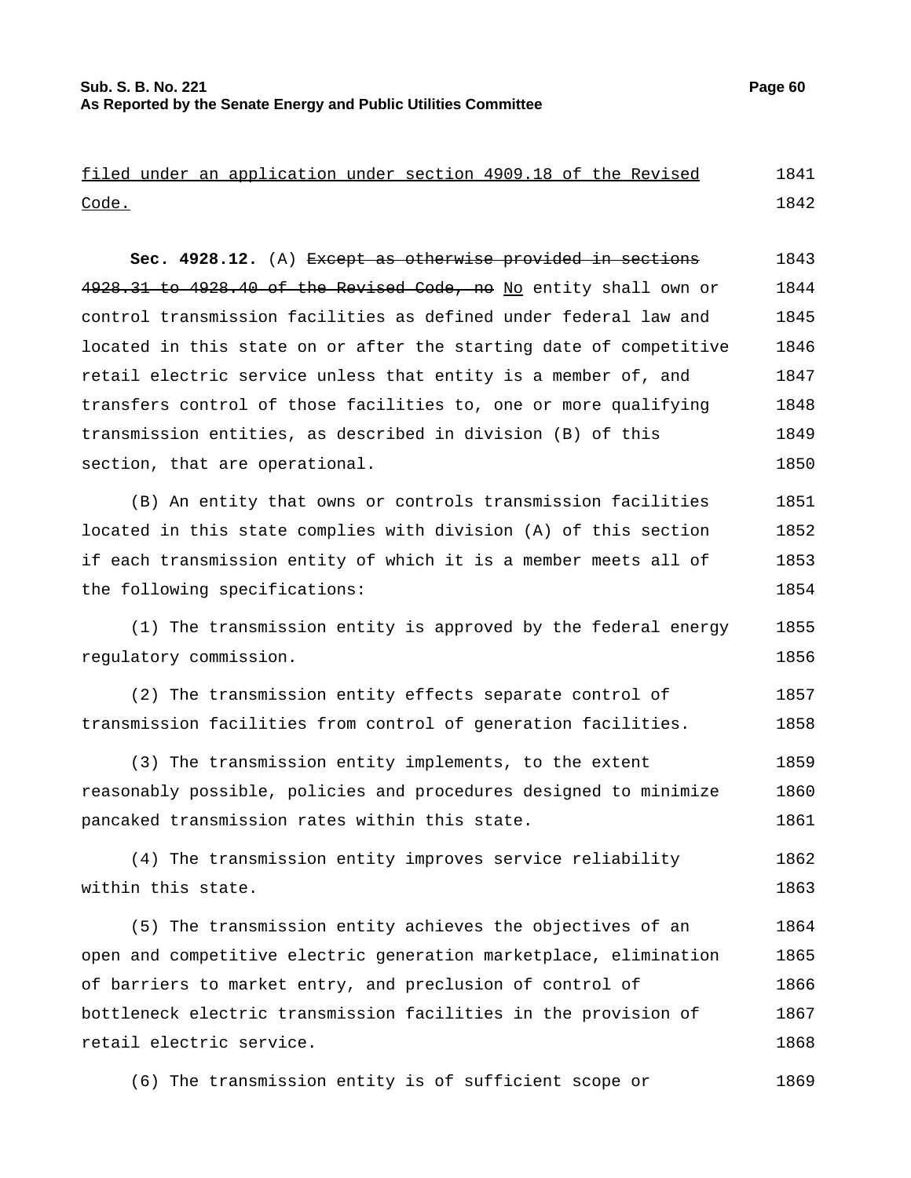filed under an application under section 4909.18 of the Revised Code.

**Sec. 4928.12.** (A) ~~Except as otherwise provided in sections 4928.31 to 4928.40 of the Revised Code, no~~ No entity shall own or control transmission facilities as defined under federal law and located in this state on or after the starting date of competitive retail electric service unless that entity is a member of, and transfers control of those facilities to, one or more qualifying transmission entities, as described in division (B) of this section, that are operational.

(B) An entity that owns or controls transmission facilities located in this state complies with division (A) of this section if each transmission entity of which it is a member meets all of the following specifications:

(1) The transmission entity is approved by the federal energy regulatory commission.

(2) The transmission entity effects separate control of transmission facilities from control of generation facilities.

(3) The transmission entity implements, to the extent reasonably possible, policies and procedures designed to minimize pancaked transmission rates within this state.

(4) The transmission entity improves service reliability within this state.

(5) The transmission entity achieves the objectives of an open and competitive electric generation marketplace, elimination of barriers to market entry, and preclusion of control of bottleneck electric transmission facilities in the provision of retail electric service.

(6) The transmission entity is of sufficient scope or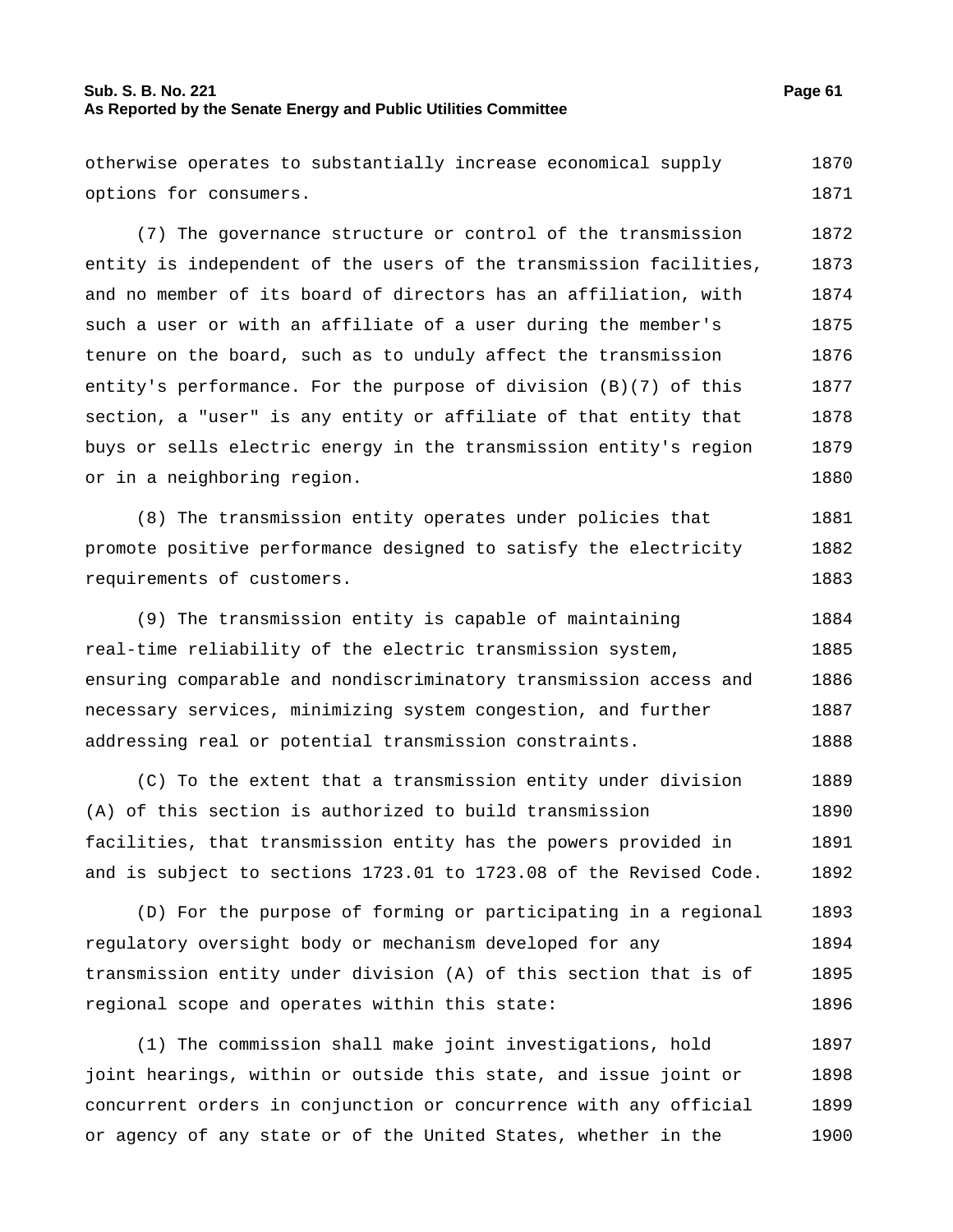otherwise operates to substantially increase economical supply options for consumers.

(7) The governance structure or control of the transmission entity is independent of the users of the transmission facilities, and no member of its board of directors has an affiliation, with such a user or with an affiliate of a user during the member's tenure on the board, such as to unduly affect the transmission entity's performance. For the purpose of division (B)(7) of this section, a "user" is any entity or affiliate of that entity that buys or sells electric energy in the transmission entity's region or in a neighboring region.

(8) The transmission entity operates under policies that promote positive performance designed to satisfy the electricity requirements of customers.

(9) The transmission entity is capable of maintaining real-time reliability of the electric transmission system, ensuring comparable and nondiscriminatory transmission access and necessary services, minimizing system congestion, and further addressing real or potential transmission constraints.

(C) To the extent that a transmission entity under division (A) of this section is authorized to build transmission facilities, that transmission entity has the powers provided in and is subject to sections 1723.01 to 1723.08 of the Revised Code.

(D) For the purpose of forming or participating in a regional regulatory oversight body or mechanism developed for any transmission entity under division (A) of this section that is of regional scope and operates within this state:

(1) The commission shall make joint investigations, hold joint hearings, within or outside this state, and issue joint or concurrent orders in conjunction or concurrence with any official or agency of any state or of the United States, whether in the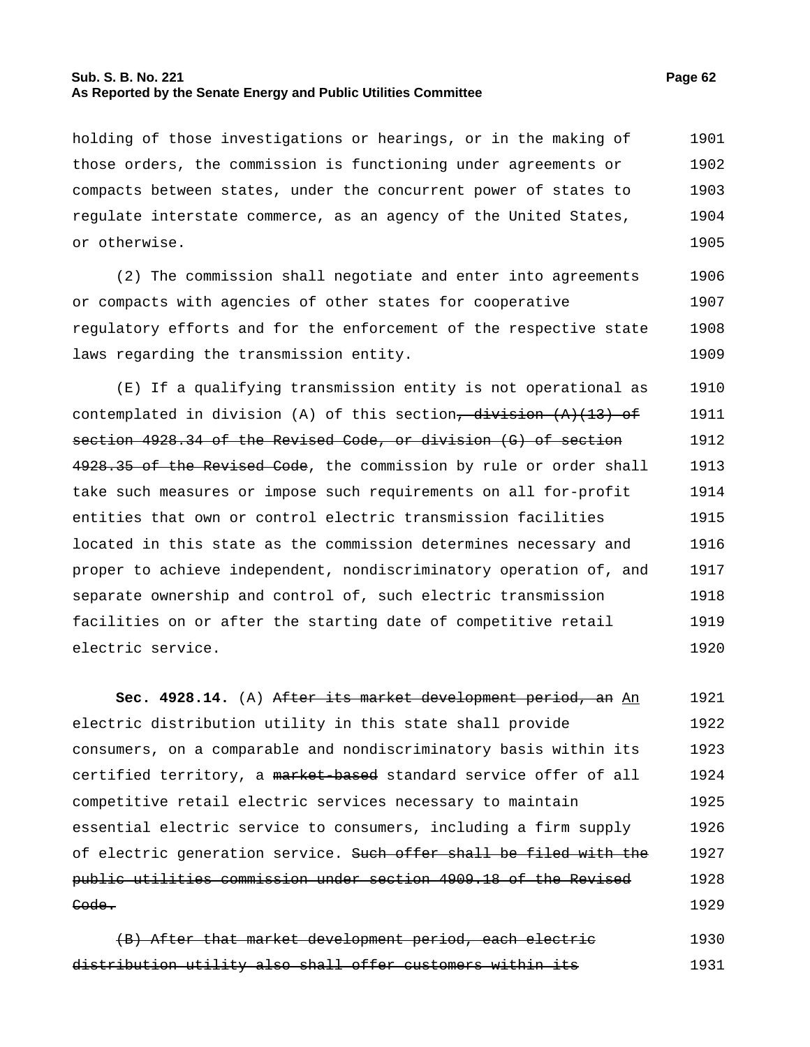holding of those investigations or hearings, or in the making of those orders, the commission is functioning under agreements or compacts between states, under the concurrent power of states to regulate interstate commerce, as an agency of the United States, or otherwise.

(2) The commission shall negotiate and enter into agreements or compacts with agencies of other states for cooperative regulatory efforts and for the enforcement of the respective state laws regarding the transmission entity.

(E) If a qualifying transmission entity is not operational as contemplated in division (A) of this section~~, division (A)(13) of section 4928.34 of the Revised Code, or division (G) of section 4928.35 of the Revised Code~~, the commission by rule or order shall take such measures or impose such requirements on all for-profit entities that own or control electric transmission facilities located in this state as the commission determines necessary and proper to achieve independent, nondiscriminatory operation of, and separate ownership and control of, such electric transmission facilities on or after the starting date of competitive retail electric service.

**Sec. 4928.14.** (A) ~~After its market development period, an~~ <u>An</u> electric distribution utility in this state shall provide consumers, on a comparable and nondiscriminatory basis within its certified territory, a ~~market-based~~ standard service offer of all competitive retail electric services necessary to maintain essential electric service to consumers, including a firm supply of electric generation service. ~~Such offer shall be filed with the public utilities commission under section 4909.18 of the Revised Code.~~

~~(B) After that market development period, each electric distribution utility also shall offer customers within its~~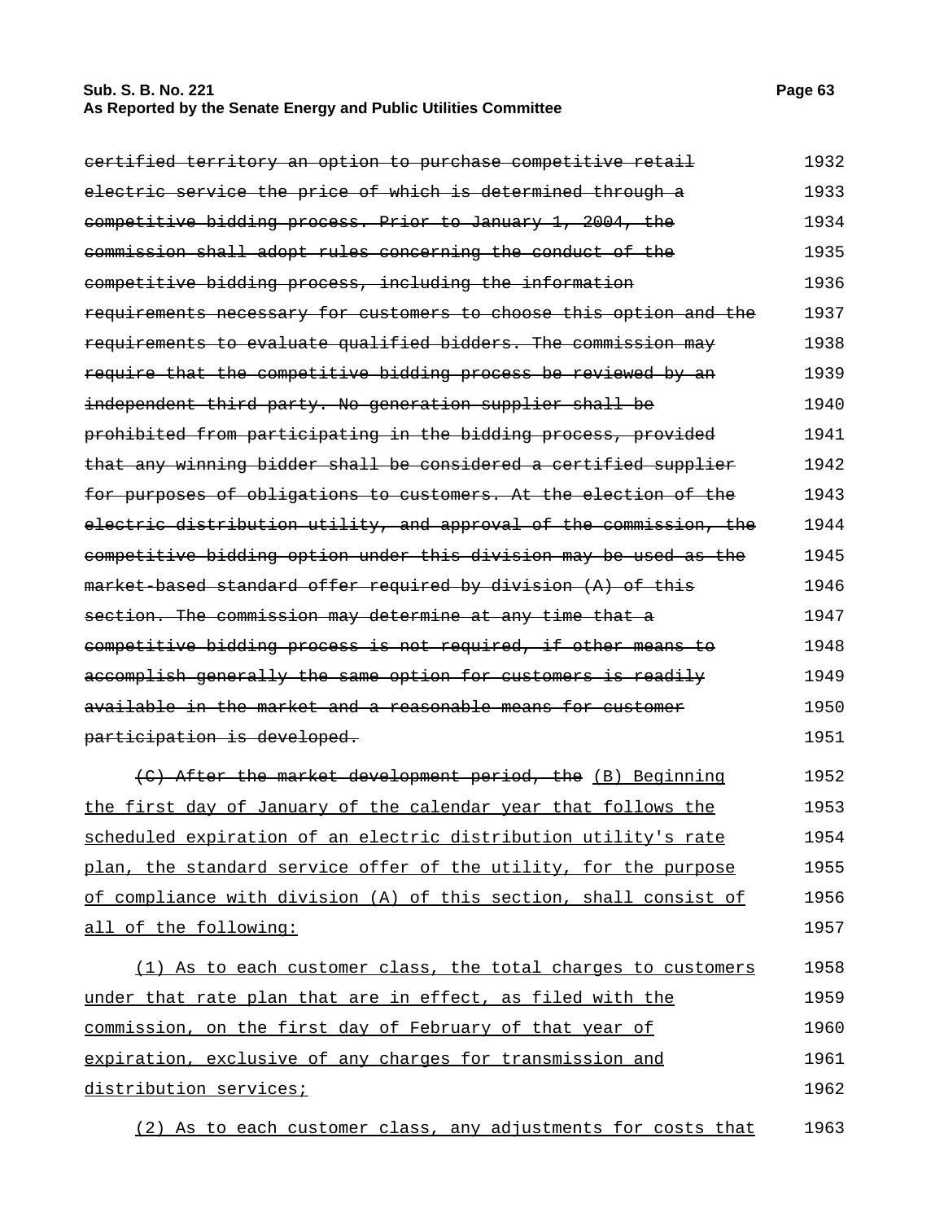~~certified territory an option to purchase competitive retail electric service the price of which is determined through a competitive bidding process. Prior to January 1, 2004, the commission shall adopt rules concerning the conduct of the competitive bidding process, including the information requirements necessary for customers to choose this option and the requirements to evaluate qualified bidders. The commission may require that the competitive bidding process be reviewed by an independent third party. No generation supplier shall be prohibited from participating in the bidding process, provided that any winning bidder shall be considered a certified supplier for purposes of obligations to customers. At the election of the electric distribution utility, and approval of the commission, the competitive bidding option under this division may be used as the market-based standard offer required by division (A) of this section. The commission may determine at any time that a competitive bidding process is not required, if other means to accomplish generally the same option for customers is readily available in the market and a reasonable means for customer participation is developed.~~

~~(C) After the market development period, the~~ <u>(B) Beginning the first day of January of the calendar year that follows the scheduled expiration of an electric distribution utility's rate plan, the standard service offer of the utility, for the purpose of compliance with division (A) of this section, shall consist of all of the following:</u>

<u>(1) As to each customer class, the total charges to customers under that rate plan that are in effect, as filed with the commission, on the first day of February of that year of expiration, exclusive of any charges for transmission and distribution services;</u>

<u>(2) As to each customer class, any adjustments for costs that</u>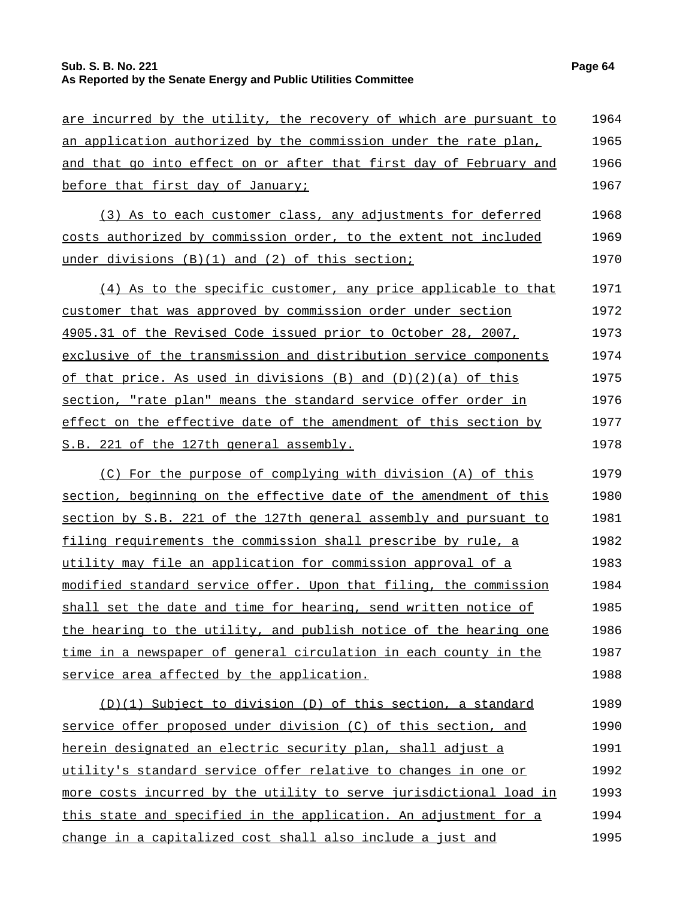are incurred by the utility, the recovery of which are pursuant to an application authorized by the commission under the rate plan, and that go into effect on or after that first day of February and before that first day of January;

(3) As to each customer class, any adjustments for deferred costs authorized by commission order, to the extent not included under divisions (B)(1) and (2) of this section;

(4) As to the specific customer, any price applicable to that customer that was approved by commission order under section 4905.31 of the Revised Code issued prior to October 28, 2007, exclusive of the transmission and distribution service components of that price. As used in divisions (B) and (D)(2)(a) of this section, "rate plan" means the standard service offer order in effect on the effective date of the amendment of this section by S.B. 221 of the 127th general assembly.

(C) For the purpose of complying with division (A) of this section, beginning on the effective date of the amendment of this section by S.B. 221 of the 127th general assembly and pursuant to filing requirements the commission shall prescribe by rule, a utility may file an application for commission approval of a modified standard service offer. Upon that filing, the commission shall set the date and time for hearing, send written notice of the hearing to the utility, and publish notice of the hearing one time in a newspaper of general circulation in each county in the service area affected by the application.

(D)(1) Subject to division (D) of this section, a standard service offer proposed under division (C) of this section, and herein designated an electric security plan, shall adjust a utility's standard service offer relative to changes in one or more costs incurred by the utility to serve jurisdictional load in this state and specified in the application. An adjustment for a change in a capitalized cost shall also include a just and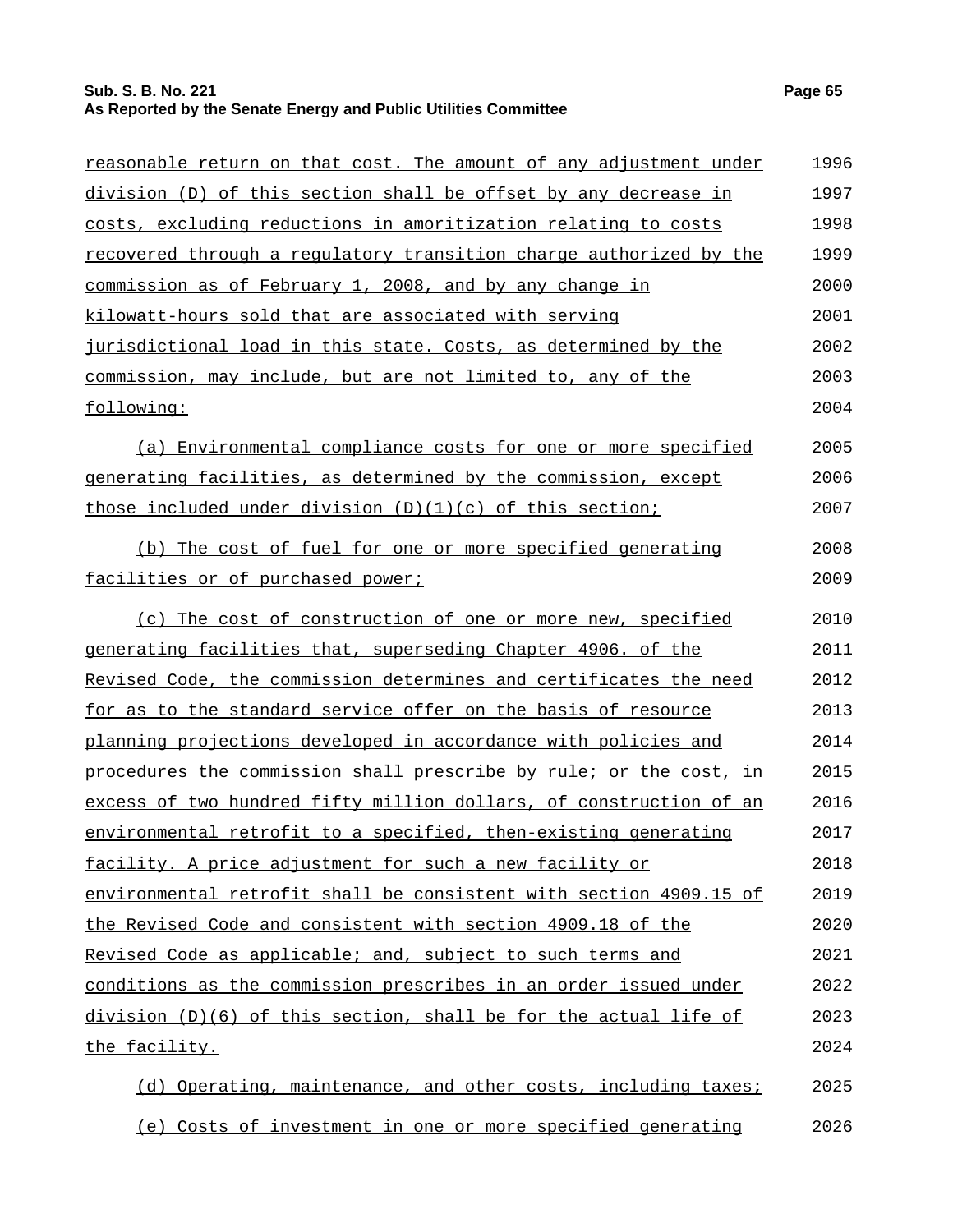reasonable return on that cost. The amount of any adjustment under division (D) of this section shall be offset by any decrease in costs, excluding reductions in amoritization relating to costs recovered through a regulatory transition charge authorized by the commission as of February 1, 2008, and by any change in kilowatt-hours sold that are associated with serving jurisdictional load in this state. Costs, as determined by the commission, may include, but are not limited to, any of the following:

(a) Environmental compliance costs for one or more specified generating facilities, as determined by the commission, except those included under division (D)(1)(c) of this section;

(b) The cost of fuel for one or more specified generating facilities or of purchased power;

(c) The cost of construction of one or more new, specified generating facilities that, superseding Chapter 4906. of the Revised Code, the commission determines and certificates the need for as to the standard service offer on the basis of resource planning projections developed in accordance with policies and procedures the commission shall prescribe by rule; or the cost, in excess of two hundred fifty million dollars, of construction of an environmental retrofit to a specified, then-existing generating facility. A price adjustment for such a new facility or environmental retrofit shall be consistent with section 4909.15 of the Revised Code and consistent with section 4909.18 of the Revised Code as applicable; and, subject to such terms and conditions as the commission prescribes in an order issued under division (D)(6) of this section, shall be for the actual life of the facility.

(d) Operating, maintenance, and other costs, including taxes;

(e) Costs of investment in one or more specified generating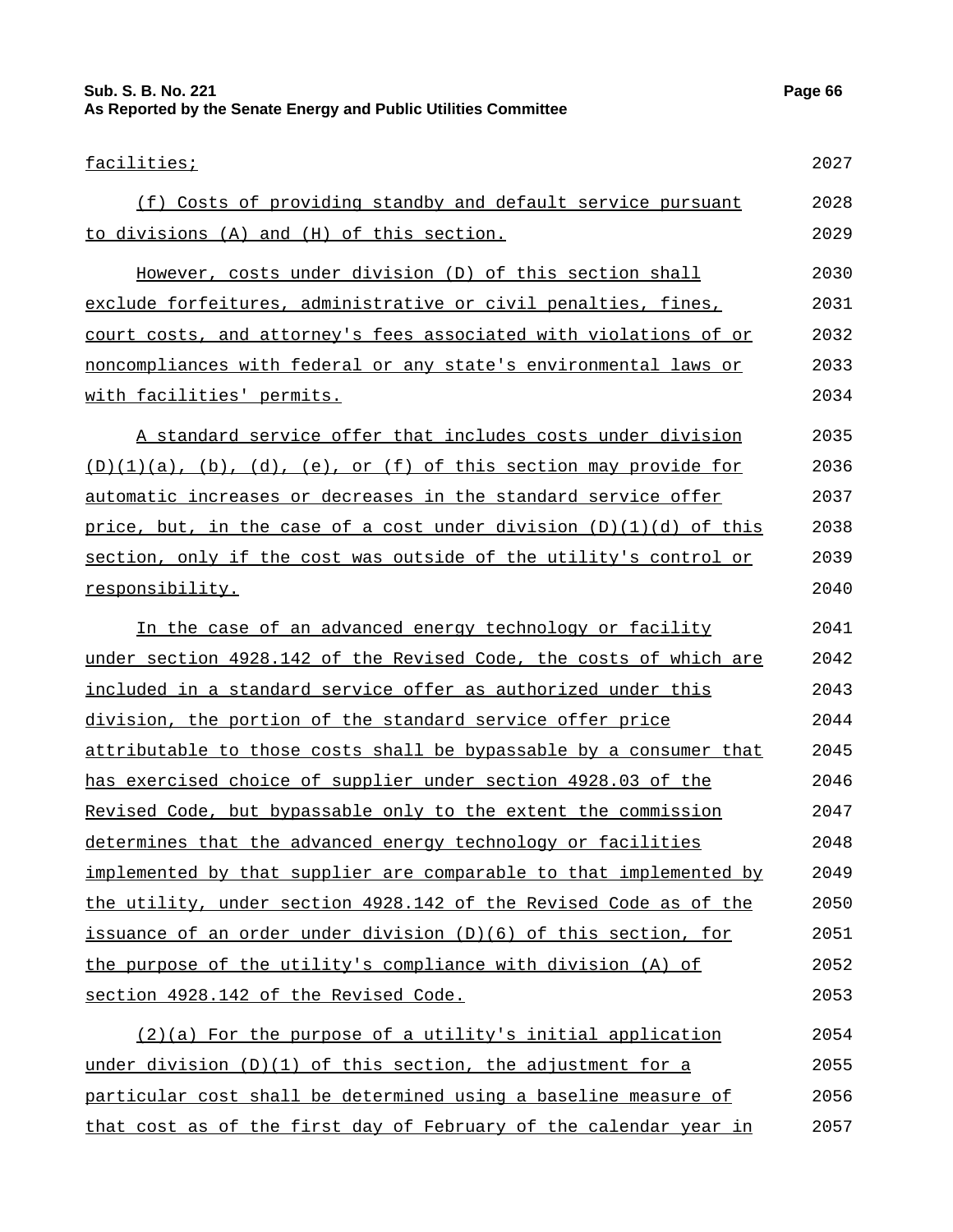facilities;

(f) Costs of providing standby and default service pursuant to divisions (A) and (H) of this section.

However, costs under division (D) of this section shall exclude forfeitures, administrative or civil penalties, fines, court costs, and attorney's fees associated with violations of or noncompliances with federal or any state's environmental laws or with facilities' permits.

A standard service offer that includes costs under division (D)(1)(a), (b), (d), (e), or (f) of this section may provide for automatic increases or decreases in the standard service offer price, but, in the case of a cost under division (D)(1)(d) of this section, only if the cost was outside of the utility's control or responsibility.

In the case of an advanced energy technology or facility under section 4928.142 of the Revised Code, the costs of which are included in a standard service offer as authorized under this division, the portion of the standard service offer price attributable to those costs shall be bypassable by a consumer that has exercised choice of supplier under section 4928.03 of the Revised Code, but bypassable only to the extent the commission determines that the advanced energy technology or facilities implemented by that supplier are comparable to that implemented by the utility, under section 4928.142 of the Revised Code as of the issuance of an order under division (D)(6) of this section, for the purpose of the utility's compliance with division (A) of section 4928.142 of the Revised Code.

(2)(a) For the purpose of a utility's initial application under division (D)(1) of this section, the adjustment for a particular cost shall be determined using a baseline measure of that cost as of the first day of February of the calendar year in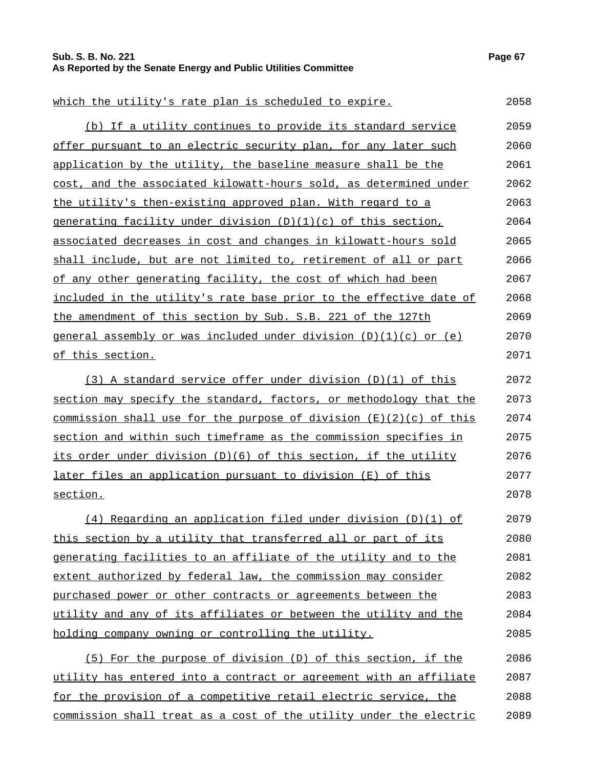which the utility's rate plan is scheduled to expire.

(b) If a utility continues to provide its standard service offer pursuant to an electric security plan, for any later such application by the utility, the baseline measure shall be the cost, and the associated kilowatt-hours sold, as determined under the utility's then-existing approved plan. With regard to a generating facility under division (D)(1)(c) of this section, associated decreases in cost and changes in kilowatt-hours sold shall include, but are not limited to, retirement of all or part of any other generating facility, the cost of which had been included in the utility's rate base prior to the effective date of the amendment of this section by Sub. S.B. 221 of the 127th general assembly or was included under division (D)(1)(c) or (e) of this section.

(3) A standard service offer under division (D)(1) of this section may specify the standard, factors, or methodology that the commission shall use for the purpose of division (E)(2)(c) of this section and within such timeframe as the commission specifies in its order under division (D)(6) of this section, if the utility later files an application pursuant to division (E) of this section.

(4) Regarding an application filed under division (D)(1) of this section by a utility that transferred all or part of its generating facilities to an affiliate of the utility and to the extent authorized by federal law, the commission may consider purchased power or other contracts or agreements between the utility and any of its affiliates or between the utility and the holding company owning or controlling the utility.

(5) For the purpose of division (D) of this section, if the utility has entered into a contract or agreement with an affiliate for the provision of a competitive retail electric service, the commission shall treat as a cost of the utility under the electric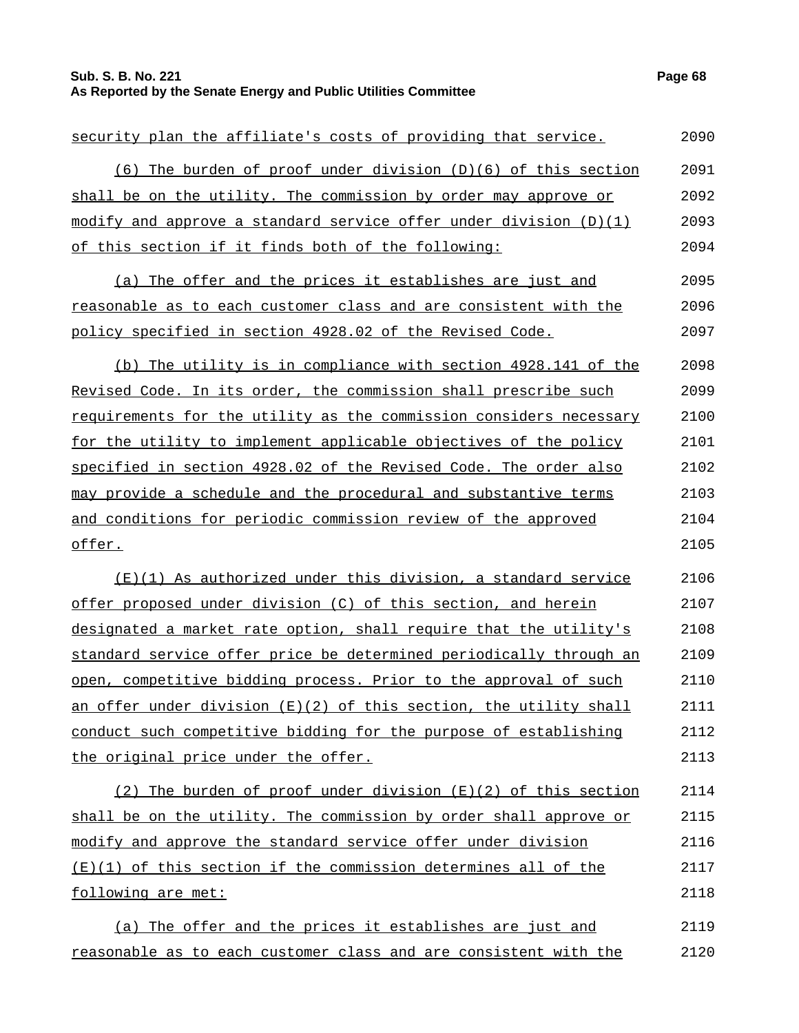security plan the affiliate's costs of providing that service.

(6) The burden of proof under division (D)(6) of this section shall be on the utility. The commission by order may approve or modify and approve a standard service offer under division (D)(1) of this section if it finds both of the following:

(a) The offer and the prices it establishes are just and reasonable as to each customer class and are consistent with the policy specified in section 4928.02 of the Revised Code.

(b) The utility is in compliance with section 4928.141 of the Revised Code. In its order, the commission shall prescribe such requirements for the utility as the commission considers necessary for the utility to implement applicable objectives of the policy specified in section 4928.02 of the Revised Code. The order also may provide a schedule and the procedural and substantive terms and conditions for periodic commission review of the approved offer.

(E)(1) As authorized under this division, a standard service offer proposed under division (C) of this section, and herein designated a market rate option, shall require that the utility's standard service offer price be determined periodically through an open, competitive bidding process. Prior to the approval of such an offer under division (E)(2) of this section, the utility shall conduct such competitive bidding for the purpose of establishing the original price under the offer.

(2) The burden of proof under division (E)(2) of this section shall be on the utility. The commission by order shall approve or modify and approve the standard service offer under division (E)(1) of this section if the commission determines all of the following are met:

(a) The offer and the prices it establishes are just and reasonable as to each customer class and are consistent with the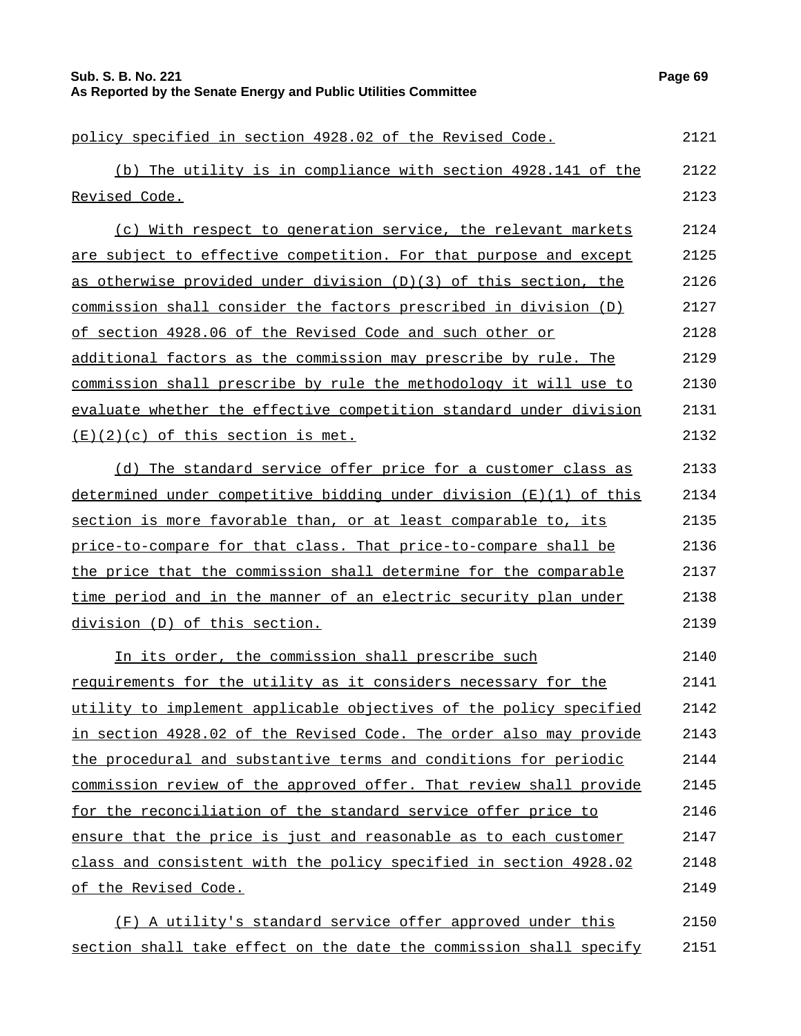policy specified in section 4928.02 of the Revised Code.

(b) The utility is in compliance with section 4928.141 of the Revised Code.

(c) With respect to generation service, the relevant markets are subject to effective competition. For that purpose and except as otherwise provided under division (D)(3) of this section, the commission shall consider the factors prescribed in division (D) of section 4928.06 of the Revised Code and such other or additional factors as the commission may prescribe by rule. The commission shall prescribe by rule the methodology it will use to evaluate whether the effective competition standard under division (E)(2)(c) of this section is met.

(d) The standard service offer price for a customer class as determined under competitive bidding under division (E)(1) of this section is more favorable than, or at least comparable to, its price-to-compare for that class. That price-to-compare shall be the price that the commission shall determine for the comparable time period and in the manner of an electric security plan under division (D) of this section.

In its order, the commission shall prescribe such requirements for the utility as it considers necessary for the utility to implement applicable objectives of the policy specified in section 4928.02 of the Revised Code. The order also may provide the procedural and substantive terms and conditions for periodic commission review of the approved offer. That review shall provide for the reconciliation of the standard service offer price to ensure that the price is just and reasonable as to each customer class and consistent with the policy specified in section 4928.02 of the Revised Code.

(F) A utility's standard service offer approved under this section shall take effect on the date the commission shall specify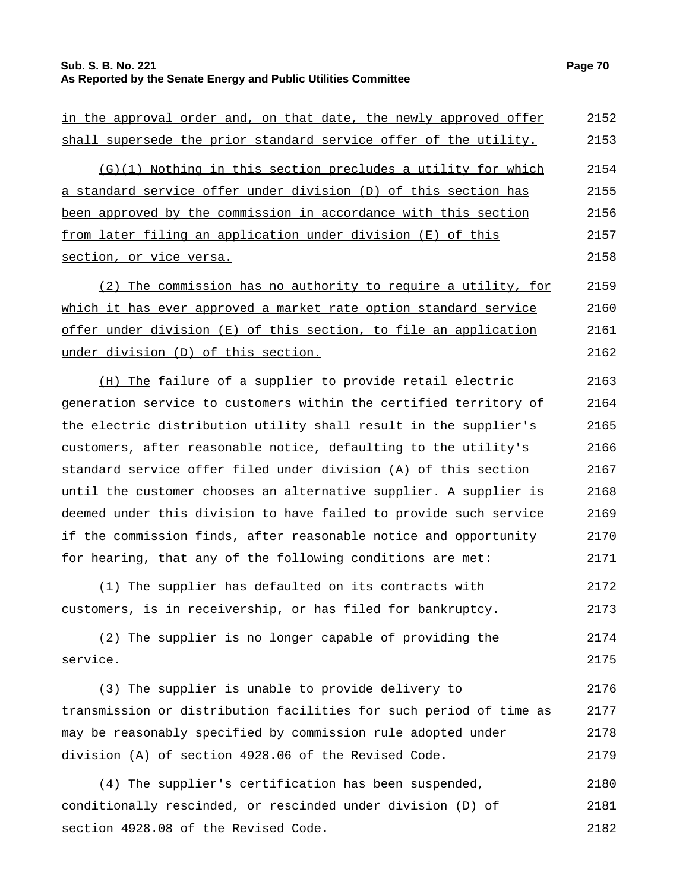in the approval order and, on that date, the newly approved offer shall supersede the prior standard service offer of the utility.

(G)(1) Nothing in this section precludes a utility for which a standard service offer under division (D) of this section has been approved by the commission in accordance with this section from later filing an application under division (E) of this section, or vice versa.

(2) The commission has no authority to require a utility, for which it has ever approved a market rate option standard service offer under division (E) of this section, to file an application under division (D) of this section.

(H) The failure of a supplier to provide retail electric generation service to customers within the certified territory of the electric distribution utility shall result in the supplier's customers, after reasonable notice, defaulting to the utility's standard service offer filed under division (A) of this section until the customer chooses an alternative supplier. A supplier is deemed under this division to have failed to provide such service if the commission finds, after reasonable notice and opportunity for hearing, that any of the following conditions are met:

(1) The supplier has defaulted on its contracts with customers, is in receivership, or has filed for bankruptcy.

(2) The supplier is no longer capable of providing the service.

(3) The supplier is unable to provide delivery to transmission or distribution facilities for such period of time as may be reasonably specified by commission rule adopted under division (A) of section 4928.06 of the Revised Code.

(4) The supplier's certification has been suspended, conditionally rescinded, or rescinded under division (D) of section 4928.08 of the Revised Code.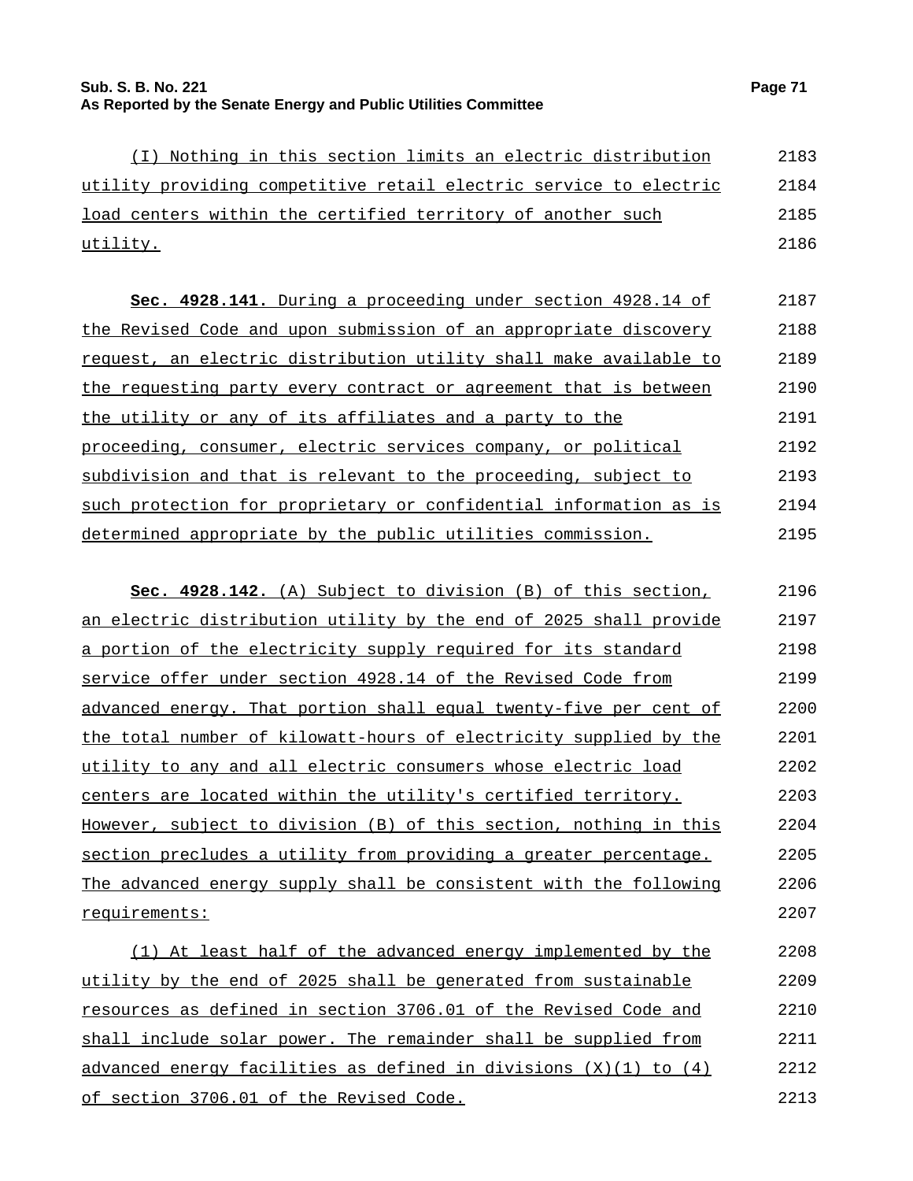(I) Nothing in this section limits an electric distribution utility providing competitive retail electric service to electric load centers within the certified territory of another such utility.

**Sec. 4928.141.** During a proceeding under section 4928.14 of the Revised Code and upon submission of an appropriate discovery request, an electric distribution utility shall make available to the requesting party every contract or agreement that is between the utility or any of its affiliates and a party to the proceeding, consumer, electric services company, or political subdivision and that is relevant to the proceeding, subject to such protection for proprietary or confidential information as is determined appropriate by the public utilities commission.

**Sec. 4928.142.** (A) Subject to division (B) of this section, an electric distribution utility by the end of 2025 shall provide a portion of the electricity supply required for its standard service offer under section 4928.14 of the Revised Code from advanced energy. That portion shall equal twenty-five per cent of the total number of kilowatt-hours of electricity supplied by the utility to any and all electric consumers whose electric load centers are located within the utility's certified territory. However, subject to division (B) of this section, nothing in this section precludes a utility from providing a greater percentage. The advanced energy supply shall be consistent with the following requirements:

(1) At least half of the advanced energy implemented by the utility by the end of 2025 shall be generated from sustainable resources as defined in section 3706.01 of the Revised Code and shall include solar power. The remainder shall be supplied from advanced energy facilities as defined in divisions (X)(1) to (4) of section 3706.01 of the Revised Code.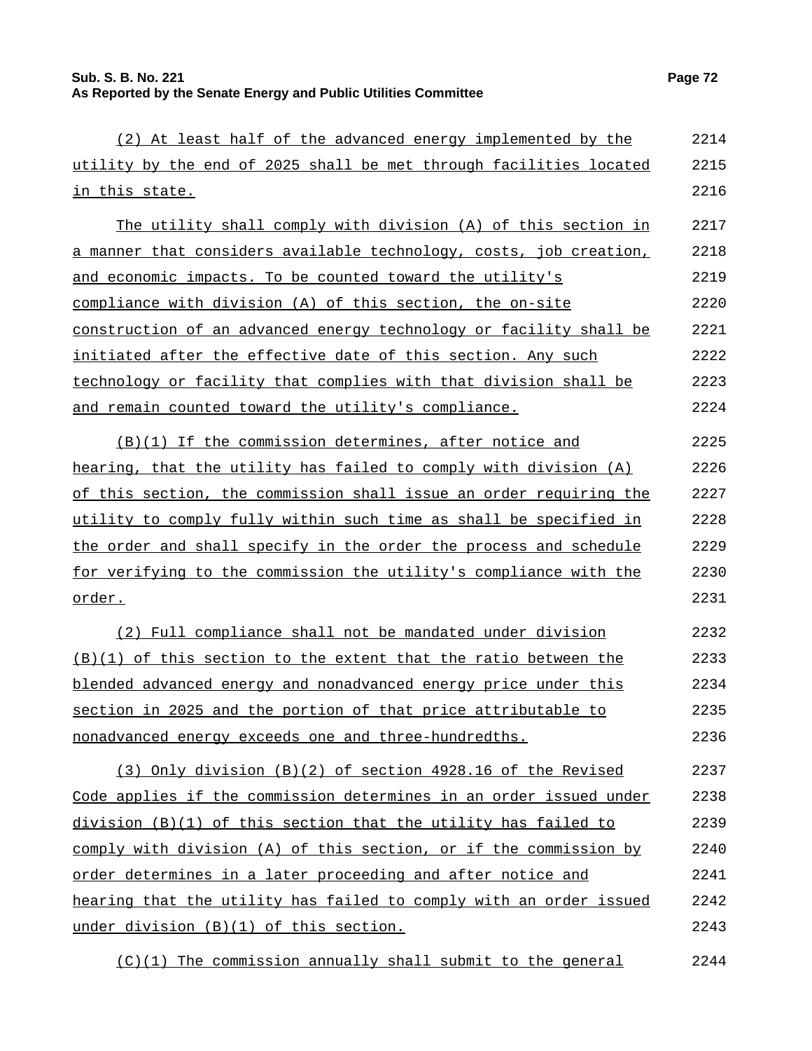(2) At least half of the advanced energy implemented by the utility by the end of 2025 shall be met through facilities located in this state.

The utility shall comply with division (A) of this section in a manner that considers available technology, costs, job creation, and economic impacts. To be counted toward the utility's compliance with division (A) of this section, the on-site construction of an advanced energy technology or facility shall be initiated after the effective date of this section. Any such technology or facility that complies with that division shall be and remain counted toward the utility's compliance.

(B)(1) If the commission determines, after notice and hearing, that the utility has failed to comply with division (A) of this section, the commission shall issue an order requiring the utility to comply fully within such time as shall be specified in the order and shall specify in the order the process and schedule for verifying to the commission the utility's compliance with the order.

(2) Full compliance shall not be mandated under division (B)(1) of this section to the extent that the ratio between the blended advanced energy and nonadvanced energy price under this section in 2025 and the portion of that price attributable to nonadvanced energy exceeds one and three-hundredths.

(3) Only division (B)(2) of section 4928.16 of the Revised Code applies if the commission determines in an order issued under division (B)(1) of this section that the utility has failed to comply with division (A) of this section, or if the commission by order determines in a later proceeding and after notice and hearing that the utility has failed to comply with an order issued under division (B)(1) of this section.

(C)(1) The commission annually shall submit to the general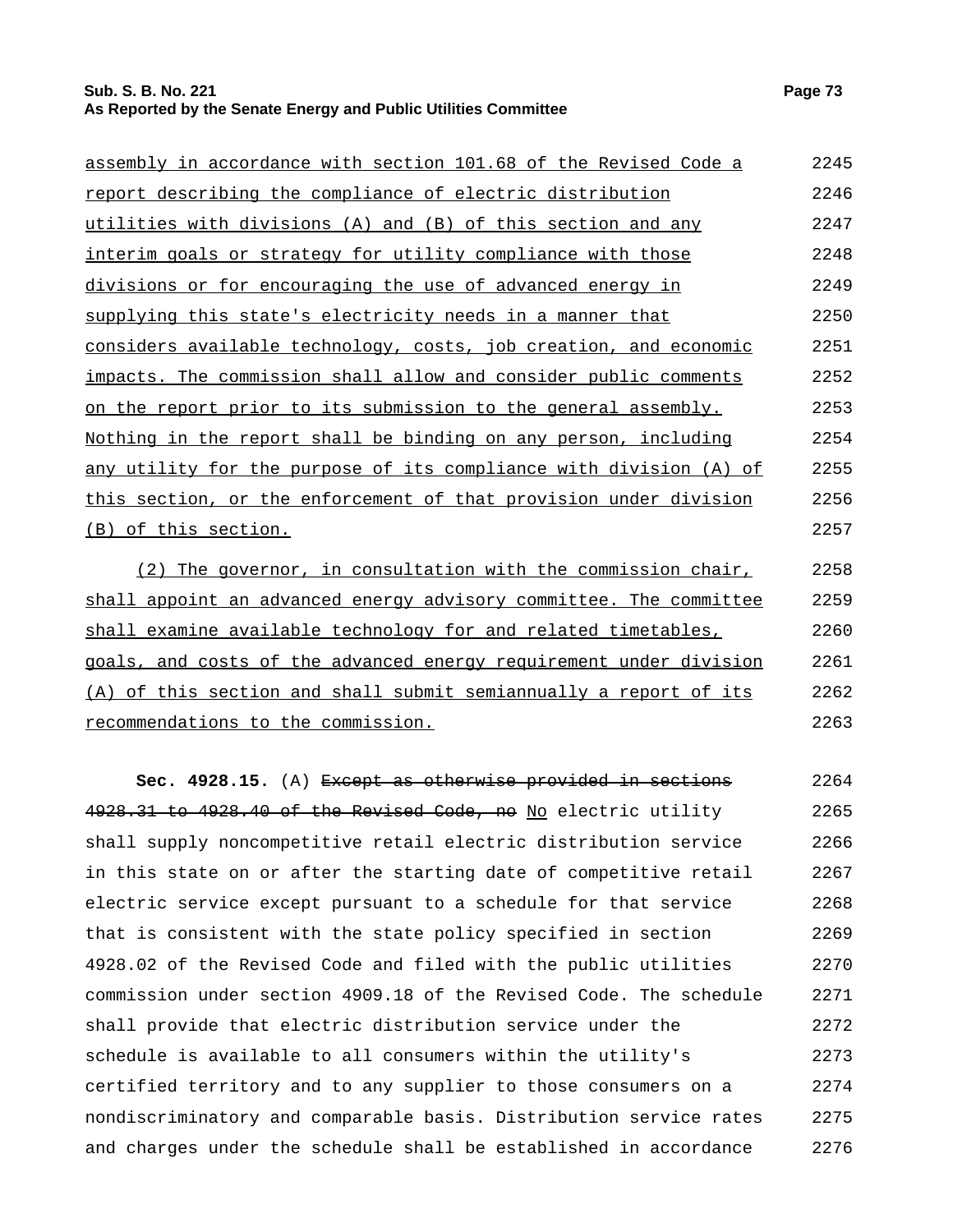assembly in accordance with section 101.68 of the Revised Code a report describing the compliance of electric distribution utilities with divisions (A) and (B) of this section and any interim goals or strategy for utility compliance with those divisions or for encouraging the use of advanced energy in supplying this state's electricity needs in a manner that considers available technology, costs, job creation, and economic impacts. The commission shall allow and consider public comments on the report prior to its submission to the general assembly. Nothing in the report shall be binding on any person, including any utility for the purpose of its compliance with division (A) of this section, or the enforcement of that provision under division (B) of this section.

(2) The governor, in consultation with the commission chair, shall appoint an advanced energy advisory committee. The committee shall examine available technology for and related timetables, goals, and costs of the advanced energy requirement under division (A) of this section and shall submit semiannually a report of its recommendations to the commission.

**Sec. 4928.15.** (A) ~~Except as otherwise provided in sections 4928.31 to 4928.40 of the Revised Code, no~~ No electric utility shall supply noncompetitive retail electric distribution service in this state on or after the starting date of competitive retail electric service except pursuant to a schedule for that service that is consistent with the state policy specified in section 4928.02 of the Revised Code and filed with the public utilities commission under section 4909.18 of the Revised Code. The schedule shall provide that electric distribution service under the schedule is available to all consumers within the utility's certified territory and to any supplier to those consumers on a nondiscriminatory and comparable basis. Distribution service rates and charges under the schedule shall be established in accordance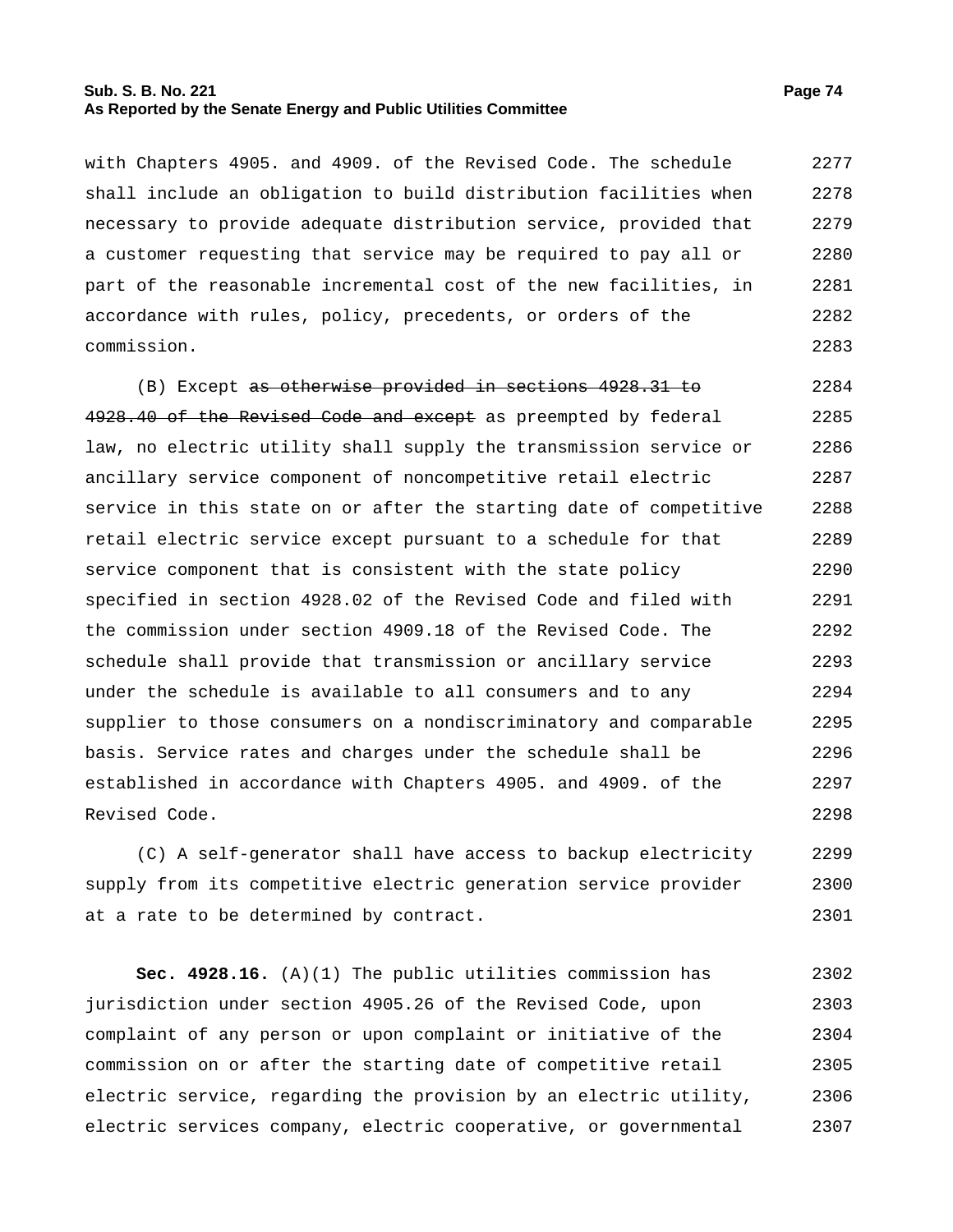with Chapters 4905. and 4909. of the Revised Code. The schedule shall include an obligation to build distribution facilities when necessary to provide adequate distribution service, provided that a customer requesting that service may be required to pay all or part of the reasonable incremental cost of the new facilities, in accordance with rules, policy, precedents, or orders of the commission.

(B) Except ~~as otherwise provided in sections 4928.31 to 4928.40 of the Revised Code and except~~ as preempted by federal law, no electric utility shall supply the transmission service or ancillary service component of noncompetitive retail electric service in this state on or after the starting date of competitive retail electric service except pursuant to a schedule for that service component that is consistent with the state policy specified in section 4928.02 of the Revised Code and filed with the commission under section 4909.18 of the Revised Code. The schedule shall provide that transmission or ancillary service under the schedule is available to all consumers and to any supplier to those consumers on a nondiscriminatory and comparable basis. Service rates and charges under the schedule shall be established in accordance with Chapters 4905. and 4909. of the Revised Code.

(C) A self-generator shall have access to backup electricity supply from its competitive electric generation service provider at a rate to be determined by contract.

**Sec. 4928.16.** (A)(1) The public utilities commission has jurisdiction under section 4905.26 of the Revised Code, upon complaint of any person or upon complaint or initiative of the commission on or after the starting date of competitive retail electric service, regarding the provision by an electric utility, electric services company, electric cooperative, or governmental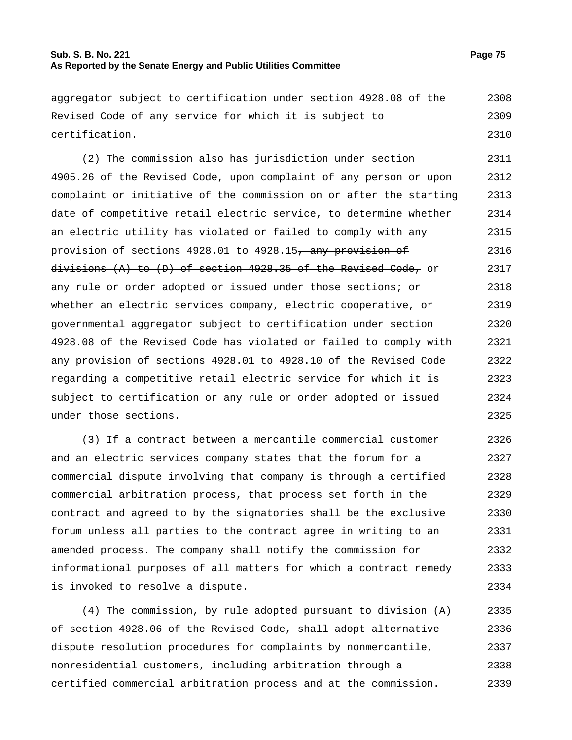aggregator subject to certification under section 4928.08 of the Revised Code of any service for which it is subject to certification.

(2) The commission also has jurisdiction under section 4905.26 of the Revised Code, upon complaint of any person or upon complaint or initiative of the commission on or after the starting date of competitive retail electric service, to determine whether an electric utility has violated or failed to comply with any provision of sections 4928.01 to 4928.15~~, any provision of divisions (A) to (D) of section 4928.35 of the Revised Code,~~ or any rule or order adopted or issued under those sections; or whether an electric services company, electric cooperative, or governmental aggregator subject to certification under section 4928.08 of the Revised Code has violated or failed to comply with any provision of sections 4928.01 to 4928.10 of the Revised Code regarding a competitive retail electric service for which it is subject to certification or any rule or order adopted or issued under those sections.

(3) If a contract between a mercantile commercial customer and an electric services company states that the forum for a commercial dispute involving that company is through a certified commercial arbitration process, that process set forth in the contract and agreed to by the signatories shall be the exclusive forum unless all parties to the contract agree in writing to an amended process. The company shall notify the commission for informational purposes of all matters for which a contract remedy is invoked to resolve a dispute.

(4) The commission, by rule adopted pursuant to division (A) of section 4928.06 of the Revised Code, shall adopt alternative dispute resolution procedures for complaints by nonmercantile, nonresidential customers, including arbitration through a certified commercial arbitration process and at the commission.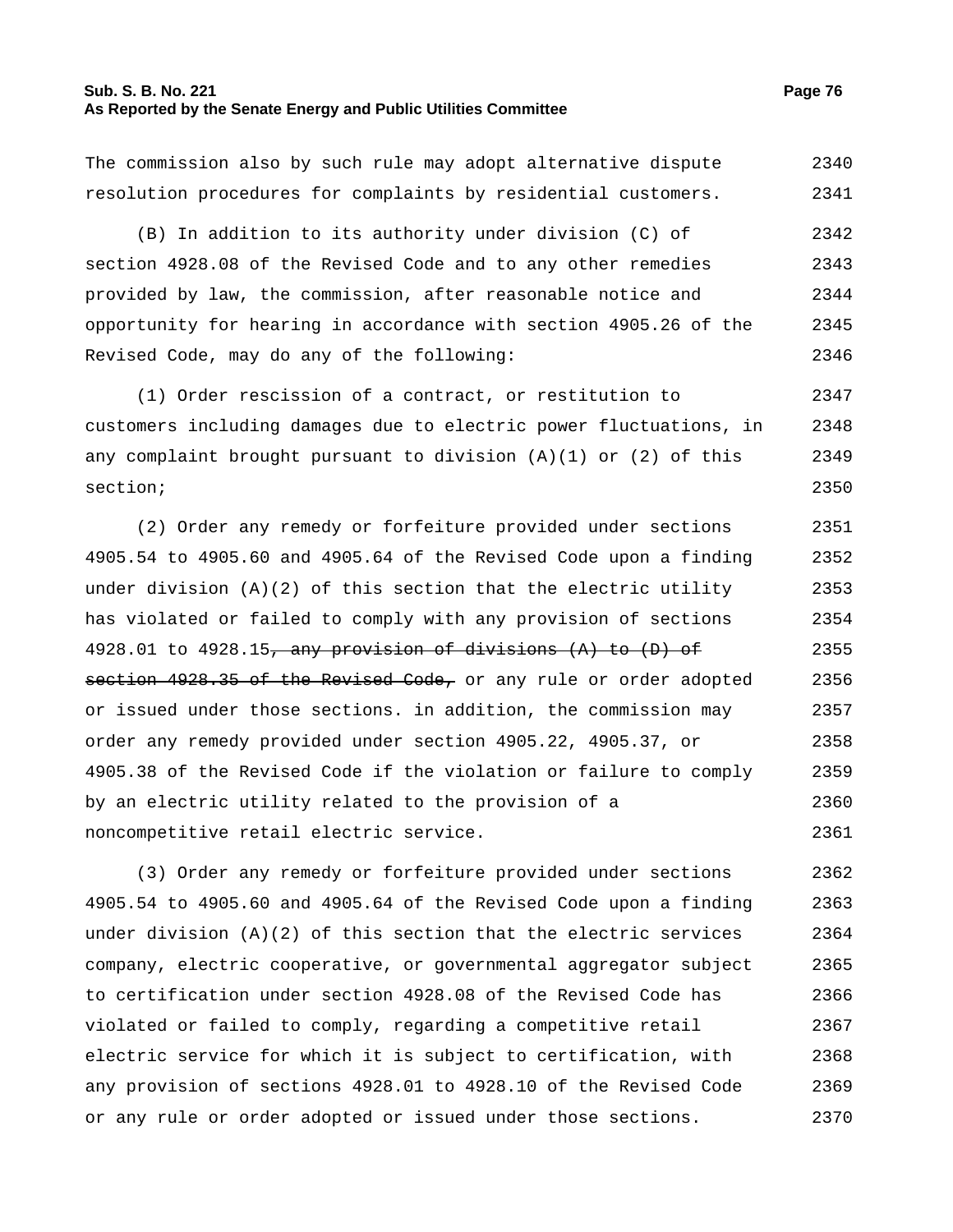The commission also by such rule may adopt alternative dispute resolution procedures for complaints by residential customers.

(B) In addition to its authority under division (C) of section 4928.08 of the Revised Code and to any other remedies provided by law, the commission, after reasonable notice and opportunity for hearing in accordance with section 4905.26 of the Revised Code, may do any of the following:

(1) Order rescission of a contract, or restitution to customers including damages due to electric power fluctuations, in any complaint brought pursuant to division (A)(1) or (2) of this section;

(2) Order any remedy or forfeiture provided under sections 4905.54 to 4905.60 and 4905.64 of the Revised Code upon a finding under division (A)(2) of this section that the electric utility has violated or failed to comply with any provision of sections 4928.01 to 4928.15~~, any provision of divisions (A) to (D) of section 4928.35 of the Revised Code,~~ or any rule or order adopted or issued under those sections. in addition, the commission may order any remedy provided under section 4905.22, 4905.37, or 4905.38 of the Revised Code if the violation or failure to comply by an electric utility related to the provision of a noncompetitive retail electric service.

(3) Order any remedy or forfeiture provided under sections 4905.54 to 4905.60 and 4905.64 of the Revised Code upon a finding under division (A)(2) of this section that the electric services company, electric cooperative, or governmental aggregator subject to certification under section 4928.08 of the Revised Code has violated or failed to comply, regarding a competitive retail electric service for which it is subject to certification, with any provision of sections 4928.01 to 4928.10 of the Revised Code or any rule or order adopted or issued under those sections.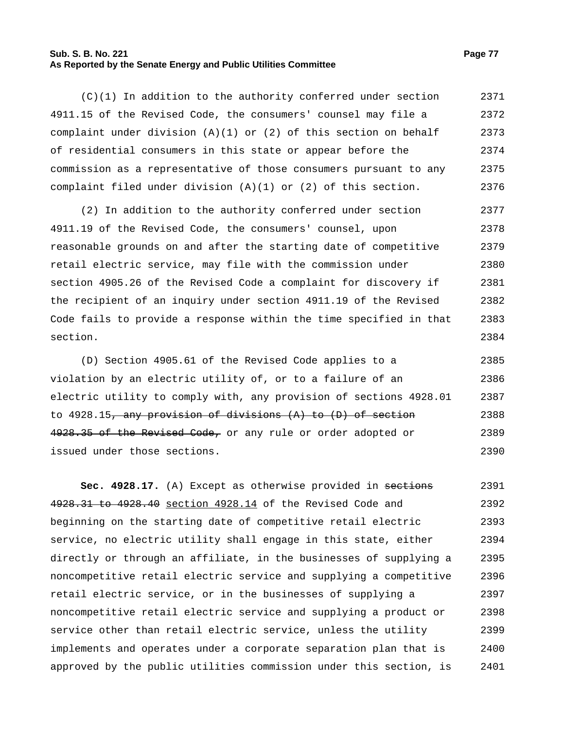(C)(1) In addition to the authority conferred under section 4911.15 of the Revised Code, the consumers' counsel may file a complaint under division (A)(1) or (2) of this section on behalf of residential consumers in this state or appear before the commission as a representative of those consumers pursuant to any complaint filed under division (A)(1) or (2) of this section.

(2) In addition to the authority conferred under section 4911.19 of the Revised Code, the consumers' counsel, upon reasonable grounds on and after the starting date of competitive retail electric service, may file with the commission under section 4905.26 of the Revised Code a complaint for discovery if the recipient of an inquiry under section 4911.19 of the Revised Code fails to provide a response within the time specified in that section.

(D) Section 4905.61 of the Revised Code applies to a violation by an electric utility of, or to a failure of an electric utility to comply with, any provision of sections 4928.01 to 4928.15~~, any provision of divisions (A) to (D) of section 4928.35 of the Revised Code,~~ or any rule or order adopted or issued under those sections.

**Sec. 4928.17.** (A) Except as otherwise provided in ~~sections 4928.31 to 4928.40~~ <u>section 4928.14</u> of the Revised Code and beginning on the starting date of competitive retail electric service, no electric utility shall engage in this state, either directly or through an affiliate, in the businesses of supplying a noncompetitive retail electric service and supplying a competitive retail electric service, or in the businesses of supplying a noncompetitive retail electric service and supplying a product or service other than retail electric service, unless the utility implements and operates under a corporate separation plan that is approved by the public utilities commission under this section, is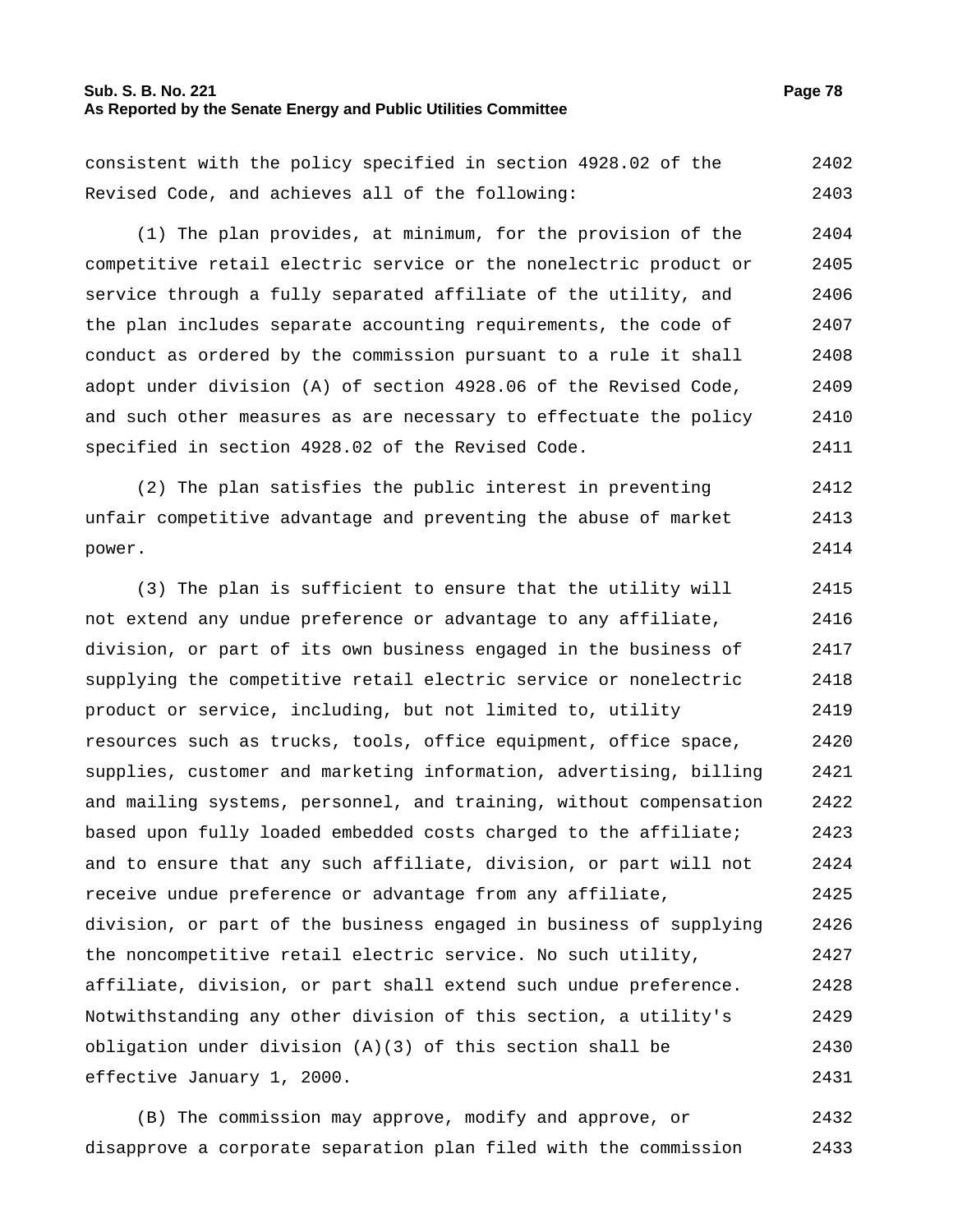consistent with the policy specified in section 4928.02 of the Revised Code, and achieves all of the following:

(1) The plan provides, at minimum, for the provision of the competitive retail electric service or the nonelectric product or service through a fully separated affiliate of the utility, and the plan includes separate accounting requirements, the code of conduct as ordered by the commission pursuant to a rule it shall adopt under division (A) of section 4928.06 of the Revised Code, and such other measures as are necessary to effectuate the policy specified in section 4928.02 of the Revised Code.

(2) The plan satisfies the public interest in preventing unfair competitive advantage and preventing the abuse of market power.

(3) The plan is sufficient to ensure that the utility will not extend any undue preference or advantage to any affiliate, division, or part of its own business engaged in the business of supplying the competitive retail electric service or nonelectric product or service, including, but not limited to, utility resources such as trucks, tools, office equipment, office space, supplies, customer and marketing information, advertising, billing and mailing systems, personnel, and training, without compensation based upon fully loaded embedded costs charged to the affiliate; and to ensure that any such affiliate, division, or part will not receive undue preference or advantage from any affiliate, division, or part of the business engaged in business of supplying the noncompetitive retail electric service. No such utility, affiliate, division, or part shall extend such undue preference. Notwithstanding any other division of this section, a utility's obligation under division (A)(3) of this section shall be effective January 1, 2000.

(B) The commission may approve, modify and approve, or disapprove a corporate separation plan filed with the commission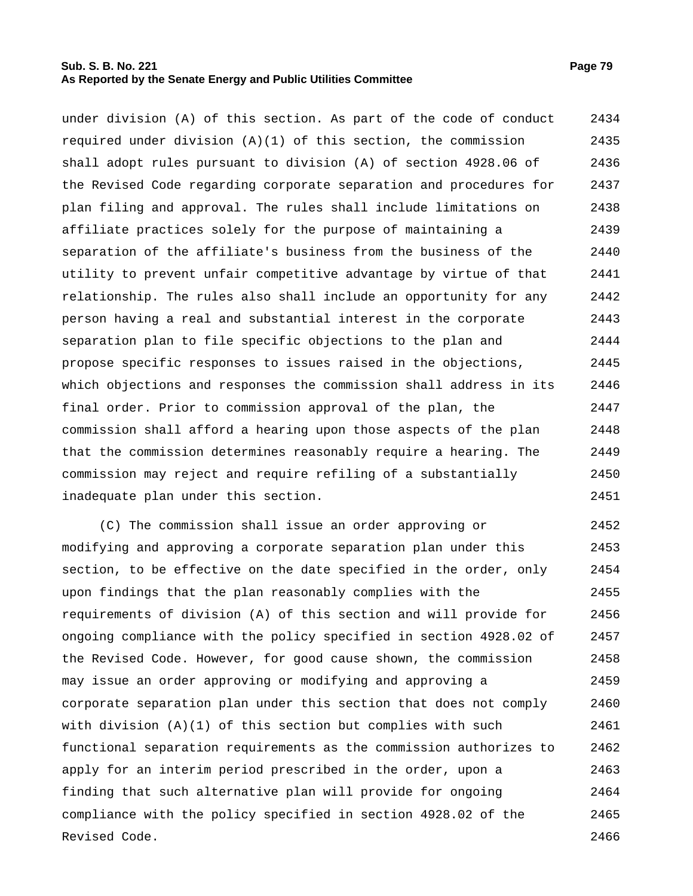under division (A) of this section. As part of the code of conduct required under division (A)(1) of this section, the commission shall adopt rules pursuant to division (A) of section 4928.06 of the Revised Code regarding corporate separation and procedures for plan filing and approval. The rules shall include limitations on affiliate practices solely for the purpose of maintaining a separation of the affiliate's business from the business of the utility to prevent unfair competitive advantage by virtue of that relationship. The rules also shall include an opportunity for any person having a real and substantial interest in the corporate separation plan to file specific objections to the plan and propose specific responses to issues raised in the objections, which objections and responses the commission shall address in its final order. Prior to commission approval of the plan, the commission shall afford a hearing upon those aspects of the plan that the commission determines reasonably require a hearing. The commission may reject and require refiling of a substantially inadequate plan under this section.

(C) The commission shall issue an order approving or modifying and approving a corporate separation plan under this section, to be effective on the date specified in the order, only upon findings that the plan reasonably complies with the requirements of division (A) of this section and will provide for ongoing compliance with the policy specified in section 4928.02 of the Revised Code. However, for good cause shown, the commission may issue an order approving or modifying and approving a corporate separation plan under this section that does not comply with division (A)(1) of this section but complies with such functional separation requirements as the commission authorizes to apply for an interim period prescribed in the order, upon a finding that such alternative plan will provide for ongoing compliance with the policy specified in section 4928.02 of the Revised Code.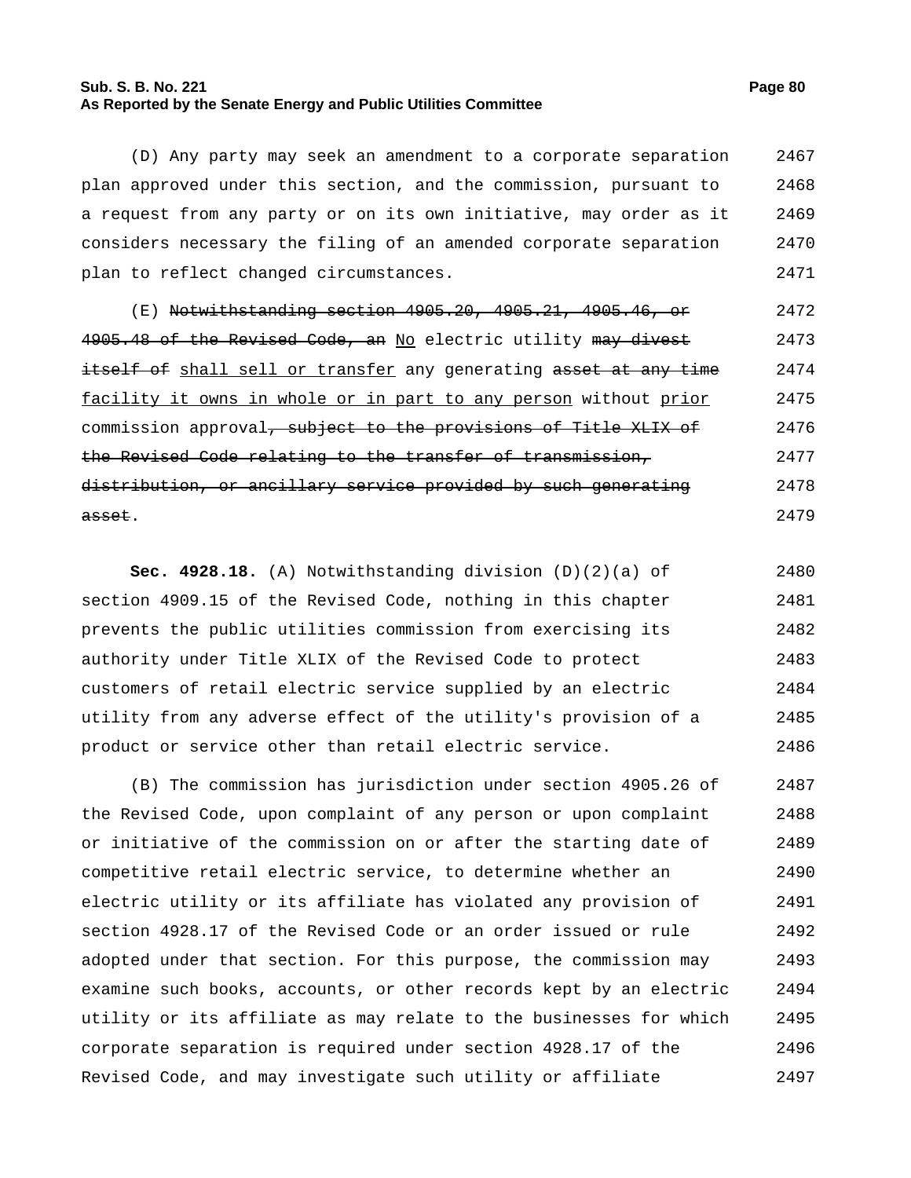(D) Any party may seek an amendment to a corporate separation plan approved under this section, and the commission, pursuant to a request from any party or on its own initiative, may order as it considers necessary the filing of an amended corporate separation plan to reflect changed circumstances.

(E) ~~Notwithstanding section 4905.20, 4905.21, 4905.46, or 4905.48 of the Revised Code, an~~ No electric utility ~~may divest itself of~~ shall sell or transfer any generating ~~asset at any time~~ facility it owns in whole or in part to any person without prior commission approval~~, subject to the provisions of Title XLIX of the Revised Code relating to the transfer of transmission, distribution, or ancillary service provided by such generating asset~~.

**Sec. 4928.18.** (A) Notwithstanding division (D)(2)(a) of section 4909.15 of the Revised Code, nothing in this chapter prevents the public utilities commission from exercising its authority under Title XLIX of the Revised Code to protect customers of retail electric service supplied by an electric utility from any adverse effect of the utility's provision of a product or service other than retail electric service.

(B) The commission has jurisdiction under section 4905.26 of the Revised Code, upon complaint of any person or upon complaint or initiative of the commission on or after the starting date of competitive retail electric service, to determine whether an electric utility or its affiliate has violated any provision of section 4928.17 of the Revised Code or an order issued or rule adopted under that section. For this purpose, the commission may examine such books, accounts, or other records kept by an electric utility or its affiliate as may relate to the businesses for which corporate separation is required under section 4928.17 of the Revised Code, and may investigate such utility or affiliate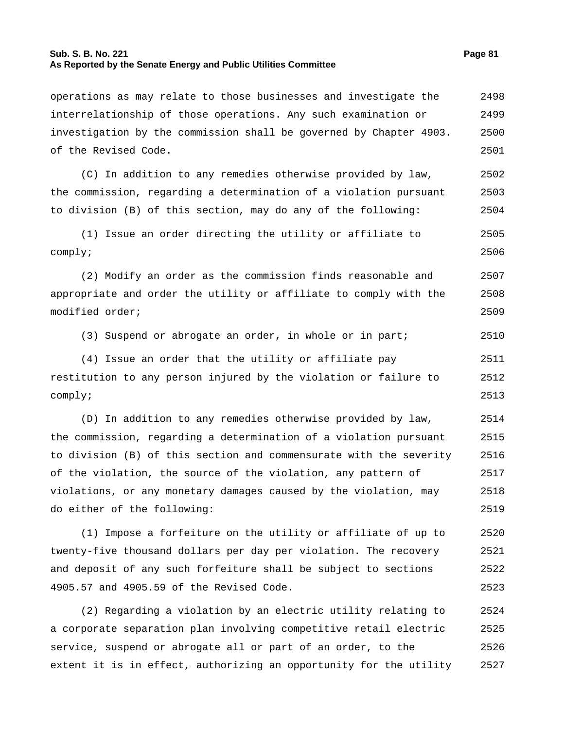operations as may relate to those businesses and investigate the interrelationship of those operations. Any such examination or investigation by the commission shall be governed by Chapter 4903. of the Revised Code.

(C) In addition to any remedies otherwise provided by law, the commission, regarding a determination of a violation pursuant to division (B) of this section, may do any of the following:

(1) Issue an order directing the utility or affiliate to comply;

(2) Modify an order as the commission finds reasonable and appropriate and order the utility or affiliate to comply with the modified order;

(3) Suspend or abrogate an order, in whole or in part;

(4) Issue an order that the utility or affiliate pay restitution to any person injured by the violation or failure to comply;

(D) In addition to any remedies otherwise provided by law, the commission, regarding a determination of a violation pursuant to division (B) of this section and commensurate with the severity of the violation, the source of the violation, any pattern of violations, or any monetary damages caused by the violation, may do either of the following:

(1) Impose a forfeiture on the utility or affiliate of up to twenty-five thousand dollars per day per violation. The recovery and deposit of any such forfeiture shall be subject to sections 4905.57 and 4905.59 of the Revised Code.

(2) Regarding a violation by an electric utility relating to a corporate separation plan involving competitive retail electric service, suspend or abrogate all or part of an order, to the extent it is in effect, authorizing an opportunity for the utility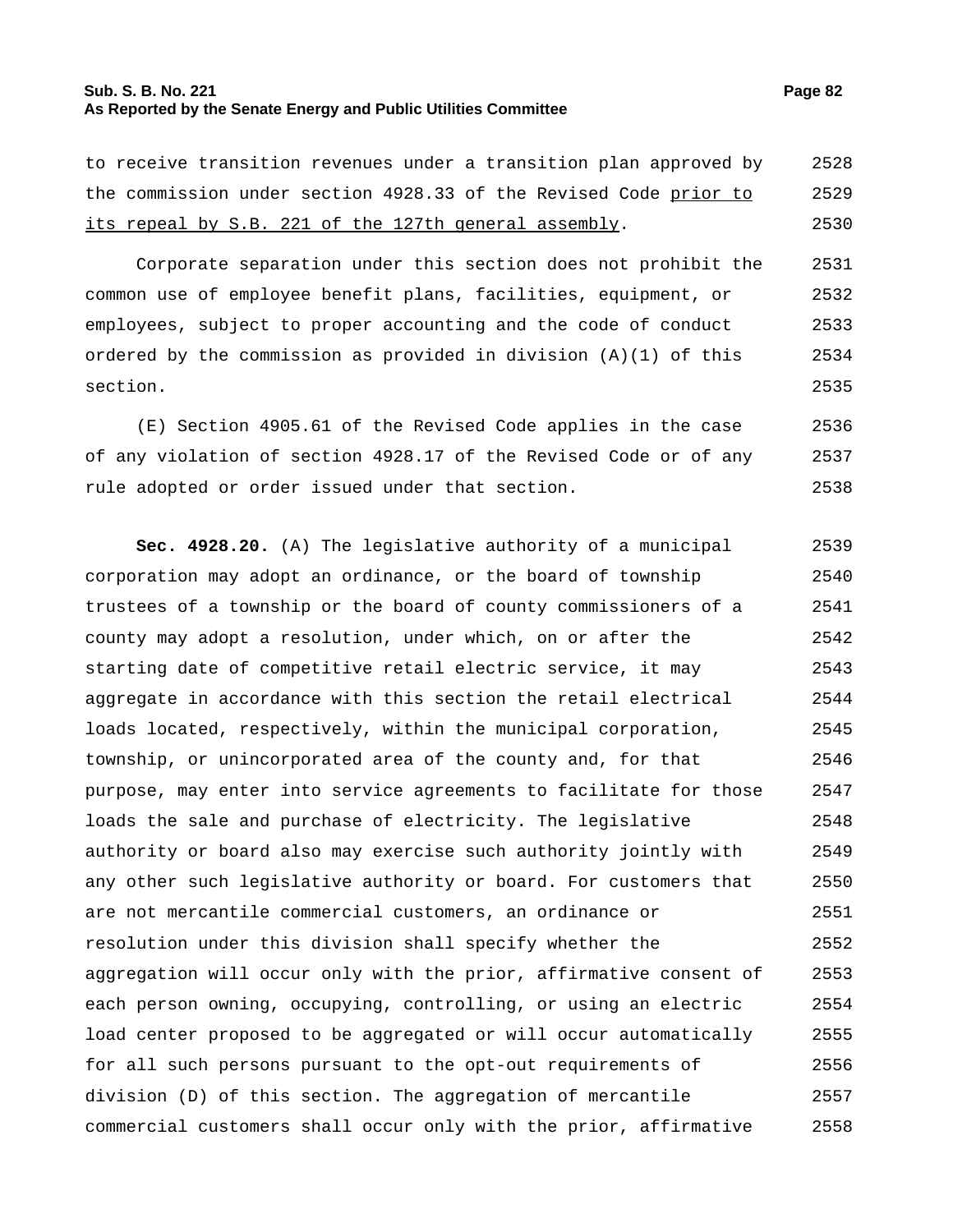to receive transition revenues under a transition plan approved by the commission under section 4928.33 of the Revised Code <u>prior to its repeal by S.B. 221 of the 127th general assembly</u>.

Corporate separation under this section does not prohibit the common use of employee benefit plans, facilities, equipment, or employees, subject to proper accounting and the code of conduct ordered by the commission as provided in division (A)(1) of this section.

(E) Section 4905.61 of the Revised Code applies in the case of any violation of section 4928.17 of the Revised Code or of any rule adopted or order issued under that section.

**Sec. 4928.20.** (A) The legislative authority of a municipal corporation may adopt an ordinance, or the board of township trustees of a township or the board of county commissioners of a county may adopt a resolution, under which, on or after the starting date of competitive retail electric service, it may aggregate in accordance with this section the retail electrical loads located, respectively, within the municipal corporation, township, or unincorporated area of the county and, for that purpose, may enter into service agreements to facilitate for those loads the sale and purchase of electricity. The legislative authority or board also may exercise such authority jointly with any other such legislative authority or board. For customers that are not mercantile commercial customers, an ordinance or resolution under this division shall specify whether the aggregation will occur only with the prior, affirmative consent of each person owning, occupying, controlling, or using an electric load center proposed to be aggregated or will occur automatically for all such persons pursuant to the opt-out requirements of division (D) of this section. The aggregation of mercantile commercial customers shall occur only with the prior, affirmative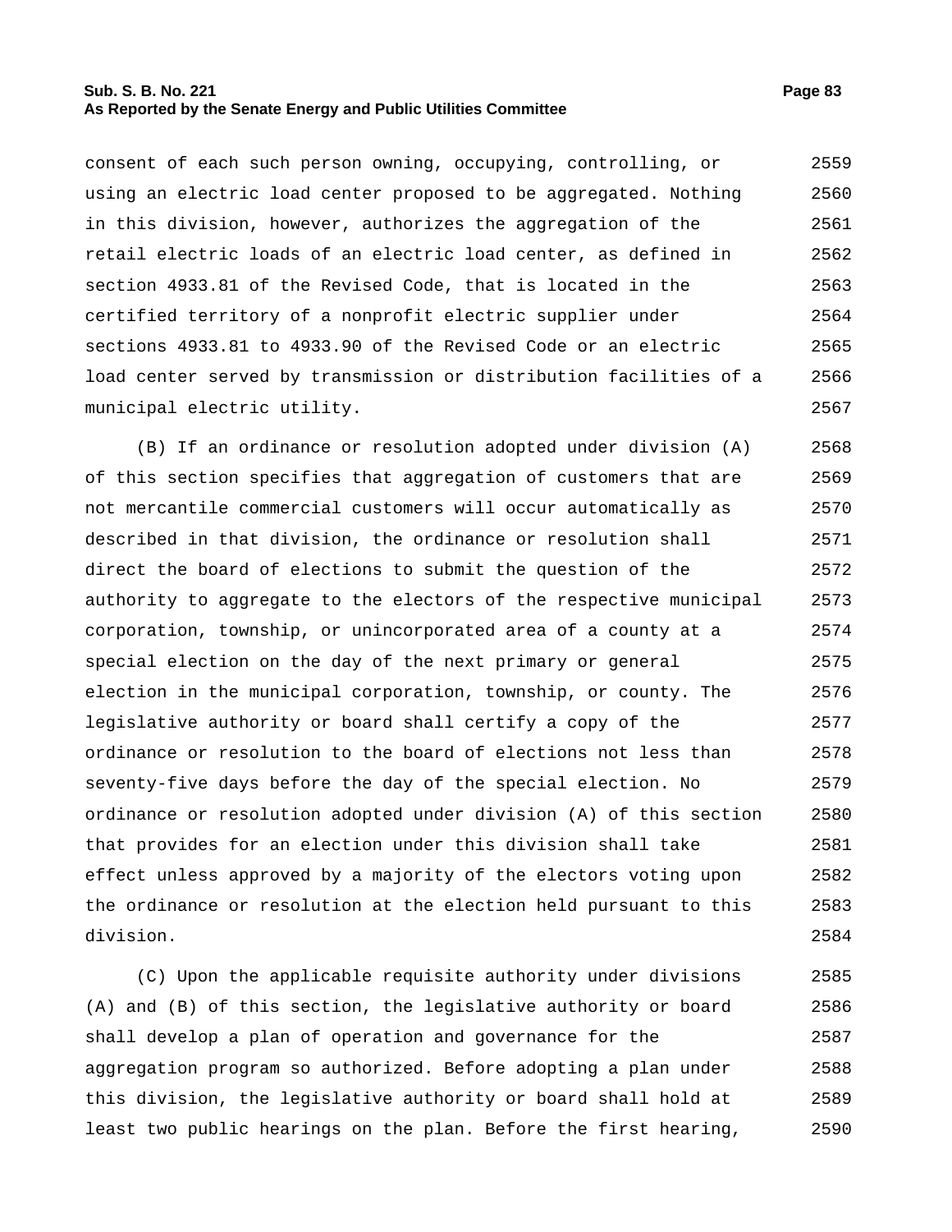consent of each such person owning, occupying, controlling, or using an electric load center proposed to be aggregated. Nothing in this division, however, authorizes the aggregation of the retail electric loads of an electric load center, as defined in section 4933.81 of the Revised Code, that is located in the certified territory of a nonprofit electric supplier under sections 4933.81 to 4933.90 of the Revised Code or an electric load center served by transmission or distribution facilities of a municipal electric utility.

(B) If an ordinance or resolution adopted under division (A) of this section specifies that aggregation of customers that are not mercantile commercial customers will occur automatically as described in that division, the ordinance or resolution shall direct the board of elections to submit the question of the authority to aggregate to the electors of the respective municipal corporation, township, or unincorporated area of a county at a special election on the day of the next primary or general election in the municipal corporation, township, or county. The legislative authority or board shall certify a copy of the ordinance or resolution to the board of elections not less than seventy-five days before the day of the special election. No ordinance or resolution adopted under division (A) of this section that provides for an election under this division shall take effect unless approved by a majority of the electors voting upon the ordinance or resolution at the election held pursuant to this division.

(C) Upon the applicable requisite authority under divisions (A) and (B) of this section, the legislative authority or board shall develop a plan of operation and governance for the aggregation program so authorized. Before adopting a plan under this division, the legislative authority or board shall hold at least two public hearings on the plan. Before the first hearing,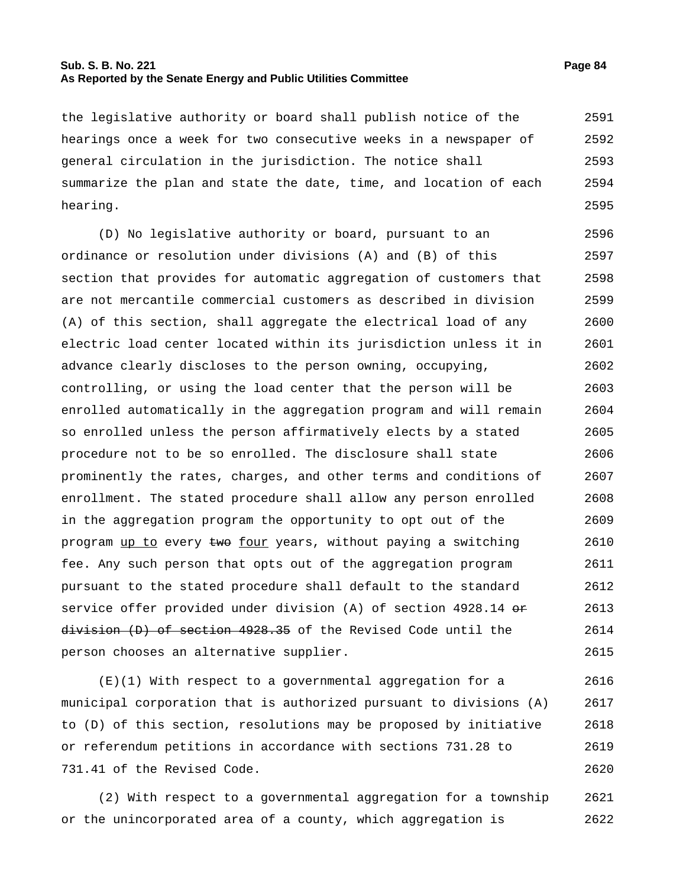the legislative authority or board shall publish notice of the hearings once a week for two consecutive weeks in a newspaper of general circulation in the jurisdiction. The notice shall summarize the plan and state the date, time, and location of each hearing.

(D) No legislative authority or board, pursuant to an ordinance or resolution under divisions (A) and (B) of this section that provides for automatic aggregation of customers that are not mercantile commercial customers as described in division (A) of this section, shall aggregate the electrical load of any electric load center located within its jurisdiction unless it in advance clearly discloses to the person owning, occupying, controlling, or using the load center that the person will be enrolled automatically in the aggregation program and will remain so enrolled unless the person affirmatively elects by a stated procedure not to be so enrolled. The disclosure shall state prominently the rates, charges, and other terms and conditions of enrollment. The stated procedure shall allow any person enrolled in the aggregation program the opportunity to opt out of the program <u>up to</u> every ~~two~~ <u>four</u> years, without paying a switching fee. Any such person that opts out of the aggregation program pursuant to the stated procedure shall default to the standard service offer provided under division (A) of section 4928.14 ~~or division (D) of section 4928.35~~ of the Revised Code until the person chooses an alternative supplier.

(E)(1) With respect to a governmental aggregation for a municipal corporation that is authorized pursuant to divisions (A) to (D) of this section, resolutions may be proposed by initiative or referendum petitions in accordance with sections 731.28 to 731.41 of the Revised Code.

(2) With respect to a governmental aggregation for a township or the unincorporated area of a county, which aggregation is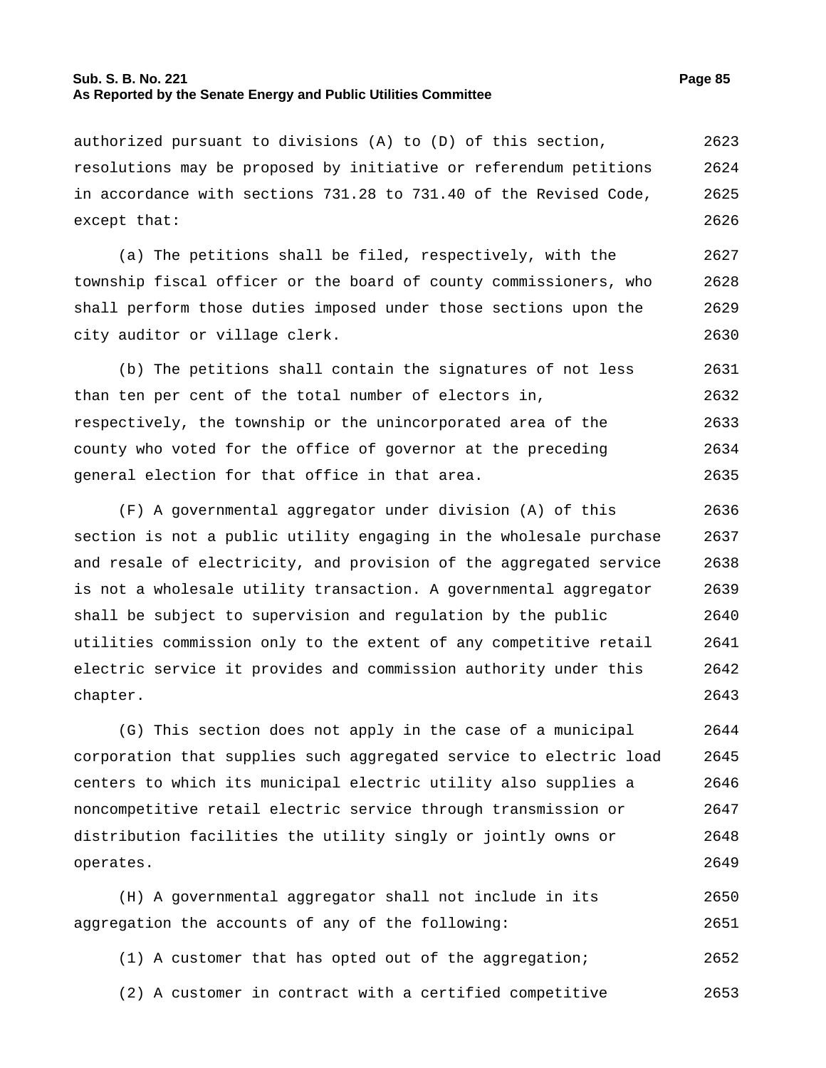authorized pursuant to divisions (A) to (D) of this section, resolutions may be proposed by initiative or referendum petitions in accordance with sections 731.28 to 731.40 of the Revised Code, except that:

(a) The petitions shall be filed, respectively, with the township fiscal officer or the board of county commissioners, who shall perform those duties imposed under those sections upon the city auditor or village clerk.

(b) The petitions shall contain the signatures of not less than ten per cent of the total number of electors in, respectively, the township or the unincorporated area of the county who voted for the office of governor at the preceding general election for that office in that area.

(F) A governmental aggregator under division (A) of this section is not a public utility engaging in the wholesale purchase and resale of electricity, and provision of the aggregated service is not a wholesale utility transaction. A governmental aggregator shall be subject to supervision and regulation by the public utilities commission only to the extent of any competitive retail electric service it provides and commission authority under this chapter.

(G) This section does not apply in the case of a municipal corporation that supplies such aggregated service to electric load centers to which its municipal electric utility also supplies a noncompetitive retail electric service through transmission or distribution facilities the utility singly or jointly owns or operates.

(H) A governmental aggregator shall not include in its aggregation the accounts of any of the following:

(1) A customer that has opted out of the aggregation;

(2) A customer in contract with a certified competitive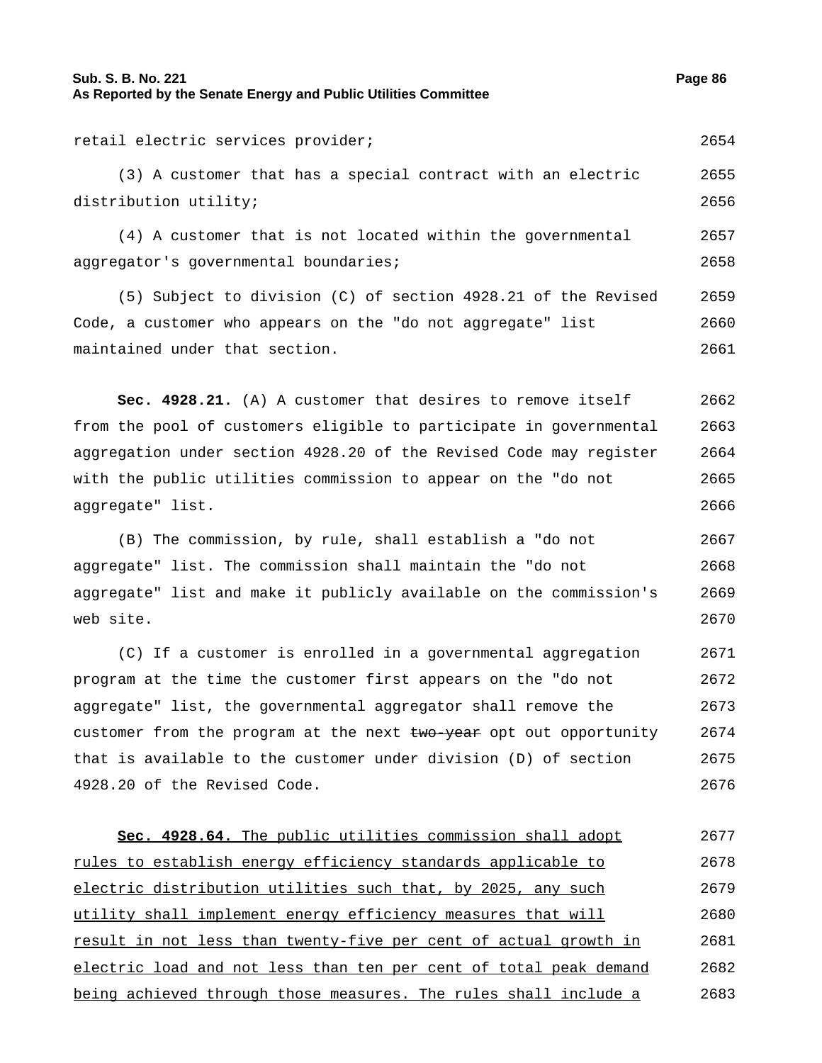retail electric services provider;

(3) A customer that has a special contract with an electric distribution utility;

(4) A customer that is not located within the governmental aggregator's governmental boundaries;

(5) Subject to division (C) of section 4928.21 of the Revised Code, a customer who appears on the "do not aggregate" list maintained under that section.

**Sec. 4928.21.** (A) A customer that desires to remove itself from the pool of customers eligible to participate in governmental aggregation under section 4928.20 of the Revised Code may register with the public utilities commission to appear on the "do not aggregate" list.

(B) The commission, by rule, shall establish a "do not aggregate" list. The commission shall maintain the "do not aggregate" list and make it publicly available on the commission's web site.

(C) If a customer is enrolled in a governmental aggregation program at the time the customer first appears on the "do not aggregate" list, the governmental aggregator shall remove the customer from the program at the next ~~two-year~~ opt out opportunity that is available to the customer under division (D) of section 4928.20 of the Revised Code.

<u>**Sec. 4928.64.** The public utilities commission shall adopt rules to establish energy efficiency standards applicable to electric distribution utilities such that, by 2025, any such utility shall implement energy efficiency measures that will result in not less than twenty-five per cent of actual growth in electric load and not less than ten per cent of total peak demand being achieved through those measures. The rules shall include a</u>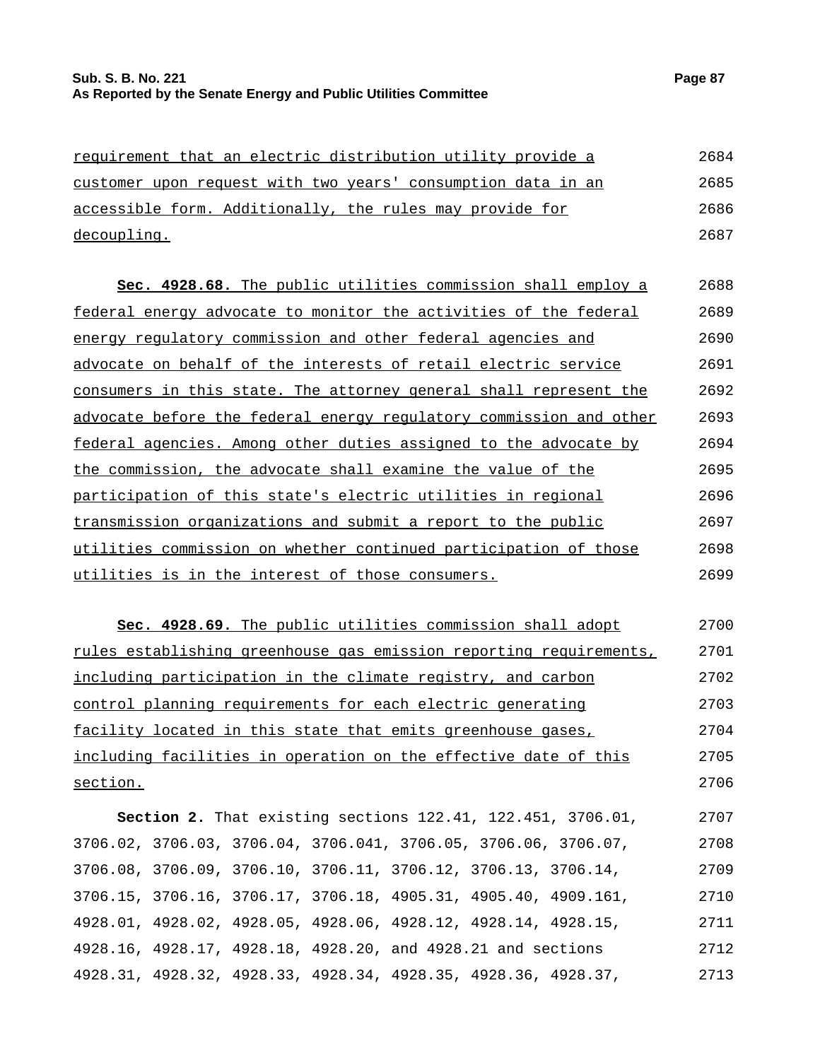requirement that an electric distribution utility provide a customer upon request with two years' consumption data in an accessible form. Additionally, the rules may provide for decoupling.

**Sec. 4928.68.** The public utilities commission shall employ a federal energy advocate to monitor the activities of the federal energy regulatory commission and other federal agencies and advocate on behalf of the interests of retail electric service consumers in this state. The attorney general shall represent the advocate before the federal energy regulatory commission and other federal agencies. Among other duties assigned to the advocate by the commission, the advocate shall examine the value of the participation of this state's electric utilities in regional transmission organizations and submit a report to the public utilities commission on whether continued participation of those utilities is in the interest of those consumers.

**Sec. 4928.69.** The public utilities commission shall adopt rules establishing greenhouse gas emission reporting requirements, including participation in the climate registry, and carbon control planning requirements for each electric generating facility located in this state that emits greenhouse gases, including facilities in operation on the effective date of this section.

**Section 2.** That existing sections 122.41, 122.451, 3706.01, 3706.02, 3706.03, 3706.04, 3706.041, 3706.05, 3706.06, 3706.07, 3706.08, 3706.09, 3706.10, 3706.11, 3706.12, 3706.13, 3706.14, 3706.15, 3706.16, 3706.17, 3706.18, 4905.31, 4905.40, 4909.161, 4928.01, 4928.02, 4928.05, 4928.06, 4928.12, 4928.14, 4928.15, 4928.16, 4928.17, 4928.18, 4928.20, and 4928.21 and sections 4928.31, 4928.32, 4928.33, 4928.34, 4928.35, 4928.36, 4928.37,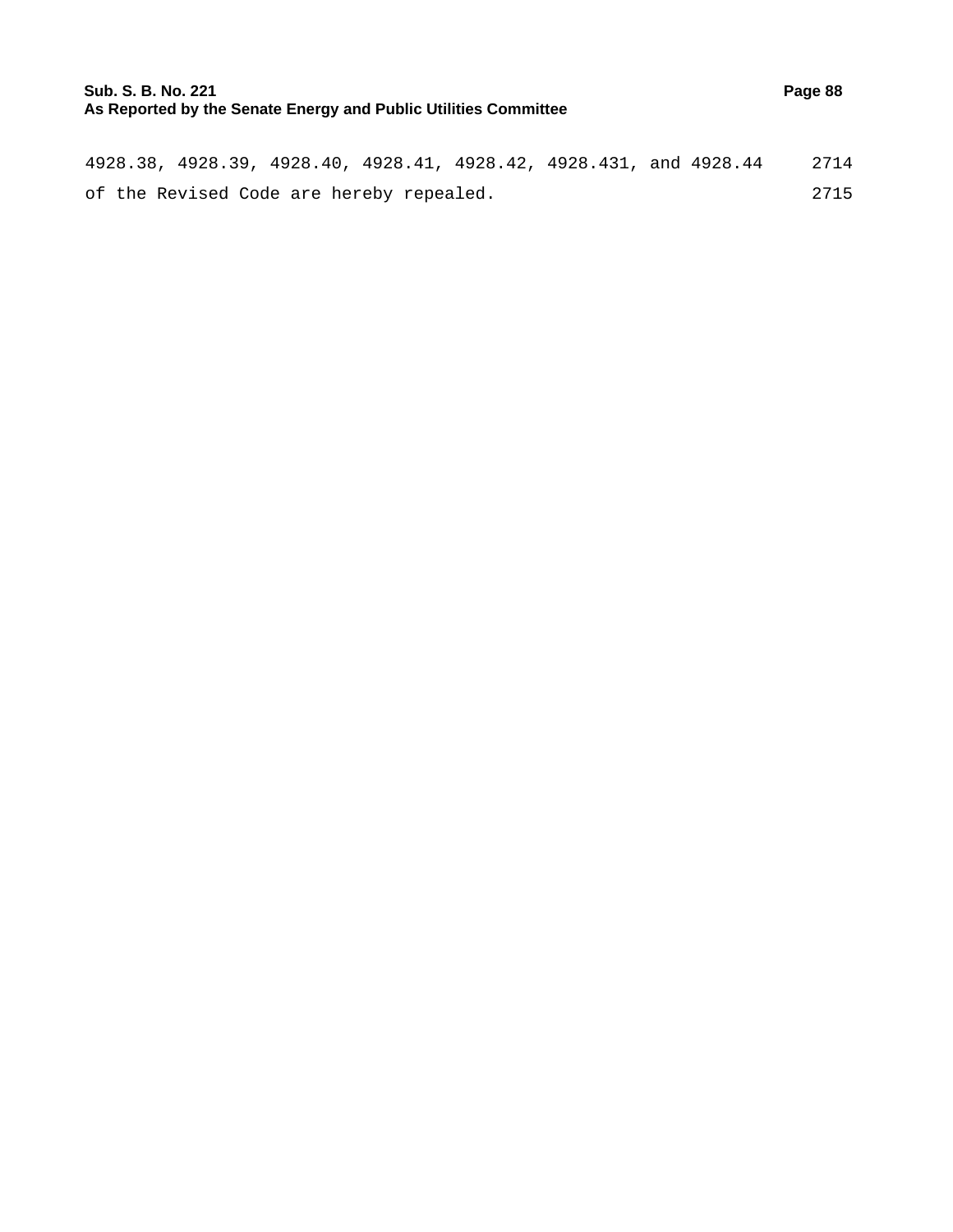4928.38, 4928.39, 4928.40, 4928.41, 4928.42, 4928.431, and 4928.44 of the Revised Code are hereby repealed.